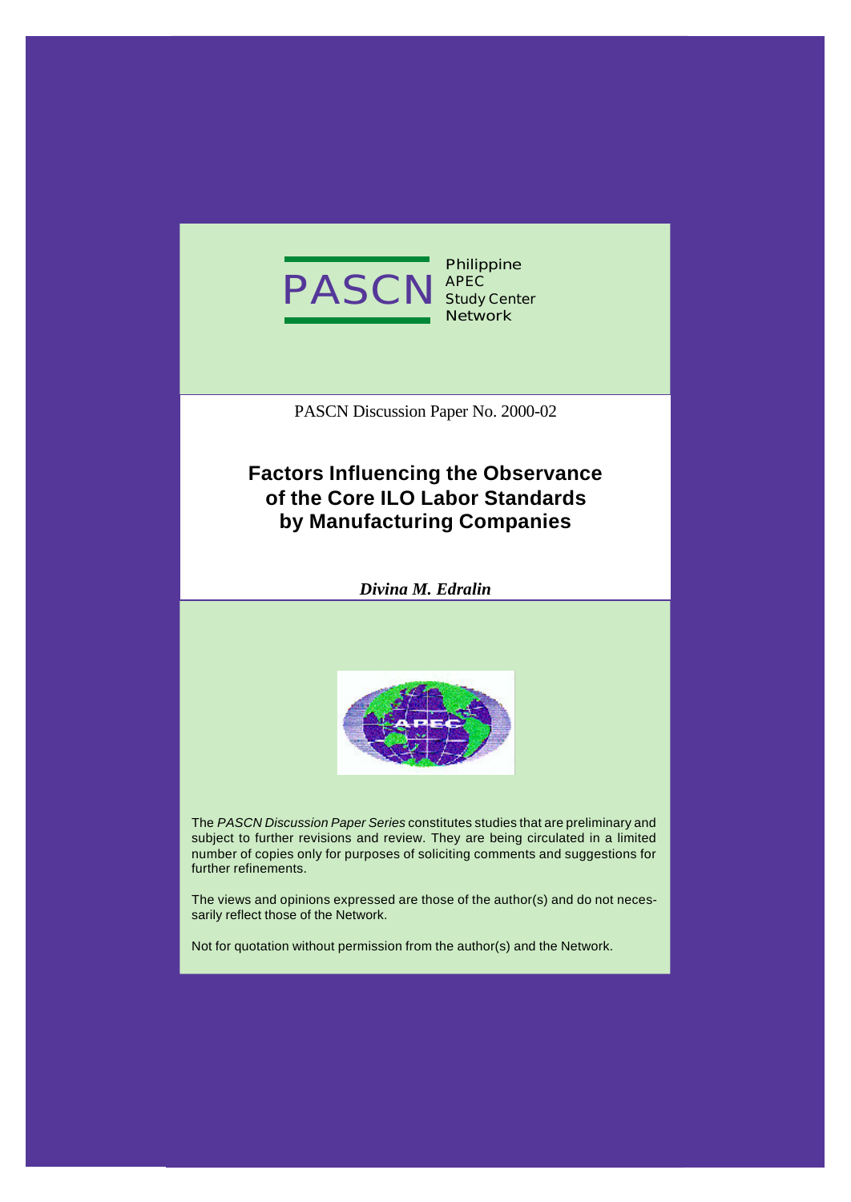PASCN Philippine APEC Study Center Network

PASCN Discussion Paper No. 2000-02

# Factors Influencing the Observance of the Core ILO Labor Standards by Manufacturing Companies

***Divina M. Edralin***

The *PASCN Discussion Paper Series* constitutes studies that are preliminary and subject to further revisions and review. They are being circulated in a limited number of copies only for purposes of soliciting comments and suggestions for further refinements.

The views and opinions expressed are those of the author(s) and do not necessarily reflect those of the Network.

Not for quotation without permission from the author(s) and the Network.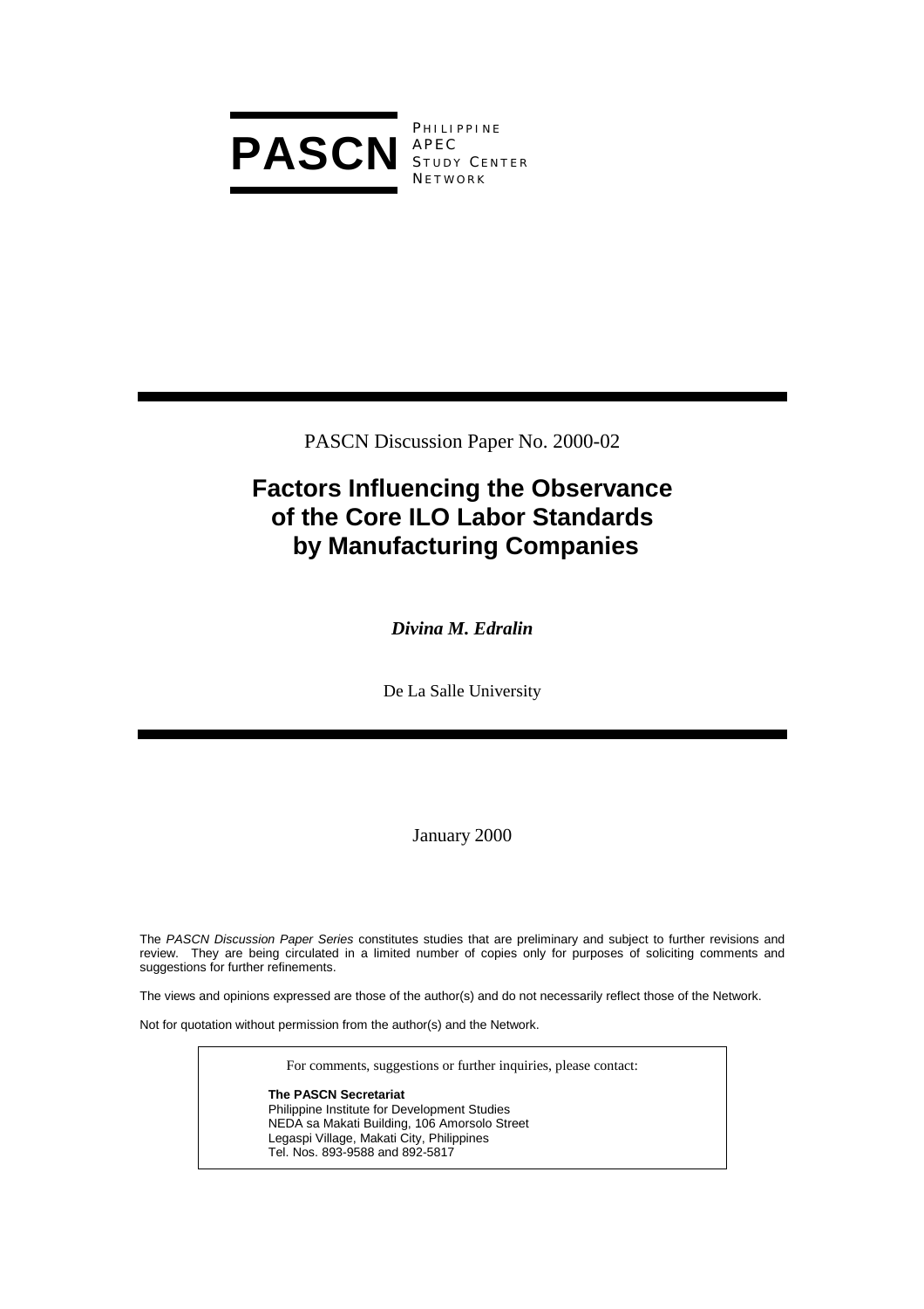**PASCN** PHILIPPINE APEC STUDY CENTER NETWORK

PASCN Discussion Paper No. 2000-02

# Factors Influencing the Observance of the Core ILO Labor Standards by Manufacturing Companies

***Divina M. Edralin***

De La Salle University

January 2000

The *PASCN Discussion Paper Series* constitutes studies that are preliminary and subject to further revisions and review. They are being circulated in a limited number of copies only for purposes of soliciting comments and suggestions for further refinements.

The views and opinions expressed are those of the author(s) and do not necessarily reflect those of the Network.

Not for quotation without permission from the author(s) and the Network.

For comments, suggestions or further inquiries, please contact:

**The PASCN Secretariat**
Philippine Institute for Development Studies
NEDA sa Makati Building, 106 Amorsolo Street
Legaspi Village, Makati City, Philippines
Tel. Nos. 893-9588 and 892-5817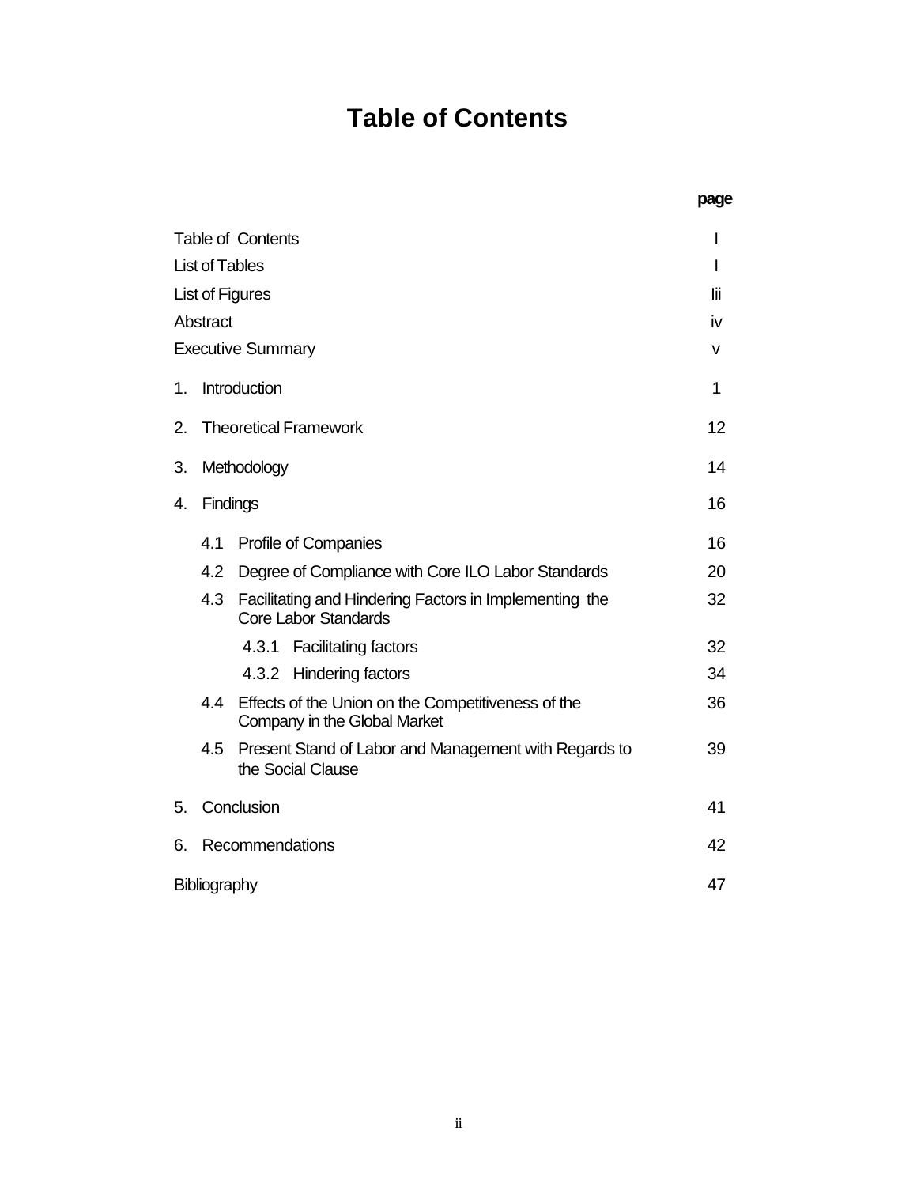# Table of Contents

| | page |
|---|---|
| Table of Contents | I |
| List of Tables | I |
| List of Figures | Iii |
| Abstract | iv |
| Executive Summary | v |
| 1. Introduction | 1 |
| 2. Theoretical Framework | 12 |
| 3. Methodology | 14 |
| 4. Findings | 16 |
| 4.1 Profile of Companies | 16 |
| 4.2 Degree of Compliance with Core ILO Labor Standards | 20 |
| 4.3 Facilitating and Hindering Factors in Implementing the Core Labor Standards | 32 |
| 4.3.1 Facilitating factors | 32 |
| 4.3.2 Hindering factors | 34 |
| 4.4 Effects of the Union on the Competitiveness of the Company in the Global Market | 36 |
| 4.5 Present Stand of Labor and Management with Regards to the Social Clause | 39 |
| 5. Conclusion | 41 |
| 6. Recommendations | 42 |
| Bibliography | 47 |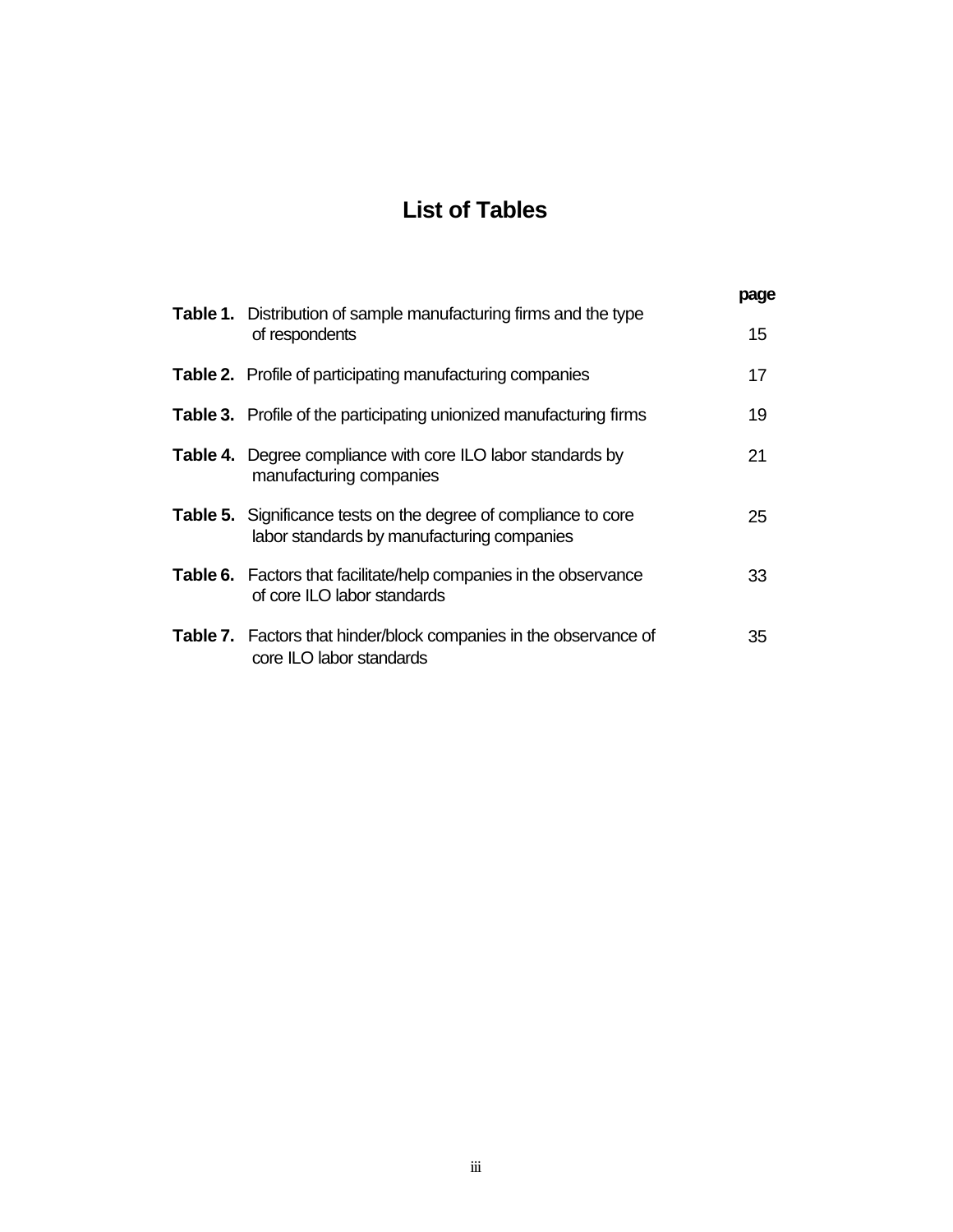# List of Tables

| | | page |
|---|---|---|
| **Table 1.** | Distribution of sample manufacturing firms and the type of respondents | 15 |
| **Table 2.** | Profile of participating manufacturing companies | 17 |
| **Table 3.** | Profile of the participating unionized manufacturing firms | 19 |
| **Table 4.** | Degree compliance with core ILO labor standards by manufacturing companies | 21 |
| **Table 5.** | Significance tests on the degree of compliance to core labor standards by manufacturing companies | 25 |
| **Table 6.** | Factors that facilitate/help companies in the observance of core ILO labor standards | 33 |
| **Table 7.** | Factors that hinder/block companies in the observance of core ILO labor standards | 35 |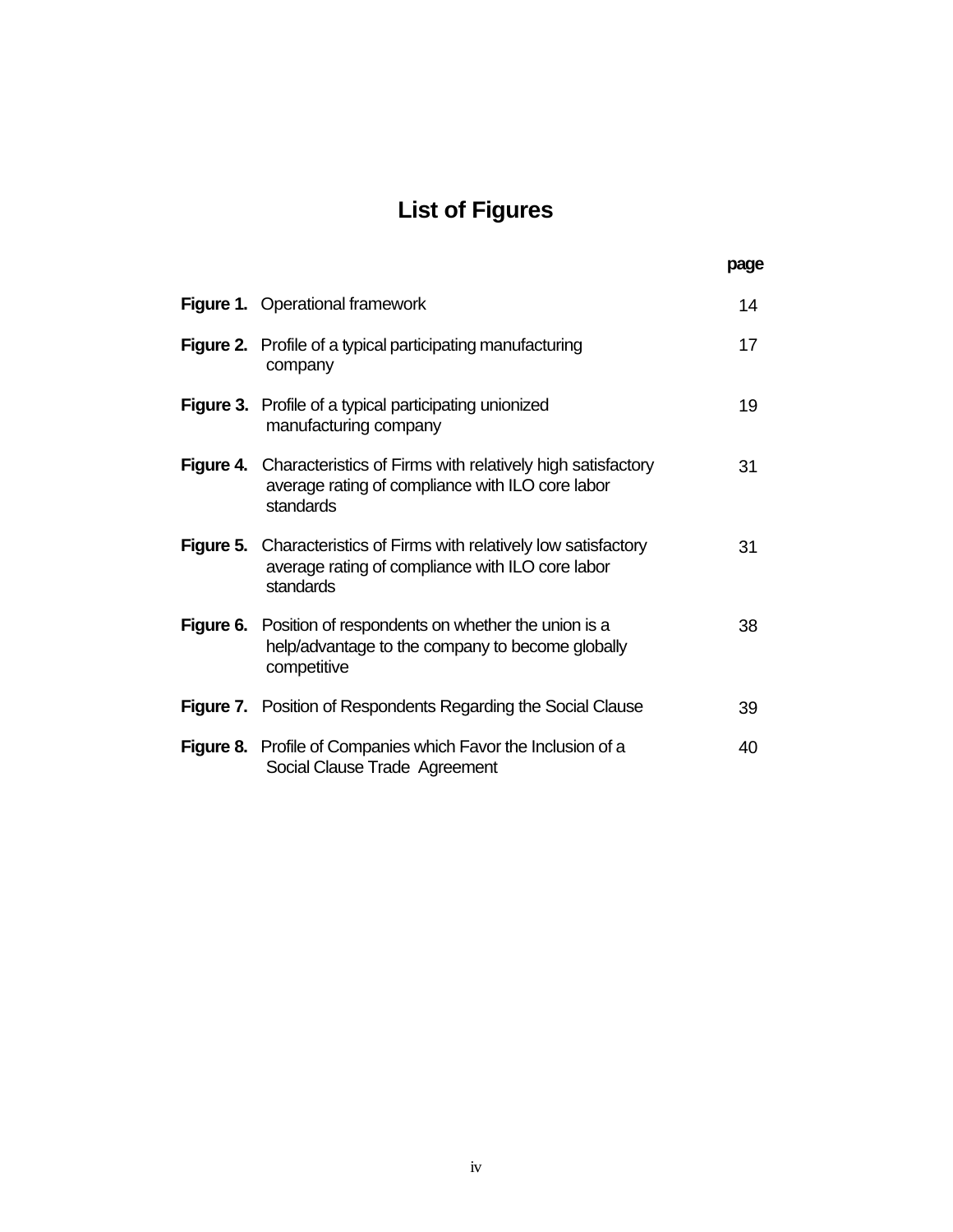# List of Figures

| | page |
|---|---|
| **Figure 1.** Operational framework | 14 |
| **Figure 2.** Profile of a typical participating manufacturing company | 17 |
| **Figure 3.** Profile of a typical participating unionized manufacturing company | 19 |
| **Figure 4.** Characteristics of Firms with relatively high satisfactory average rating of compliance with ILO core labor standards | 31 |
| **Figure 5.** Characteristics of Firms with relatively low satisfactory average rating of compliance with ILO core labor standards | 31 |
| **Figure 6.** Position of respondents on whether the union is a help/advantage to the company to become globally competitive | 38 |
| **Figure 7.** Position of Respondents Regarding the Social Clause | 39 |
| **Figure 8.** Profile of Companies which Favor the Inclusion of a Social Clause Trade Agreement | 40 |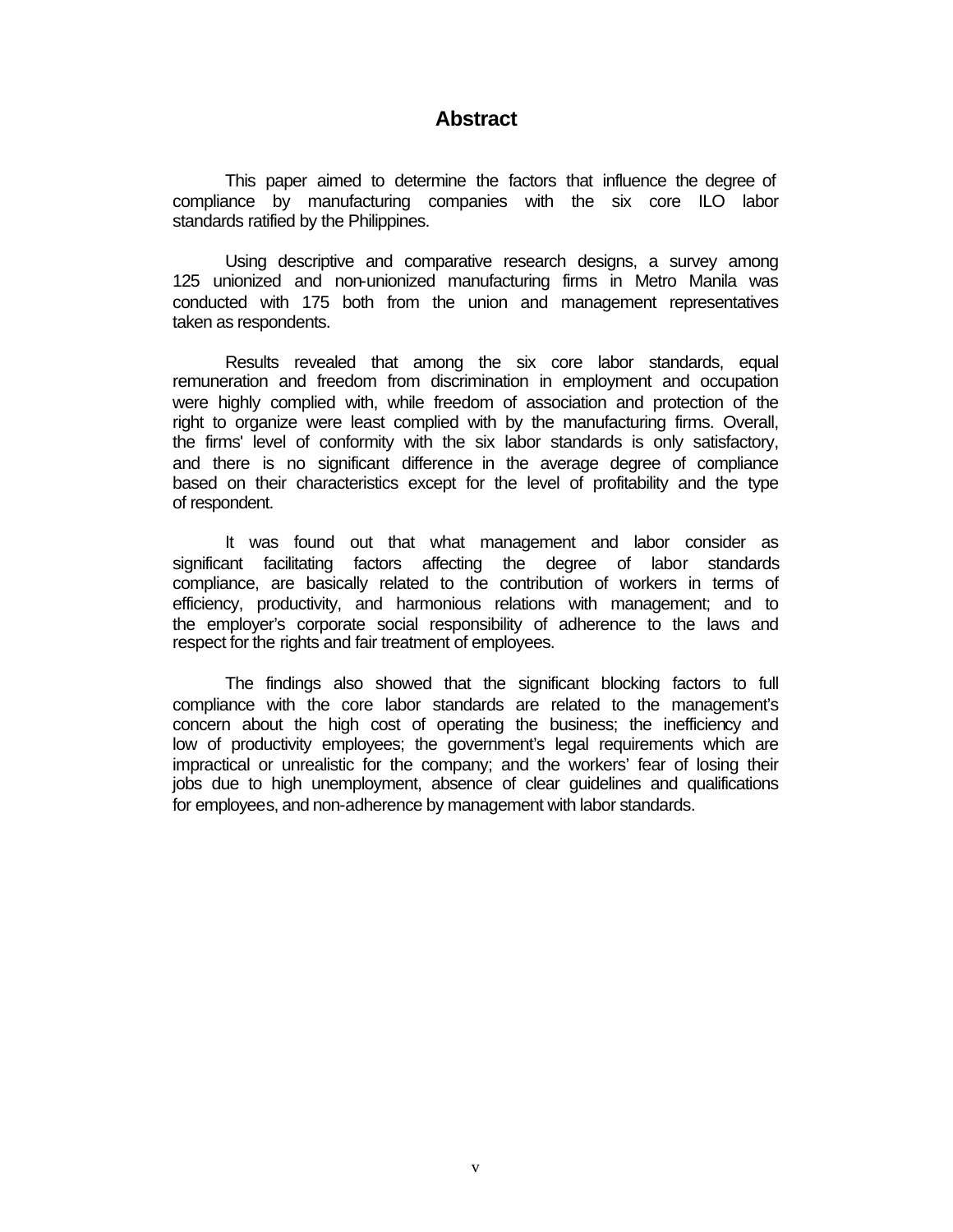# Abstract

This paper aimed to determine the factors that influence the degree of compliance by manufacturing companies with the six core ILO labor standards ratified by the Philippines.

Using descriptive and comparative research designs, a survey among 125 unionized and non-unionized manufacturing firms in Metro Manila was conducted with 175 both from the union and management representatives taken as respondents.

Results revealed that among the six core labor standards, equal remuneration and freedom from discrimination in employment and occupation were highly complied with, while freedom of association and protection of the right to organize were least complied with by the manufacturing firms. Overall, the firms' level of conformity with the six labor standards is only satisfactory, and there is no significant difference in the average degree of compliance based on their characteristics except for the level of profitability and the type of respondent.

It was found out that what management and labor consider as significant facilitating factors affecting the degree of labor standards compliance, are basically related to the contribution of workers in terms of efficiency, productivity, and harmonious relations with management; and to the employer's corporate social responsibility of adherence to the laws and respect for the rights and fair treatment of employees.

The findings also showed that the significant blocking factors to full compliance with the core labor standards are related to the management's concern about the high cost of operating the business; the inefficiency and low of productivity employees; the government's legal requirements which are impractical or unrealistic for the company; and the workers' fear of losing their jobs due to high unemployment, absence of clear guidelines and qualifications for employees, and non-adherence by management with labor standards.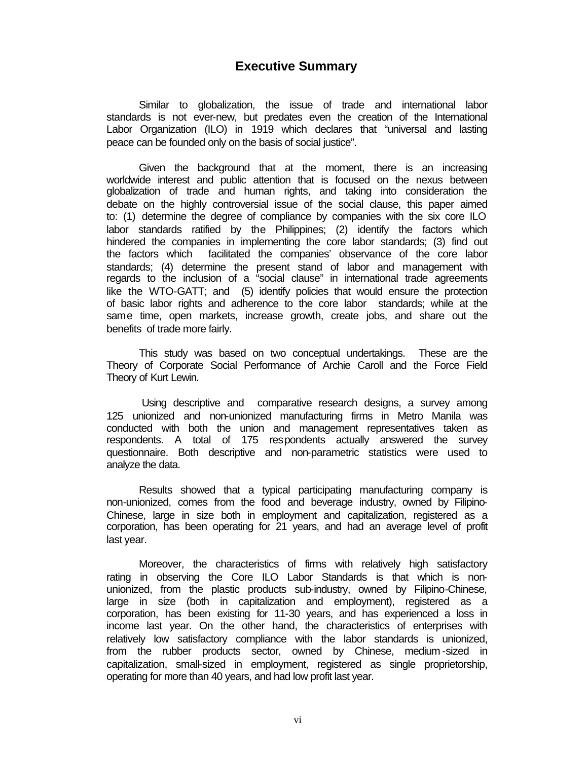## Executive Summary

Similar to globalization, the issue of trade and international labor standards is not ever-new, but predates even the creation of the International Labor Organization (ILO) in 1919 which declares that "universal and lasting peace can be founded only on the basis of social justice".

Given the background that at the moment, there is an increasing worldwide interest and public attention that is focused on the nexus between globalization of trade and human rights, and taking into consideration the debate on the highly controversial issue of the social clause, this paper aimed to: (1) determine the degree of compliance by companies with the six core ILO labor standards ratified by the Philippines; (2) identify the factors which hindered the companies in implementing the core labor standards; (3) find out the factors which facilitated the companies' observance of the core labor standards; (4) determine the present stand of labor and management with regards to the inclusion of a "social clause" in international trade agreements like the WTO-GATT; and (5) identify policies that would ensure the protection of basic labor rights and adherence to the core labor standards; while at the same time, open markets, increase growth, create jobs, and share out the benefits of trade more fairly.

This study was based on two conceptual undertakings. These are the Theory of Corporate Social Performance of Archie Caroll and the Force Field Theory of Kurt Lewin.

Using descriptive and comparative research designs, a survey among 125 unionized and non-unionized manufacturing firms in Metro Manila was conducted with both the union and management representatives taken as respondents. A total of 175 respondents actually answered the survey questionnaire. Both descriptive and non-parametric statistics were used to analyze the data.

Results showed that a typical participating manufacturing company is non-unionized, comes from the food and beverage industry, owned by Filipino-Chinese, large in size both in employment and capitalization, registered as a corporation, has been operating for 21 years, and had an average level of profit last year.

Moreover, the characteristics of firms with relatively high satisfactory rating in observing the Core ILO Labor Standards is that which is non-unionized, from the plastic products sub-industry, owned by Filipino-Chinese, large in size (both in capitalization and employment), registered as a corporation, has been existing for 11-30 years, and has experienced a loss in income last year. On the other hand, the characteristics of enterprises with relatively low satisfactory compliance with the labor standards is unionized, from the rubber products sector, owned by Chinese, medium-sized in capitalization, small-sized in employment, registered as single proprietorship, operating for more than 40 years, and had low profit last year.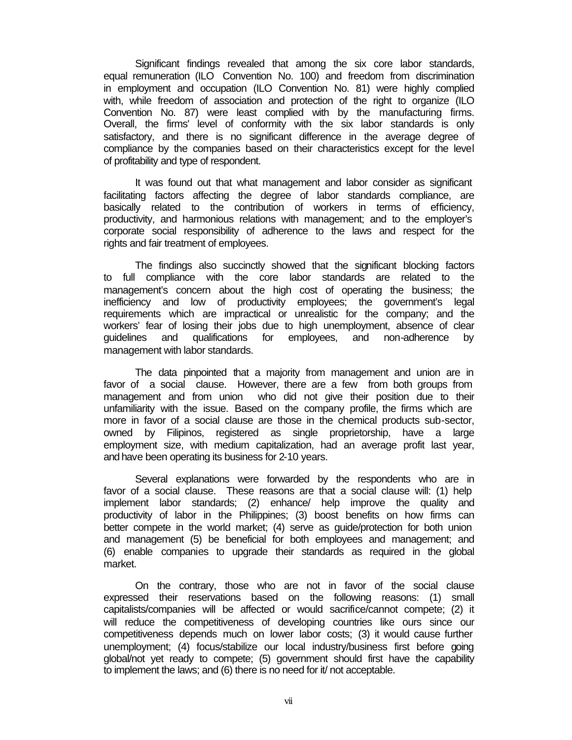Significant findings revealed that among the six core labor standards, equal remuneration (ILO Convention No. 100) and freedom from discrimination in employment and occupation (ILO Convention No. 81) were highly complied with, while freedom of association and protection of the right to organize (ILO Convention No. 87) were least complied with by the manufacturing firms. Overall, the firms' level of conformity with the six labor standards is only satisfactory, and there is no significant difference in the average degree of compliance by the companies based on their characteristics except for the level of profitability and type of respondent.

It was found out that what management and labor consider as significant facilitating factors affecting the degree of labor standards compliance, are basically related to the contribution of workers in terms of efficiency, productivity, and harmonious relations with management; and to the employer's corporate social responsibility of adherence to the laws and respect for the rights and fair treatment of employees.

The findings also succinctly showed that the significant blocking factors to full compliance with the core labor standards are related to the management's concern about the high cost of operating the business; the inefficiency and low of productivity employees; the government's legal requirements which are impractical or unrealistic for the company; and the workers' fear of losing their jobs due to high unemployment, absence of clear guidelines and qualifications for employees, and non-adherence by management with labor standards.

The data pinpointed that a majority from management and union are in favor of a social clause. However, there are a few from both groups from management and from union who did not give their position due to their unfamiliarity with the issue. Based on the company profile, the firms which are more in favor of a social clause are those in the chemical products sub-sector, owned by Filipinos, registered as single proprietorship, have a large employment size, with medium capitalization, had an average profit last year, and have been operating its business for 2-10 years.

Several explanations were forwarded by the respondents who are in favor of a social clause. These reasons are that a social clause will: (1) help implement labor standards; (2) enhance/ help improve the quality and productivity of labor in the Philippines; (3) boost benefits on how firms can better compete in the world market; (4) serve as guide/protection for both union and management (5) be beneficial for both employees and management; and (6) enable companies to upgrade their standards as required in the global market.

On the contrary, those who are not in favor of the social clause expressed their reservations based on the following reasons: (1) small capitalists/companies will be affected or would sacrifice/cannot compete; (2) it will reduce the competitiveness of developing countries like ours since our competitiveness depends much on lower labor costs; (3) it would cause further unemployment; (4) focus/stabilize our local industry/business first before going global/not yet ready to compete; (5) government should first have the capability to implement the laws; and (6) there is no need for it/ not acceptable.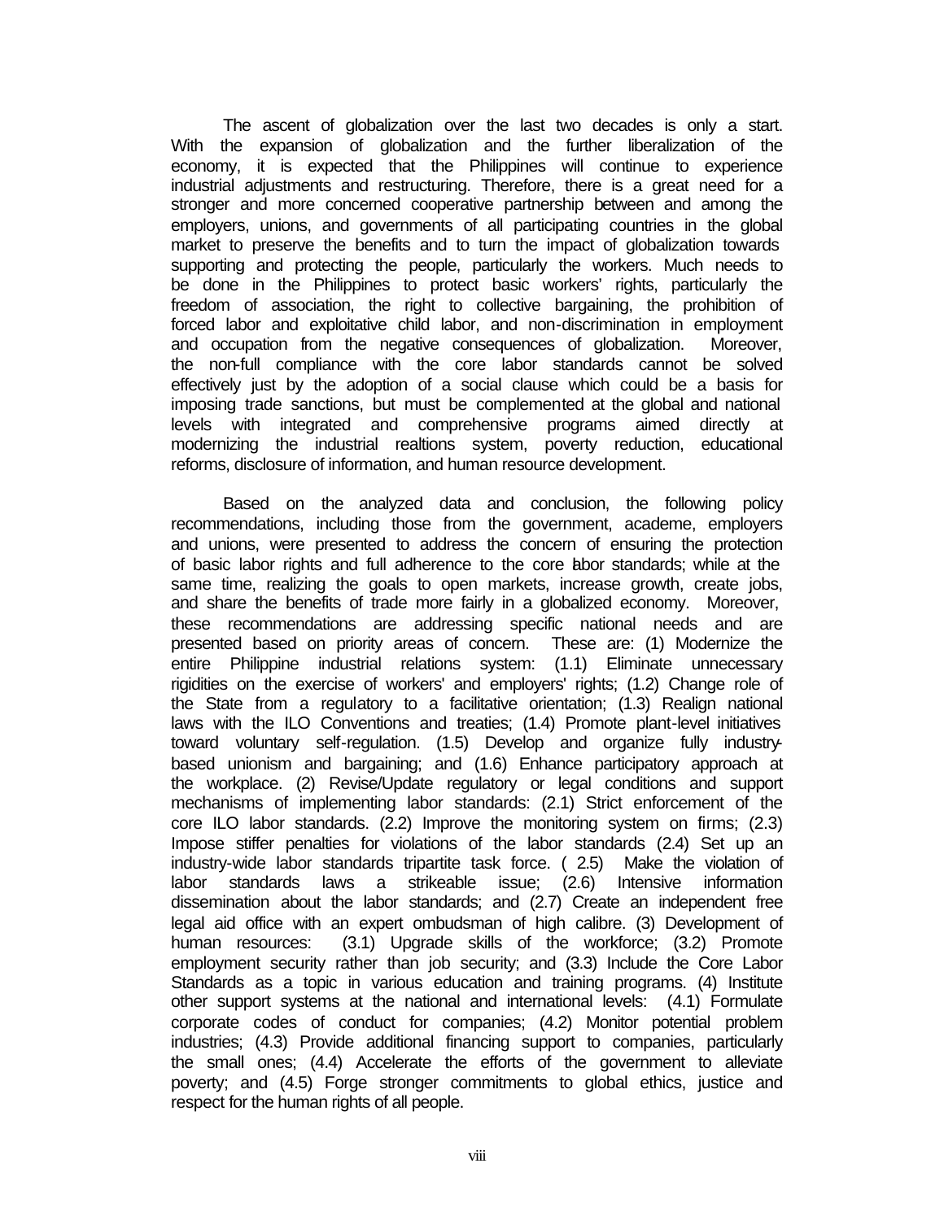The ascent of globalization over the last two decades is only a start. With the expansion of globalization and the further liberalization of the economy, it is expected that the Philippines will continue to experience industrial adjustments and restructuring. Therefore, there is a great need for a stronger and more concerned cooperative partnership between and among the employers, unions, and governments of all participating countries in the global market to preserve the benefits and to turn the impact of globalization towards supporting and protecting the people, particularly the workers. Much needs to be done in the Philippines to protect basic workers' rights, particularly the freedom of association, the right to collective bargaining, the prohibition of forced labor and exploitative child labor, and non-discrimination in employment and occupation from the negative consequences of globalization. Moreover, the non-full compliance with the core labor standards cannot be solved effectively just by the adoption of a social clause which could be a basis for imposing trade sanctions, but must be complemented at the global and national levels with integrated and comprehensive programs aimed directly at modernizing the industrial realtions system, poverty reduction, educational reforms, disclosure of information, and human resource development.

Based on the analyzed data and conclusion, the following policy recommendations, including those from the government, academe, employers and unions, were presented to address the concern of ensuring the protection of basic labor rights and full adherence to the core labor standards; while at the same time, realizing the goals to open markets, increase growth, create jobs, and share the benefits of trade more fairly in a globalized economy. Moreover, these recommendations are addressing specific national needs and are presented based on priority areas of concern. These are: (1) Modernize the entire Philippine industrial relations system: (1.1) Eliminate unnecessary rigidities on the exercise of workers' and employers' rights; (1.2) Change role of the State from a regulatory to a facilitative orientation; (1.3) Realign national laws with the ILO Conventions and treaties; (1.4) Promote plant-level initiatives toward voluntary self-regulation. (1.5) Develop and organize fully industry-based unionism and bargaining; and (1.6) Enhance participatory approach at the workplace. (2) Revise/Update regulatory or legal conditions and support mechanisms of implementing labor standards: (2.1) Strict enforcement of the core ILO labor standards. (2.2) Improve the monitoring system on firms; (2.3) Impose stiffer penalties for violations of the labor standards (2.4) Set up an industry-wide labor standards tripartite task force. ( 2.5) Make the violation of labor standards laws a strikeable issue; (2.6) Intensive information dissemination about the labor standards; and (2.7) Create an independent free legal aid office with an expert ombudsman of high calibre. (3) Development of human resources: (3.1) Upgrade skills of the workforce; (3.2) Promote employment security rather than job security; and (3.3) Include the Core Labor Standards as a topic in various education and training programs. (4) Institute other support systems at the national and international levels: (4.1) Formulate corporate codes of conduct for companies; (4.2) Monitor potential problem industries; (4.3) Provide additional financing support to companies, particularly the small ones; (4.4) Accelerate the efforts of the government to alleviate poverty; and (4.5) Forge stronger commitments to global ethics, justice and respect for the human rights of all people.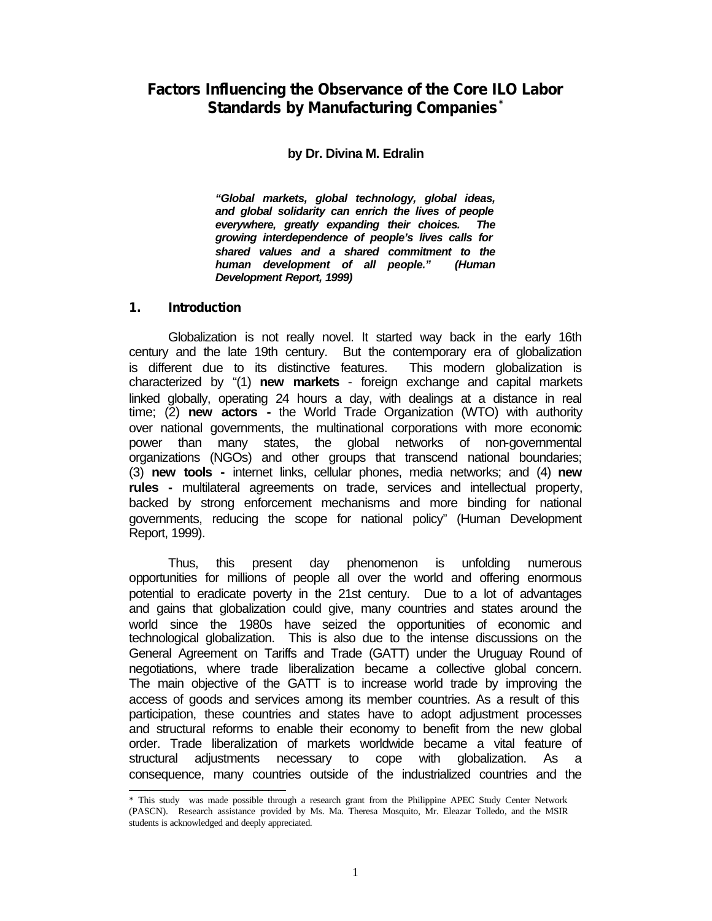# Factors Influencing the Observance of the Core ILO Labor Standards by Manufacturing Companies*

**by Dr. Divina M. Edralin**

> ***"Global markets, global technology, global ideas, and global solidarity can enrich the lives of people everywhere, greatly expanding their choices. The growing interdependence of people's lives calls for shared values and a shared commitment to the human development of all people." (Human Development Report, 1999)***

## 1. Introduction

Globalization is not really novel. It started way back in the early 16th century and the late 19th century. But the contemporary era of globalization is different due to its distinctive features. This modern globalization is characterized by "(1) **new markets** - foreign exchange and capital markets linked globally, operating 24 hours a day, with dealings at a distance in real time; (2) **new actors -** the World Trade Organization (WTO) with authority over national governments, the multinational corporations with more economic power than many states, the global networks of non-governmental organizations (NGOs) and other groups that transcend national boundaries; (3) **new tools -** internet links, cellular phones, media networks; and (4) **new rules -** multilateral agreements on trade, services and intellectual property, backed by strong enforcement mechanisms and more binding for national governments, reducing the scope for national policy" (Human Development Report, 1999).

Thus, this present day phenomenon is unfolding numerous opportunities for millions of people all over the world and offering enormous potential to eradicate poverty in the 21st century. Due to a lot of advantages and gains that globalization could give, many countries and states around the world since the 1980s have seized the opportunities of economic and technological globalization. This is also due to the intense discussions on the General Agreement on Tariffs and Trade (GATT) under the Uruguay Round of negotiations, where trade liberalization became a collective global concern. The main objective of the GATT is to increase world trade by improving the access of goods and services among its member countries. As a result of this participation, these countries and states have to adopt adjustment processes and structural reforms to enable their economy to benefit from the new global order. Trade liberalization of markets worldwide became a vital feature of structural adjustments necessary to cope with globalization. As a consequence, many countries outside of the industrialized countries and the

---

\* This study was made possible through a research grant from the Philippine APEC Study Center Network (PASCN). Research assistance provided by Ms. Ma. Theresa Mosquito, Mr. Eleazar Tolledo, and the MSIR students is acknowledged and deeply appreciated.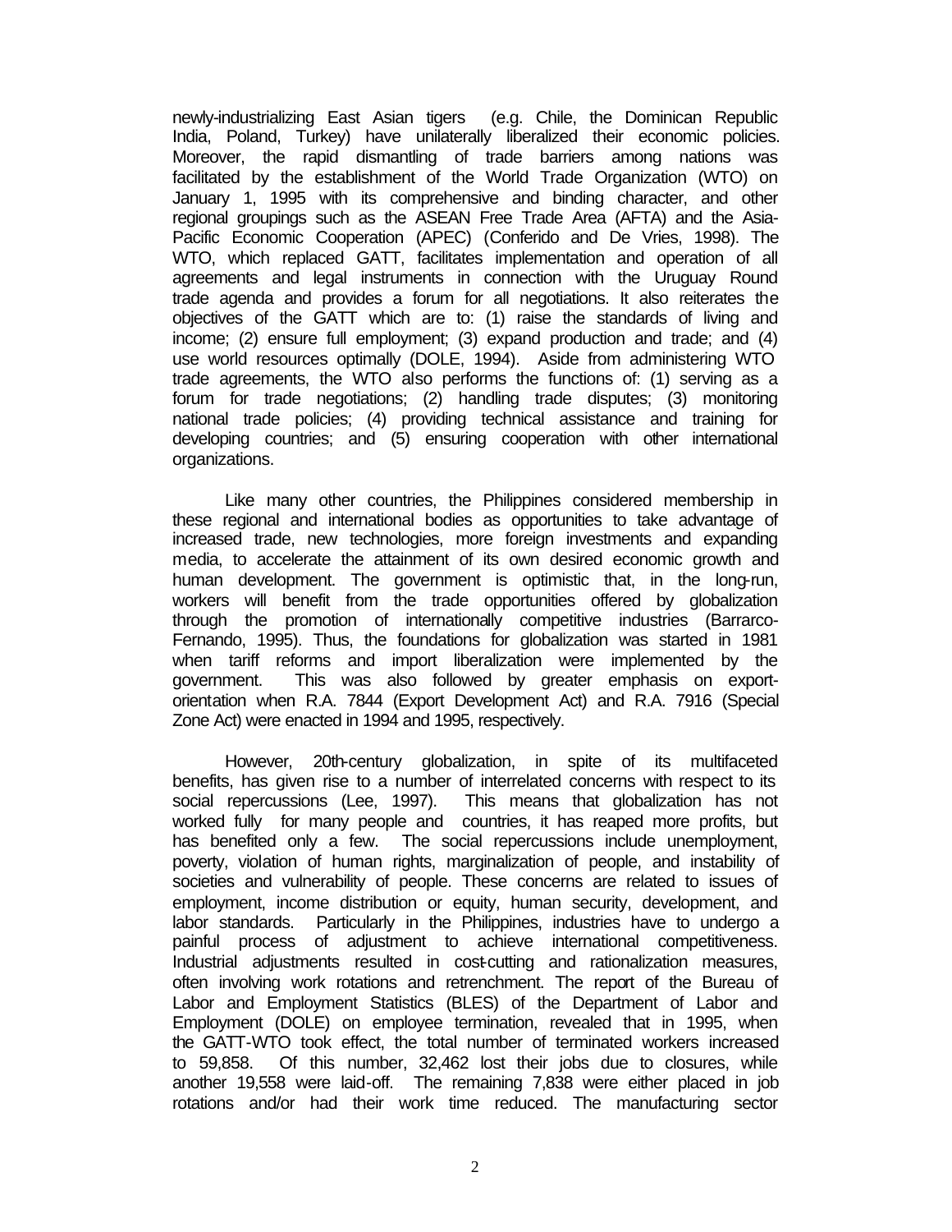newly-industrializing East Asian tigers (e.g. Chile, the Dominican Republic India, Poland, Turkey) have unilaterally liberalized their economic policies. Moreover, the rapid dismantling of trade barriers among nations was facilitated by the establishment of the World Trade Organization (WTO) on January 1, 1995 with its comprehensive and binding character, and other regional groupings such as the ASEAN Free Trade Area (AFTA) and the Asia-Pacific Economic Cooperation (APEC) (Conferido and De Vries, 1998). The WTO, which replaced GATT, facilitates implementation and operation of all agreements and legal instruments in connection with the Uruguay Round trade agenda and provides a forum for all negotiations. It also reiterates the objectives of the GATT which are to: (1) raise the standards of living and income; (2) ensure full employment; (3) expand production and trade; and (4) use world resources optimally (DOLE, 1994). Aside from administering WTO trade agreements, the WTO also performs the functions of: (1) serving as a forum for trade negotiations; (2) handling trade disputes; (3) monitoring national trade policies; (4) providing technical assistance and training for developing countries; and (5) ensuring cooperation with other international organizations.

Like many other countries, the Philippines considered membership in these regional and international bodies as opportunities to take advantage of increased trade, new technologies, more foreign investments and expanding media, to accelerate the attainment of its own desired economic growth and human development. The government is optimistic that, in the long-run, workers will benefit from the trade opportunities offered by globalization through the promotion of internationally competitive industries (Barrarco-Fernando, 1995). Thus, the foundations for globalization was started in 1981 when tariff reforms and import liberalization were implemented by the government. This was also followed by greater emphasis on export-orientation when R.A. 7844 (Export Development Act) and R.A. 7916 (Special Zone Act) were enacted in 1994 and 1995, respectively.

However, 20th-century globalization, in spite of its multifaceted benefits, has given rise to a number of interrelated concerns with respect to its social repercussions (Lee, 1997). This means that globalization has not worked fully for many people and countries, it has reaped more profits, but has benefited only a few. The social repercussions include unemployment, poverty, violation of human rights, marginalization of people, and instability of societies and vulnerability of people. These concerns are related to issues of employment, income distribution or equity, human security, development, and labor standards. Particularly in the Philippines, industries have to undergo a painful process of adjustment to achieve international competitiveness. Industrial adjustments resulted in cost-cutting and rationalization measures, often involving work rotations and retrenchment. The report of the Bureau of Labor and Employment Statistics (BLES) of the Department of Labor and Employment (DOLE) on employee termination, revealed that in 1995, when the GATT-WTO took effect, the total number of terminated workers increased to 59,858. Of this number, 32,462 lost their jobs due to closures, while another 19,558 were laid-off. The remaining 7,838 were either placed in job rotations and/or had their work time reduced. The manufacturing sector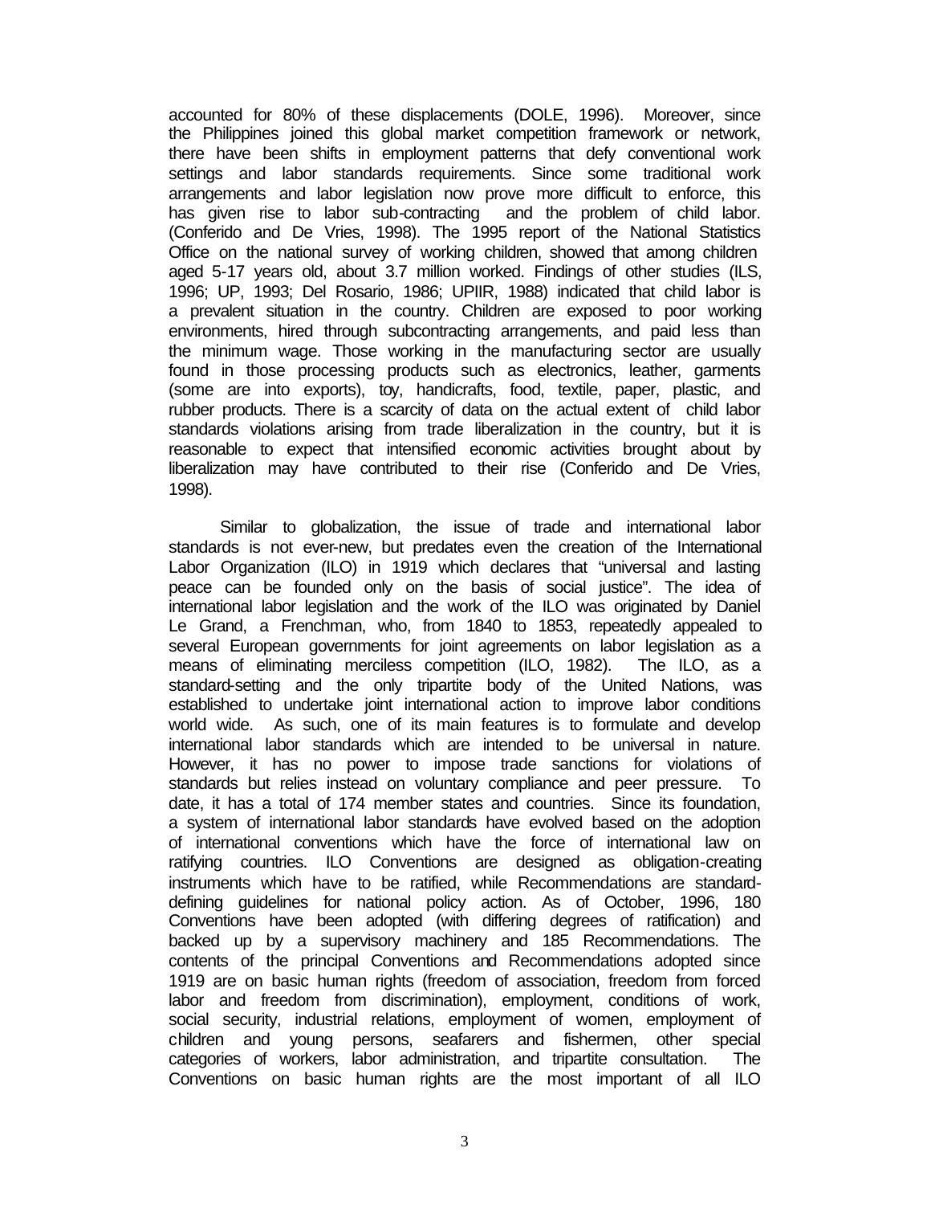accounted for 80% of these displacements (DOLE, 1996). Moreover, since the Philippines joined this global market competition framework or network, there have been shifts in employment patterns that defy conventional work settings and labor standards requirements. Since some traditional work arrangements and labor legislation now prove more difficult to enforce, this has given rise to labor sub-contracting and the problem of child labor. (Conferido and De Vries, 1998). The 1995 report of the National Statistics Office on the national survey of working children, showed that among children aged 5-17 years old, about 3.7 million worked. Findings of other studies (ILS, 1996; UP, 1993; Del Rosario, 1986; UPIIR, 1988) indicated that child labor is a prevalent situation in the country. Children are exposed to poor working environments, hired through subcontracting arrangements, and paid less than the minimum wage. Those working in the manufacturing sector are usually found in those processing products such as electronics, leather, garments (some are into exports), toy, handicrafts, food, textile, paper, plastic, and rubber products. There is a scarcity of data on the actual extent of child labor standards violations arising from trade liberalization in the country, but it is reasonable to expect that intensified economic activities brought about by liberalization may have contributed to their rise (Conferido and De Vries, 1998).

Similar to globalization, the issue of trade and international labor standards is not ever-new, but predates even the creation of the International Labor Organization (ILO) in 1919 which declares that "universal and lasting peace can be founded only on the basis of social justice". The idea of international labor legislation and the work of the ILO was originated by Daniel Le Grand, a Frenchman, who, from 1840 to 1853, repeatedly appealed to several European governments for joint agreements on labor legislation as a means of eliminating merciless competition (ILO, 1982). The ILO, as a standard-setting and the only tripartite body of the United Nations, was established to undertake joint international action to improve labor conditions world wide. As such, one of its main features is to formulate and develop international labor standards which are intended to be universal in nature. However, it has no power to impose trade sanctions for violations of standards but relies instead on voluntary compliance and peer pressure. To date, it has a total of 174 member states and countries. Since its foundation, a system of international labor standards have evolved based on the adoption of international conventions which have the force of international law on ratifying countries. ILO Conventions are designed as obligation-creating instruments which have to be ratified, while Recommendations are standard-defining guidelines for national policy action. As of October, 1996, 180 Conventions have been adopted (with differing degrees of ratification) and backed up by a supervisory machinery and 185 Recommendations. The contents of the principal Conventions and Recommendations adopted since 1919 are on basic human rights (freedom of association, freedom from forced labor and freedom from discrimination), employment, conditions of work, social security, industrial relations, employment of women, employment of children and young persons, seafarers and fishermen, other special categories of workers, labor administration, and tripartite consultation. The Conventions on basic human rights are the most important of all ILO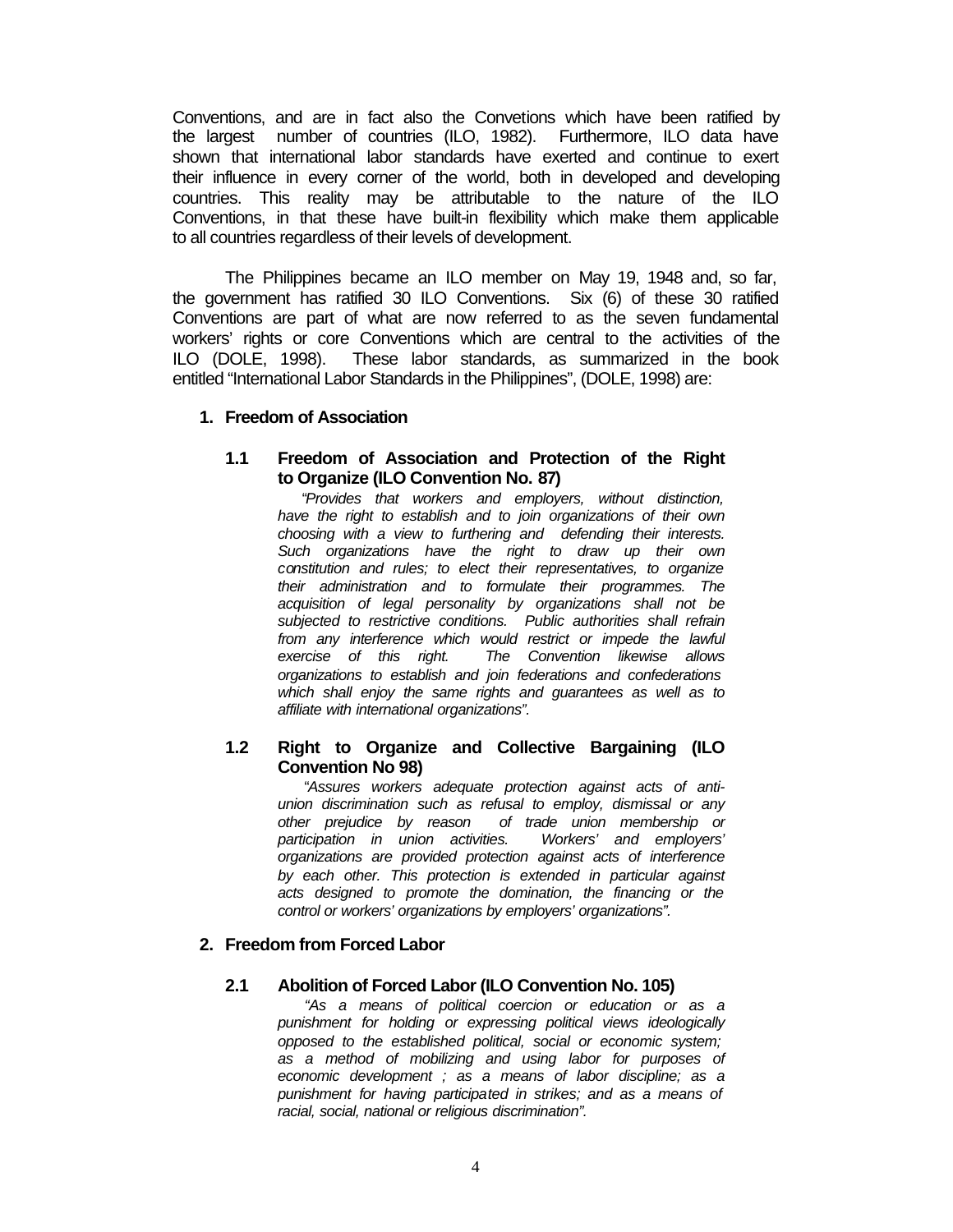Conventions, and are in fact also the Convetions which have been ratified by the largest number of countries (ILO, 1982). Furthermore, ILO data have shown that international labor standards have exerted and continue to exert their influence in every corner of the world, both in developed and developing countries. This reality may be attributable to the nature of the ILO Conventions, in that these have built-in flexibility which make them applicable to all countries regardless of their levels of development.

The Philippines became an ILO member on May 19, 1948 and, so far, the government has ratified 30 ILO Conventions. Six (6) of these 30 ratified Conventions are part of what are now referred to as the seven fundamental workers' rights or core Conventions which are central to the activities of the ILO (DOLE, 1998). These labor standards, as summarized in the book entitled "International Labor Standards in the Philippines", (DOLE, 1998) are:

**1. Freedom of Association**

**1.1 Freedom of Association and Protection of the Right to Organize (ILO Convention No. 87)**

*"Provides that workers and employers, without distinction, have the right to establish and to join organizations of their own choosing with a view to furthering and defending their interests. Such organizations have the right to draw up their own constitution and rules; to elect their representatives, to organize their administration and to formulate their programmes. The acquisition of legal personality by organizations shall not be subjected to restrictive conditions. Public authorities shall refrain from any interference which would restrict or impede the lawful exercise of this right. The Convention likewise allows organizations to establish and join federations and confederations which shall enjoy the same rights and guarantees as well as to affiliate with international organizations".*

**1.2 Right to Organize and Collective Bargaining (ILO Convention No 98)**

*"Assures workers adequate protection against acts of anti-union discrimination such as refusal to employ, dismissal or any other prejudice by reason of trade union membership or participation in union activities. Workers' and employers' organizations are provided protection against acts of interference by each other. This protection is extended in particular against acts designed to promote the domination, the financing or the control or workers' organizations by employers' organizations".*

**2. Freedom from Forced Labor**

**2.1 Abolition of Forced Labor (ILO Convention No. 105)**

*"As a means of political coercion or education or as a punishment for holding or expressing political views ideologically opposed to the established political, social or economic system; as a method of mobilizing and using labor for purposes of economic development ; as a means of labor discipline; as a punishment for having participated in strikes; and as a means of racial, social, national or religious discrimination".*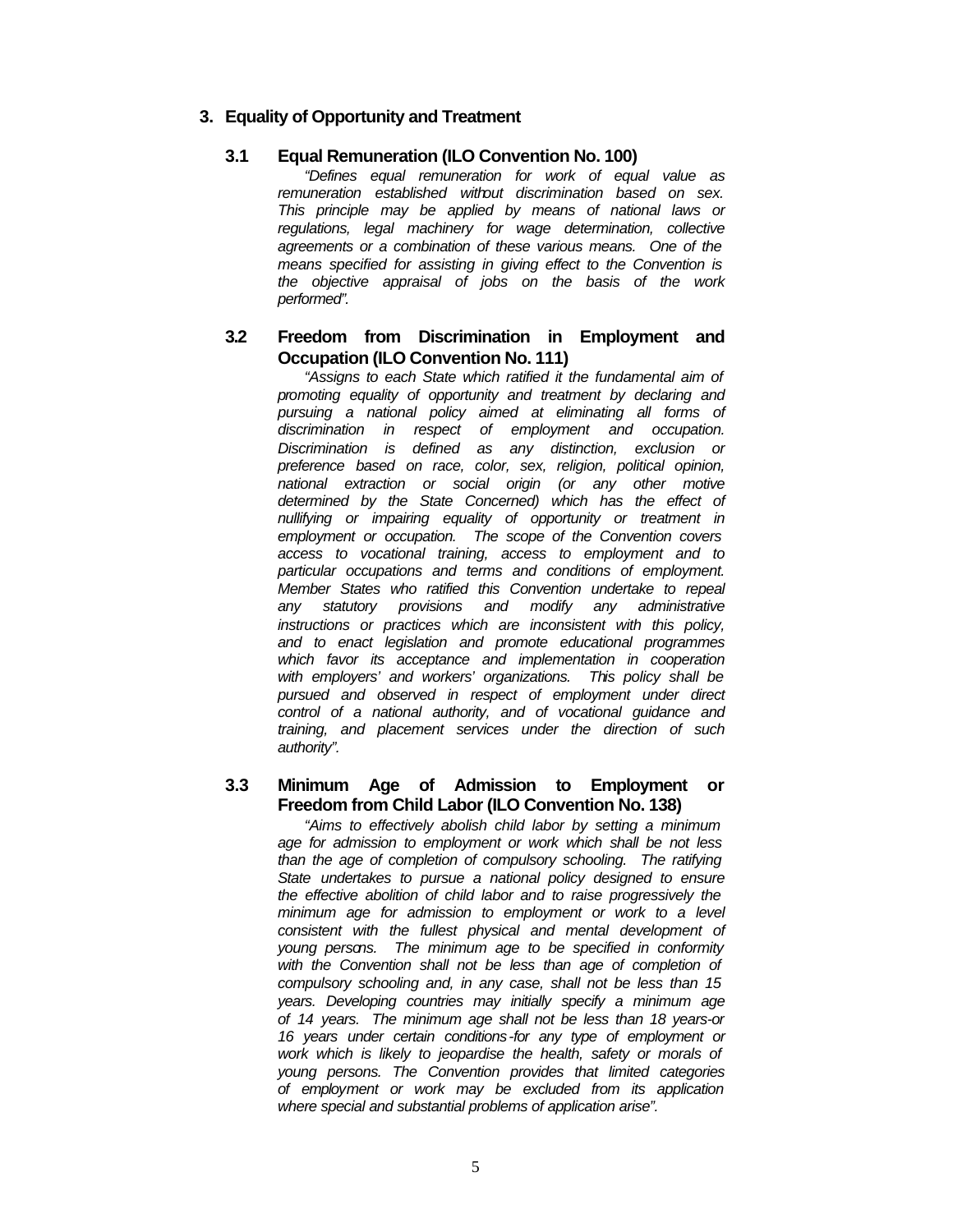## 3. Equality of Opportunity and Treatment

### 3.1 Equal Remuneration (ILO Convention No. 100)

*"Defines equal remuneration for work of equal value as remuneration established without discrimination based on sex. This principle may be applied by means of national laws or regulations, legal machinery for wage determination, collective agreements or a combination of these various means. One of the means specified for assisting in giving effect to the Convention is the objective appraisal of jobs on the basis of the work performed".*

### 3.2 Freedom from Discrimination in Employment and Occupation (ILO Convention No. 111)

*"Assigns to each State which ratified it the fundamental aim of promoting equality of opportunity and treatment by declaring and pursuing a national policy aimed at eliminating all forms of discrimination in respect of employment and occupation. Discrimination is defined as any distinction, exclusion or preference based on race, color, sex, religion, political opinion, national extraction or social origin (or any other motive determined by the State Concerned) which has the effect of nullifying or impairing equality of opportunity or treatment in employment or occupation. The scope of the Convention covers access to vocational training, access to employment and to particular occupations and terms and conditions of employment. Member States who ratified this Convention undertake to repeal any statutory provisions and modify any administrative instructions or practices which are inconsistent with this policy, and to enact legislation and promote educational programmes which favor its acceptance and implementation in cooperation with employers' and workers' organizations. This policy shall be pursued and observed in respect of employment under direct control of a national authority, and of vocational guidance and training, and placement services under the direction of such authority".*

### 3.3 Minimum Age of Admission to Employment or Freedom from Child Labor (ILO Convention No. 138)

*"Aims to effectively abolish child labor by setting a minimum age for admission to employment or work which shall be not less than the age of completion of compulsory schooling. The ratifying State undertakes to pursue a national policy designed to ensure the effective abolition of child labor and to raise progressively the minimum age for admission to employment or work to a level consistent with the fullest physical and mental development of young persons. The minimum age to be specified in conformity with the Convention shall not be less than age of completion of compulsory schooling and, in any case, shall not be less than 15 years. Developing countries may initially specify a minimum age of 14 years. The minimum age shall not be less than 18 years-or 16 years under certain conditions-for any type of employment or work which is likely to jeopardise the health, safety or morals of young persons. The Convention provides that limited categories of employment or work may be excluded from its application where special and substantial problems of application arise".*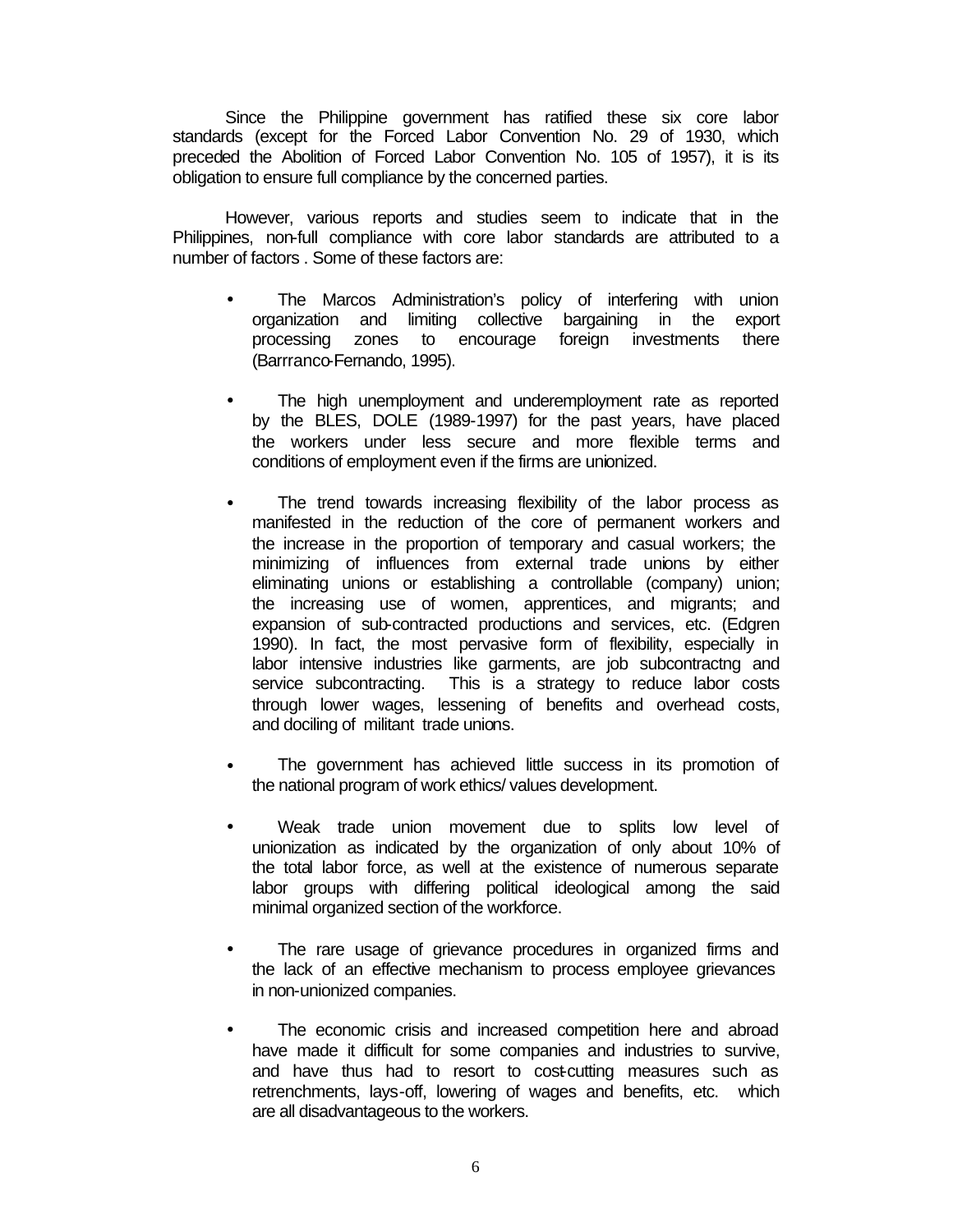Since the Philippine government has ratified these six core labor standards (except for the Forced Labor Convention No. 29 of 1930, which preceded the Abolition of Forced Labor Convention No. 105 of 1957), it is its obligation to ensure full compliance by the concerned parties.

However, various reports and studies seem to indicate that in the Philippines, non-full compliance with core labor standards are attributed to a number of factors . Some of these factors are:

- The Marcos Administration's policy of interfering with union organization and limiting collective bargaining in the export processing zones to encourage foreign investments there (Barrranco-Fernando, 1995).

- The high unemployment and underemployment rate as reported by the BLES, DOLE (1989-1997) for the past years, have placed the workers under less secure and more flexible terms and conditions of employment even if the firms are unionized.

- The trend towards increasing flexibility of the labor process as manifested in the reduction of the core of permanent workers and the increase in the proportion of temporary and casual workers; the minimizing of influences from external trade unions by either eliminating unions or establishing a controllable (company) union; the increasing use of women, apprentices, and migrants; and expansion of sub-contracted productions and services, etc. (Edgren 1990). In fact, the most pervasive form of flexibility, especially in labor intensive industries like garments, are job subcontractng and service subcontracting. This is a strategy to reduce labor costs through lower wages, lessening of benefits and overhead costs, and dociling of militant trade unions.

- The government has achieved little success in its promotion of the national program of work ethics/ values development.

- Weak trade union movement due to splits low level of unionization as indicated by the organization of only about 10% of the total labor force, as well at the existence of numerous separate labor groups with differing political ideological among the said minimal organized section of the workforce.

- The rare usage of grievance procedures in organized firms and the lack of an effective mechanism to process employee grievances in non-unionized companies.

- The economic crisis and increased competition here and abroad have made it difficult for some companies and industries to survive, and have thus had to resort to cost-cutting measures such as retrenchments, lays-off, lowering of wages and benefits, etc. which are all disadvantageous to the workers.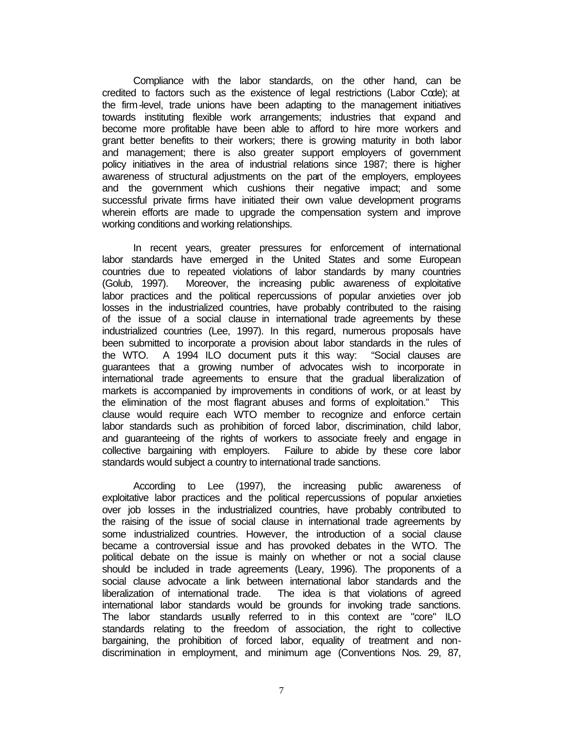Compliance with the labor standards, on the other hand, can be credited to factors such as the existence of legal restrictions (Labor Code); at the firm-level, trade unions have been adapting to the management initiatives towards instituting flexible work arrangements; industries that expand and become more profitable have been able to afford to hire more workers and grant better benefits to their workers; there is growing maturity in both labor and management; there is also greater support employers of government policy initiatives in the area of industrial relations since 1987; there is higher awareness of structural adjustments on the part of the employers, employees and the government which cushions their negative impact; and some successful private firms have initiated their own value development programs wherein efforts are made to upgrade the compensation system and improve working conditions and working relationships.

In recent years, greater pressures for enforcement of international labor standards have emerged in the United States and some European countries due to repeated violations of labor standards by many countries (Golub, 1997). Moreover, the increasing public awareness of exploitative labor practices and the political repercussions of popular anxieties over job losses in the industrialized countries, have probably contributed to the raising of the issue of a social clause in international trade agreements by these industrialized countries (Lee, 1997). In this regard, numerous proposals have been submitted to incorporate a provision about labor standards in the rules of the WTO. A 1994 ILO document puts it this way: "Social clauses are guarantees that a growing number of advocates wish to incorporate in international trade agreements to ensure that the gradual liberalization of markets is accompanied by improvements in conditions of work, or at least by the elimination of the most flagrant abuses and forms of exploitation." This clause would require each WTO member to recognize and enforce certain labor standards such as prohibition of forced labor, discrimination, child labor, and guaranteeing of the rights of workers to associate freely and engage in collective bargaining with employers. Failure to abide by these core labor standards would subject a country to international trade sanctions.

According to Lee (1997), the increasing public awareness of exploitative labor practices and the political repercussions of popular anxieties over job losses in the industrialized countries, have probably contributed to the raising of the issue of social clause in international trade agreements by some industrialized countries. However, the introduction of a social clause became a controversial issue and has provoked debates in the WTO. The political debate on the issue is mainly on whether or not a social clause should be included in trade agreements (Leary, 1996). The proponents of a social clause advocate a link between international labor standards and the liberalization of international trade. The idea is that violations of agreed international labor standards would be grounds for invoking trade sanctions. The labor standards usually referred to in this context are "core" ILO standards relating to the freedom of association, the right to collective bargaining, the prohibition of forced labor, equality of treatment and non-discrimination in employment, and minimum age (Conventions Nos. 29, 87,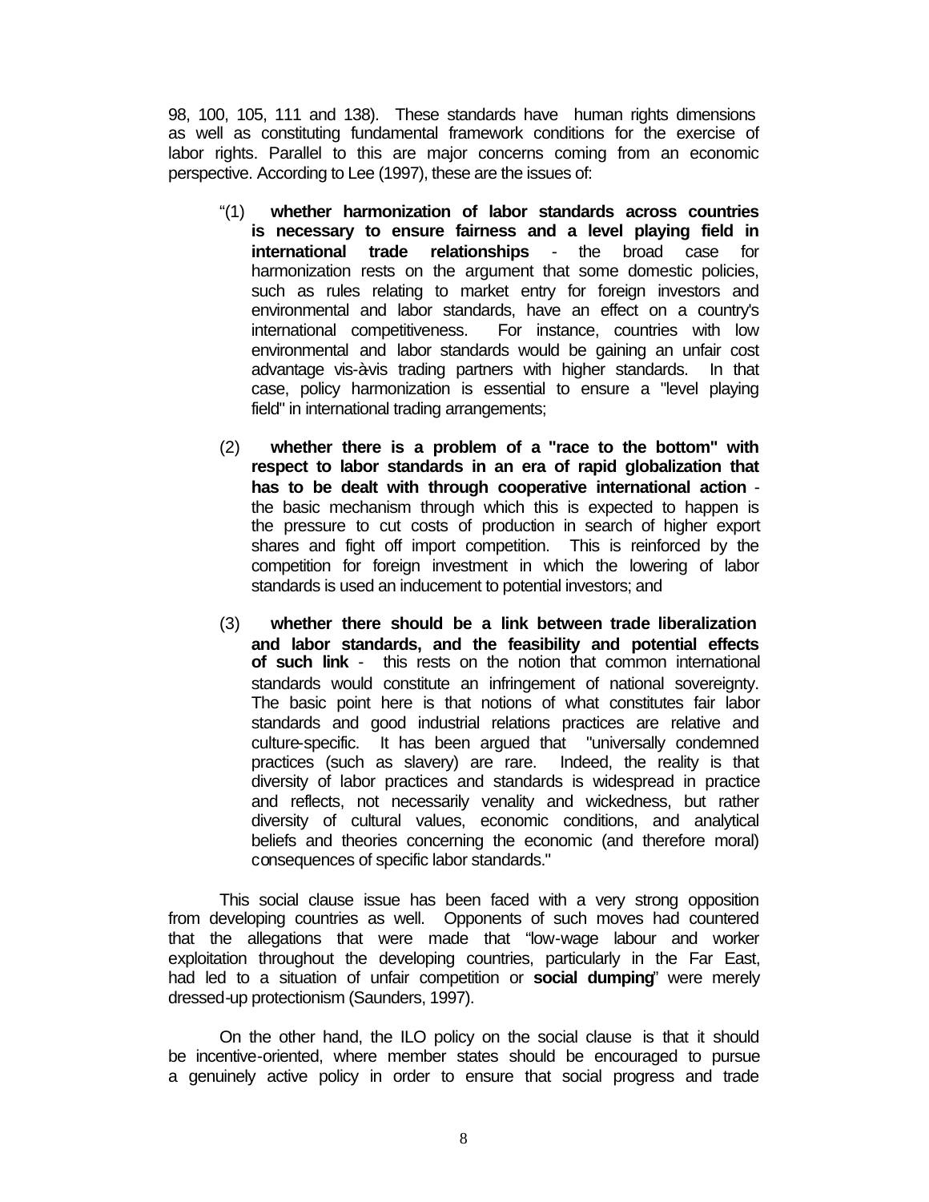98, 100, 105, 111 and 138). These standards have human rights dimensions as well as constituting fundamental framework conditions for the exercise of labor rights. Parallel to this are major concerns coming from an economic perspective. According to Lee (1997), these are the issues of:

> "(1) **whether harmonization of labor standards across countries is necessary to ensure fairness and a level playing field in international trade relationships** - the broad case for harmonization rests on the argument that some domestic policies, such as rules relating to market entry for foreign investors and environmental and labor standards, have an effect on a country's international competitiveness. For instance, countries with low environmental and labor standards would be gaining an unfair cost advantage vis-à-vis trading partners with higher standards. In that case, policy harmonization is essential to ensure a "level playing field" in international trading arrangements;
>
> (2) **whether there is a problem of a "race to the bottom" with respect to labor standards in an era of rapid globalization that has to be dealt with through cooperative international action** - the basic mechanism through which this is expected to happen is the pressure to cut costs of production in search of higher export shares and fight off import competition. This is reinforced by the competition for foreign investment in which the lowering of labor standards is used an inducement to potential investors; and
>
> (3) **whether there should be a link between trade liberalization and labor standards, and the feasibility and potential effects of such link** - this rests on the notion that common international standards would constitute an infringement of national sovereignty. The basic point here is that notions of what constitutes fair labor standards and good industrial relations practices are relative and culture-specific. It has been argued that "universally condemned practices (such as slavery) are rare. Indeed, the reality is that diversity of labor practices and standards is widespread in practice and reflects, not necessarily venality and wickedness, but rather diversity of cultural values, economic conditions, and analytical beliefs and theories concerning the economic (and therefore moral) consequences of specific labor standards."

This social clause issue has been faced with a very strong opposition from developing countries as well. Opponents of such moves had countered that the allegations that were made that "low-wage labour and worker exploitation throughout the developing countries, particularly in the Far East, had led to a situation of unfair competition or **social dumping**" were merely dressed-up protectionism (Saunders, 1997).

On the other hand, the ILO policy on the social clause is that it should be incentive-oriented, where member states should be encouraged to pursue a genuinely active policy in order to ensure that social progress and trade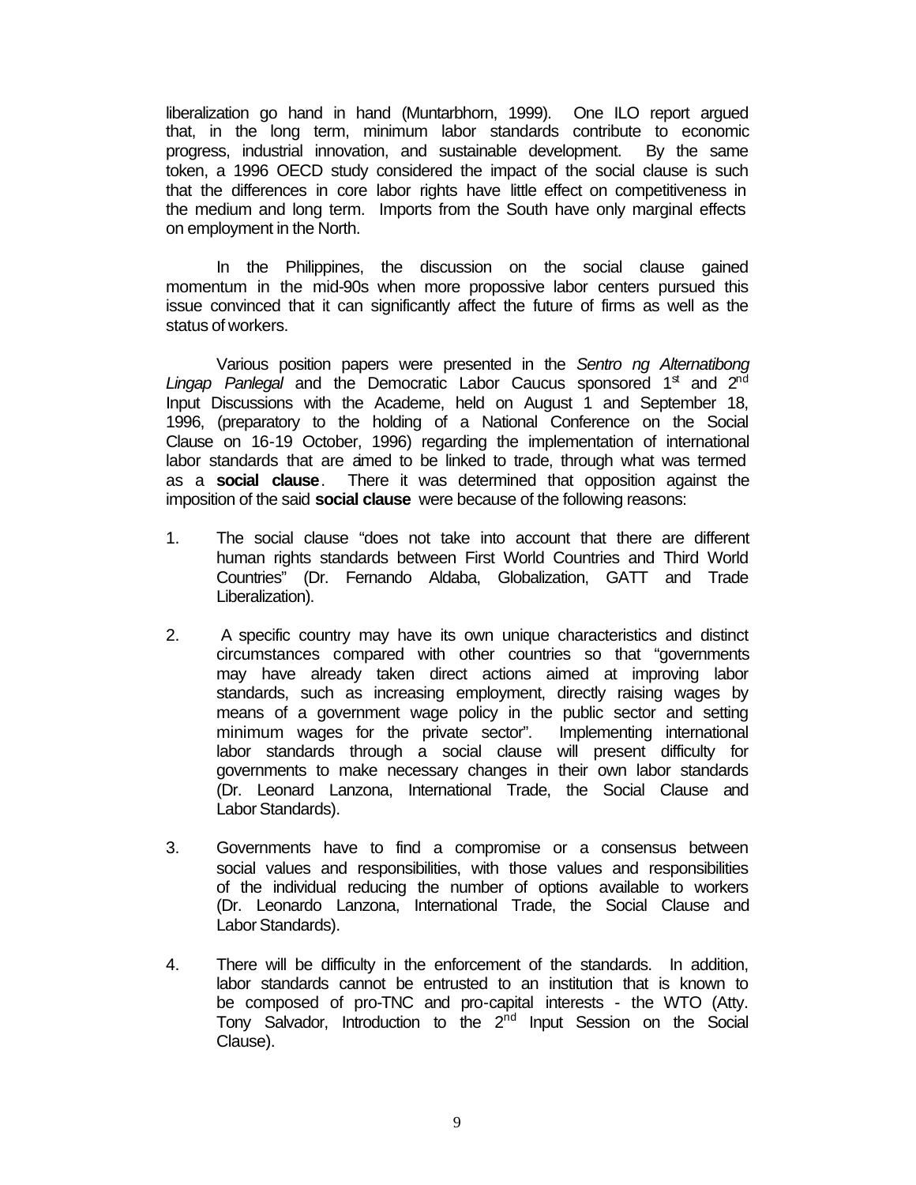liberalization go hand in hand (Muntarbhorn, 1999). One ILO report argued that, in the long term, minimum labor standards contribute to economic progress, industrial innovation, and sustainable development. By the same token, a 1996 OECD study considered the impact of the social clause is such that the differences in core labor rights have little effect on competitiveness in the medium and long term. Imports from the South have only marginal effects on employment in the North.

In the Philippines, the discussion on the social clause gained momentum in the mid-90s when more propossive labor centers pursued this issue convinced that it can significantly affect the future of firms as well as the status of workers.

Various position papers were presented in the *Sentro ng Alternatibong Lingap Panlegal* and the Democratic Labor Caucus sponsored 1st and 2nd Input Discussions with the Academe, held on August 1 and September 18, 1996, (preparatory to the holding of a National Conference on the Social Clause on 16-19 October, 1996) regarding the implementation of international labor standards that are aimed to be linked to trade, through what was termed as a **social clause**. There it was determined that opposition against the imposition of the said **social clause** were because of the following reasons:

1. The social clause "does not take into account that there are different human rights standards between First World Countries and Third World Countries" (Dr. Fernando Aldaba, Globalization, GATT and Trade Liberalization).

2. A specific country may have its own unique characteristics and distinct circumstances compared with other countries so that "governments may have already taken direct actions aimed at improving labor standards, such as increasing employment, directly raising wages by means of a government wage policy in the public sector and setting minimum wages for the private sector". Implementing international labor standards through a social clause will present difficulty for governments to make necessary changes in their own labor standards (Dr. Leonard Lanzona, International Trade, the Social Clause and Labor Standards).

3. Governments have to find a compromise or a consensus between social values and responsibilities, with those values and responsibilities of the individual reducing the number of options available to workers (Dr. Leonardo Lanzona, International Trade, the Social Clause and Labor Standards).

4. There will be difficulty in the enforcement of the standards. In addition, labor standards cannot be entrusted to an institution that is known to be composed of pro-TNC and pro-capital interests - the WTO (Atty. Tony Salvador, Introduction to the 2nd Input Session on the Social Clause).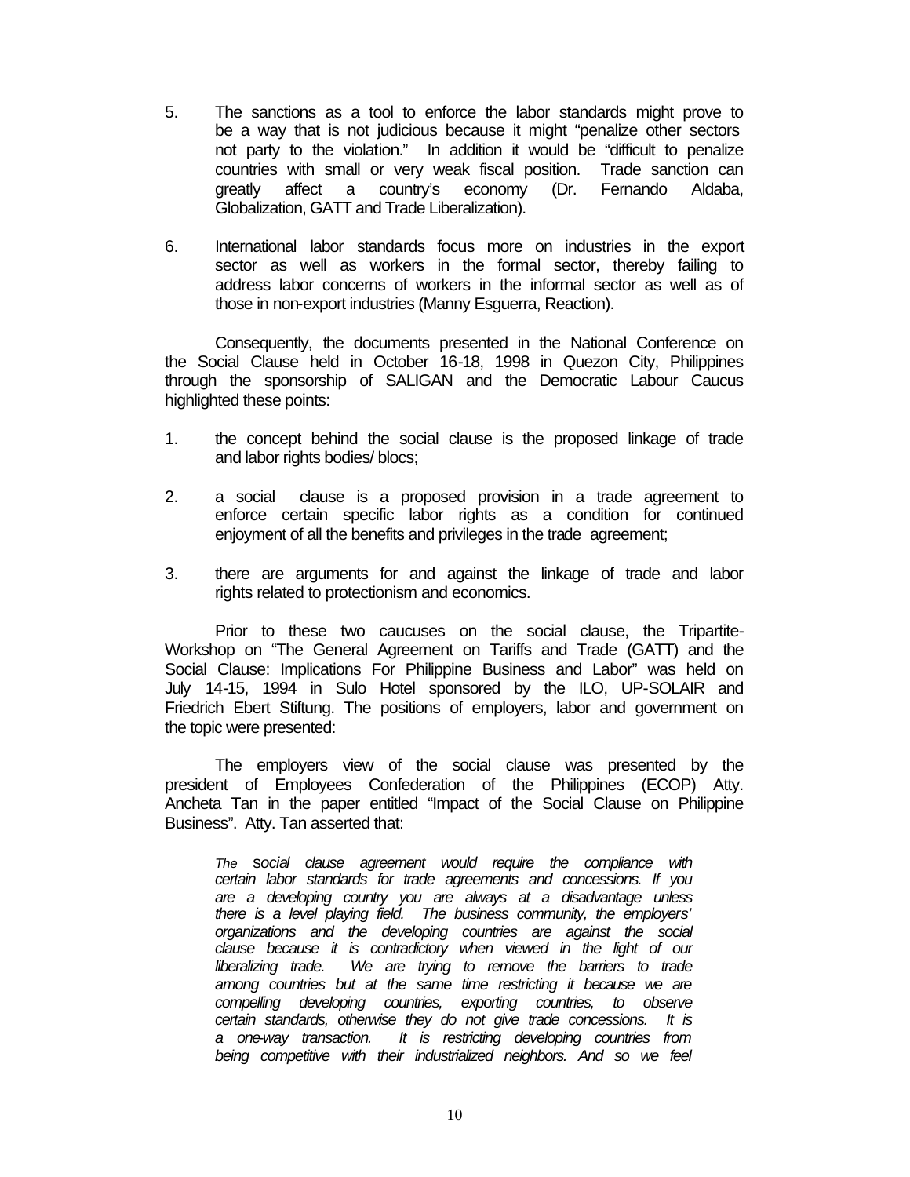5. The sanctions as a tool to enforce the labor standards might prove to be a way that is not judicious because it might "penalize other sectors not party to the violation." In addition it would be "difficult to penalize countries with small or very weak fiscal position. Trade sanction can greatly affect a country's economy (Dr. Fernando Aldaba, Globalization, GATT and Trade Liberalization).

6. International labor standards focus more on industries in the export sector as well as workers in the formal sector, thereby failing to address labor concerns of workers in the informal sector as well as of those in non-export industries (Manny Esguerra, Reaction).

Consequently, the documents presented in the National Conference on the Social Clause held in October 16-18, 1998 in Quezon City, Philippines through the sponsorship of SALIGAN and the Democratic Labour Caucus highlighted these points:

1. the concept behind the social clause is the proposed linkage of trade and labor rights bodies/ blocs;

2. a social clause is a proposed provision in a trade agreement to enforce certain specific labor rights as a condition for continued enjoyment of all the benefits and privileges in the trade agreement;

3. there are arguments for and against the linkage of trade and labor rights related to protectionism and economics.

Prior to these two caucuses on the social clause, the Tripartite-Workshop on "The General Agreement on Tariffs and Trade (GATT) and the Social Clause: Implications For Philippine Business and Labor" was held on July 14-15, 1994 in Sulo Hotel sponsored by the ILO, UP-SOLAIR and Friedrich Ebert Stiftung. The positions of employers, labor and government on the topic were presented:

The employers view of the social clause was presented by the president of Employees Confederation of the Philippines (ECOP) Atty. Ancheta Tan in the paper entitled "Impact of the Social Clause on Philippine Business". Atty. Tan asserted that:

> *The social clause agreement would require the compliance with certain labor standards for trade agreements and concessions. If you are a developing country you are always at a disadvantage unless there is a level playing field. The business community, the employers' organizations and the developing countries are against the social clause because it is contradictory when viewed in the light of our liberalizing trade. We are trying to remove the barriers to trade among countries but at the same time restricting it because we are compelling developing countries, exporting countries, to observe certain standards, otherwise they do not give trade concessions. It is a one-way transaction. It is restricting developing countries from being competitive with their industrialized neighbors. And so we feel*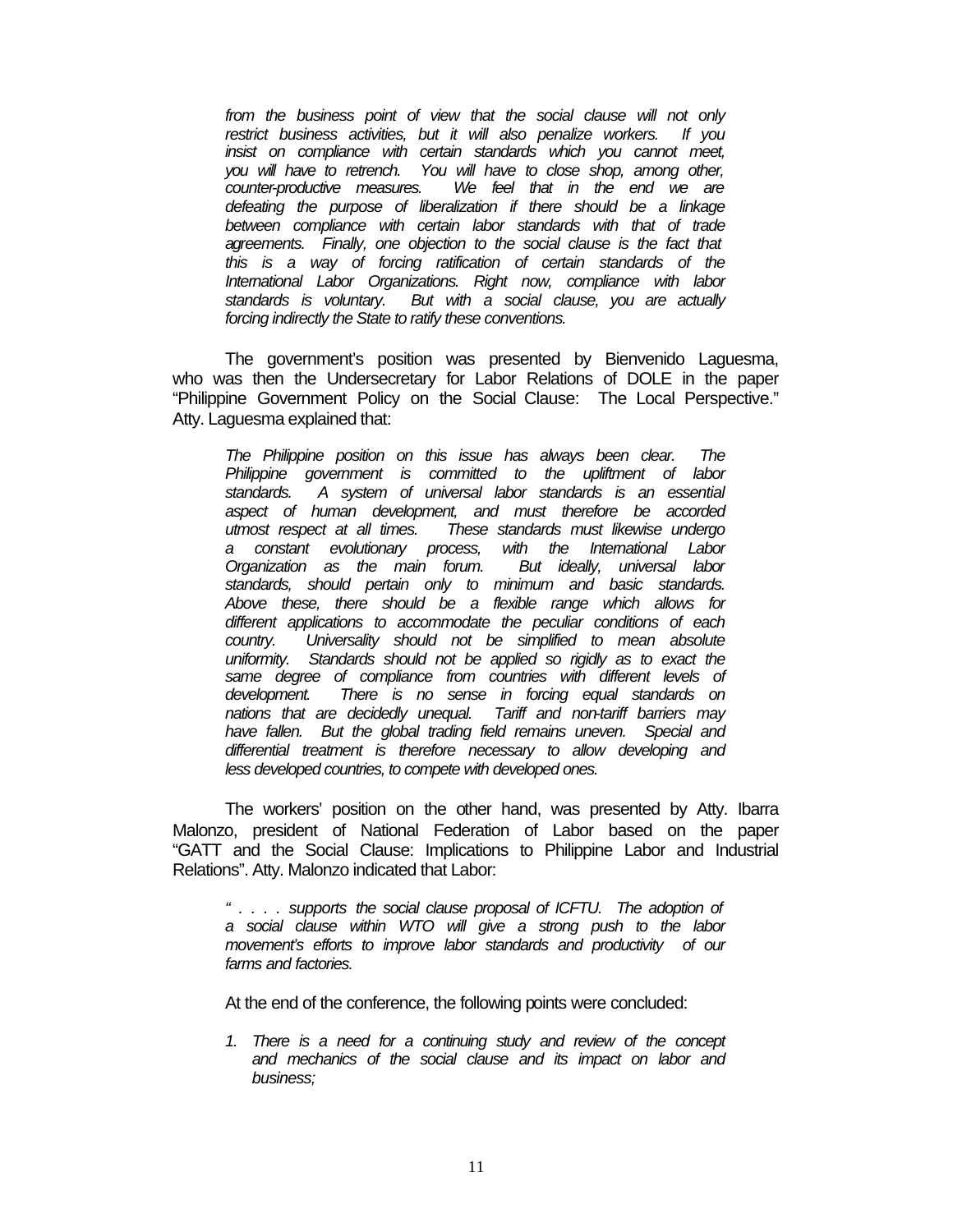> *from the business point of view that the social clause will not only restrict business activities, but it will also penalize workers. If you insist on compliance with certain standards which you cannot meet, you will have to retrench. You will have to close shop, among other, counter-productive measures. We feel that in the end we are defeating the purpose of liberalization if there should be a linkage between compliance with certain labor standards with that of trade agreements. Finally, one objection to the social clause is the fact that this is a way of forcing ratification of certain standards of the International Labor Organizations. Right now, compliance with labor standards is voluntary. But with a social clause, you are actually forcing indirectly the State to ratify these conventions.*

The government's position was presented by Bienvenido Laguesma, who was then the Undersecretary for Labor Relations of DOLE in the paper "Philippine Government Policy on the Social Clause: The Local Perspective." Atty. Laguesma explained that:

> *The Philippine position on this issue has always been clear. The Philippine government is committed to the upliftment of labor standards. A system of universal labor standards is an essential aspect of human development, and must therefore be accorded utmost respect at all times. These standards must likewise undergo a constant evolutionary process, with the International Labor Organization as the main forum. But ideally, universal labor standards, should pertain only to minimum and basic standards. Above these, there should be a flexible range which allows for different applications to accommodate the peculiar conditions of each country. Universality should not be simplified to mean absolute uniformity. Standards should not be applied so rigidly as to exact the same degree of compliance from countries with different levels of development. There is no sense in forcing equal standards on nations that are decidedly unequal. Tariff and non-tariff barriers may have fallen. But the global trading field remains uneven. Special and differential treatment is therefore necessary to allow developing and less developed countries, to compete with developed ones.*

The workers' position on the other hand, was presented by Atty. Ibarra Malonzo, president of National Federation of Labor based on the paper "GATT and the Social Clause: Implications to Philippine Labor and Industrial Relations". Atty. Malonzo indicated that Labor:

> *" . . . . supports the social clause proposal of ICFTU. The adoption of a social clause within WTO will give a strong push to the labor movement's efforts to improve labor standards and productivity of our farms and factories.*

At the end of the conference, the following points were concluded:

1. *There is a need for a continuing study and review of the concept and mechanics of the social clause and its impact on labor and business;*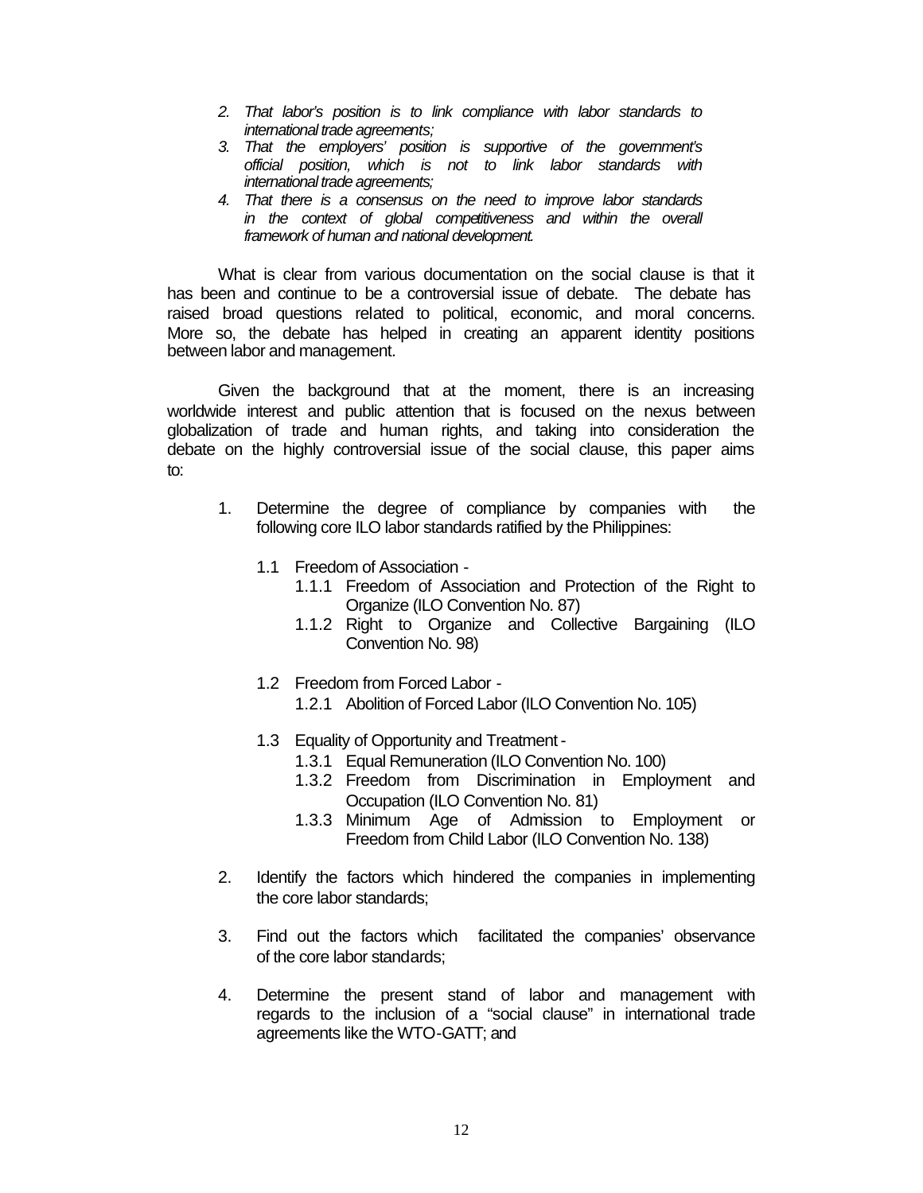2. *That labor's position is to link compliance with labor standards to international trade agreements;*
3. *That the employers' position is supportive of the government's official position, which is not to link labor standards with international trade agreements;*
4. *That there is a consensus on the need to improve labor standards in the context of global competitiveness and within the overall framework of human and national development.*

What is clear from various documentation on the social clause is that it has been and continue to be a controversial issue of debate. The debate has raised broad questions related to political, economic, and moral concerns. More so, the debate has helped in creating an apparent identity positions between labor and management.

Given the background that at the moment, there is an increasing worldwide interest and public attention that is focused on the nexus between globalization of trade and human rights, and taking into consideration the debate on the highly controversial issue of the social clause, this paper aims to:

1. Determine the degree of compliance by companies with the following core ILO labor standards ratified by the Philippines:

   1.1 Freedom of Association -
      - 1.1.1 Freedom of Association and Protection of the Right to Organize (ILO Convention No. 87)
      - 1.1.2 Right to Organize and Collective Bargaining (ILO Convention No. 98)

   1.2 Freedom from Forced Labor -
      - 1.2.1 Abolition of Forced Labor (ILO Convention No. 105)

   1.3 Equality of Opportunity and Treatment -
      - 1.3.1 Equal Remuneration (ILO Convention No. 100)
      - 1.3.2 Freedom from Discrimination in Employment and Occupation (ILO Convention No. 81)
      - 1.3.3 Minimum Age of Admission to Employment or Freedom from Child Labor (ILO Convention No. 138)

2. Identify the factors which hindered the companies in implementing the core labor standards;

3. Find out the factors which facilitated the companies' observance of the core labor standards;

4. Determine the present stand of labor and management with regards to the inclusion of a "social clause" in international trade agreements like the WTO-GATT; and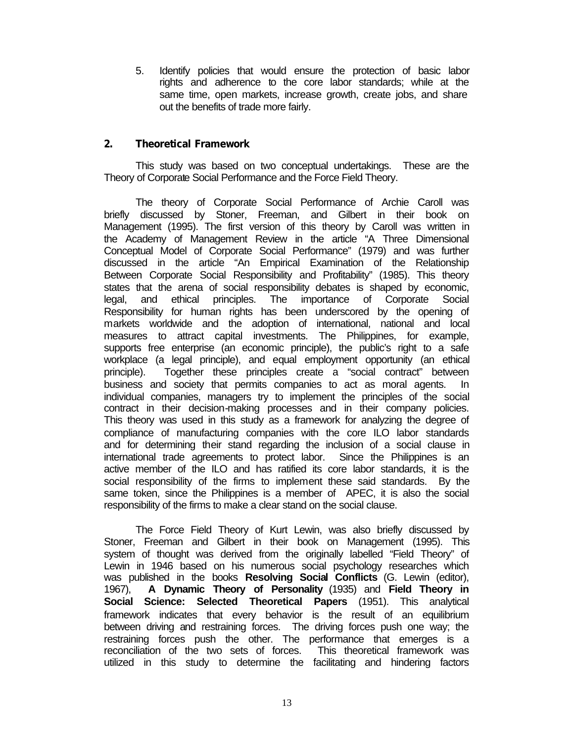5. Identify policies that would ensure the protection of basic labor rights and adherence to the core labor standards; while at the same time, open markets, increase growth, create jobs, and share out the benefits of trade more fairly.

## 2. Theoretical Framework

This study was based on two conceptual undertakings. These are the Theory of Corporate Social Performance and the Force Field Theory.

The theory of Corporate Social Performance of Archie Caroll was briefly discussed by Stoner, Freeman, and Gilbert in their book on Management (1995). The first version of this theory by Caroll was written in the Academy of Management Review in the article "A Three Dimensional Conceptual Model of Corporate Social Performance" (1979) and was further discussed in the article "An Empirical Examination of the Relationship Between Corporate Social Responsibility and Profitability" (1985). This theory states that the arena of social responsibility debates is shaped by economic, legal, and ethical principles. The importance of Corporate Social Responsibility for human rights has been underscored by the opening of markets worldwide and the adoption of international, national and local measures to attract capital investments. The Philippines, for example, supports free enterprise (an economic principle), the public's right to a safe workplace (a legal principle), and equal employment opportunity (an ethical principle). Together these principles create a "social contract" between business and society that permits companies to act as moral agents. In individual companies, managers try to implement the principles of the social contract in their decision-making processes and in their company policies. This theory was used in this study as a framework for analyzing the degree of compliance of manufacturing companies with the core ILO labor standards and for determining their stand regarding the inclusion of a social clause in international trade agreements to protect labor. Since the Philippines is an active member of the ILO and has ratified its core labor standards, it is the social responsibility of the firms to implement these said standards. By the same token, since the Philippines is a member of APEC, it is also the social responsibility of the firms to make a clear stand on the social clause.

The Force Field Theory of Kurt Lewin, was also briefly discussed by Stoner, Freeman and Gilbert in their book on Management (1995). This system of thought was derived from the originally labelled "Field Theory" of Lewin in 1946 based on his numerous social psychology researches which was published in the books **Resolving Social Conflicts** (G. Lewin (editor), 1967), **A Dynamic Theory of Personality** (1935) and **Field Theory in Social Science: Selected Theoretical Papers** (1951). This analytical framework indicates that every behavior is the result of an equilibrium between driving and restraining forces. The driving forces push one way; the restraining forces push the other. The performance that emerges is a reconciliation of the two sets of forces. This theoretical framework was utilized in this study to determine the facilitating and hindering factors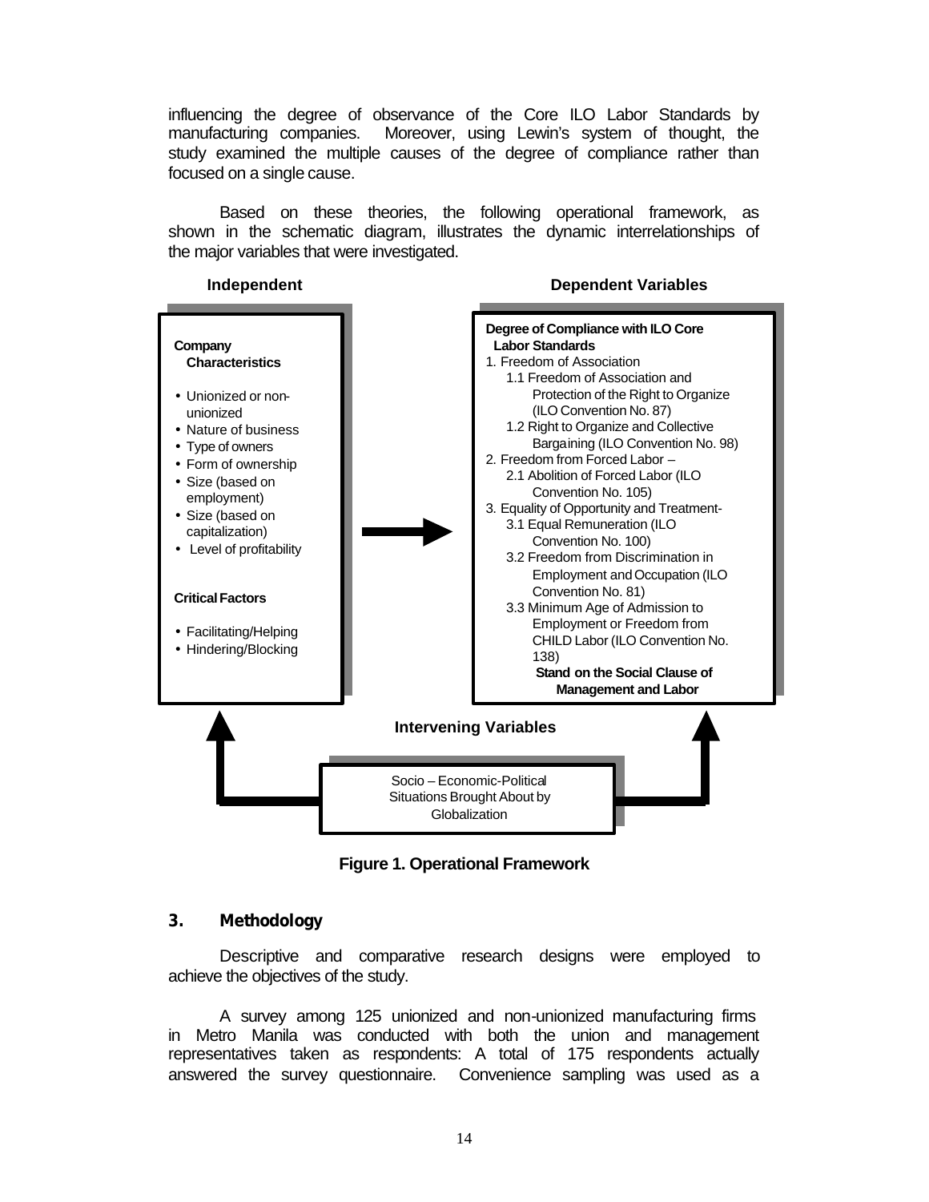influencing the degree of observance of the Core ILO Labor Standards by manufacturing companies. Moreover, using Lewin's system of thought, the study examined the multiple causes of the degree of compliance rather than focused on a single cause.

Based on these theories, the following operational framework, as shown in the schematic diagram, illustrates the dynamic interrelationships of the major variables that were investigated.

**Independent**

**Company Characteristics**

- Unionized or non-unionized
- Nature of business
- Type of owners
- Form of ownership
- Size (based on employment)
- Size (based on capitalization)
- Level of profitability

**Critical Factors**

- Facilitating/Helping
- Hindering/Blocking

**Dependent Variables**

**Degree of Compliance with ILO Core Labor Standards**

1. Freedom of Association
   1.1 Freedom of Association and Protection of the Right to Organize (ILO Convention No. 87)
   1.2 Right to Organize and Collective Bargaining (ILO Convention No. 98)
2. Freedom from Forced Labor –
   2.1 Abolition of Forced Labor (ILO Convention No. 105)
3. Equality of Opportunity and Treatment-
   3.1 Equal Remuneration (ILO Convention No. 100)
   3.2 Freedom from Discrimination in Employment and Occupation (ILO Convention No. 81)
   3.3 Minimum Age of Admission to Employment or Freedom from CHILD Labor (ILO Convention No. 138)

**Stand on the Social Clause of Management and Labor**

**Intervening Variables**

Socio – Economic-Political Situations Brought About by Globalization

**Figure 1. Operational Framework**

## 3. Methodology

Descriptive and comparative research designs were employed to achieve the objectives of the study.

A survey among 125 unionized and non-unionized manufacturing firms in Metro Manila was conducted with both the union and management representatives taken as respondents: A total of 175 respondents actually answered the survey questionnaire. Convenience sampling was used as a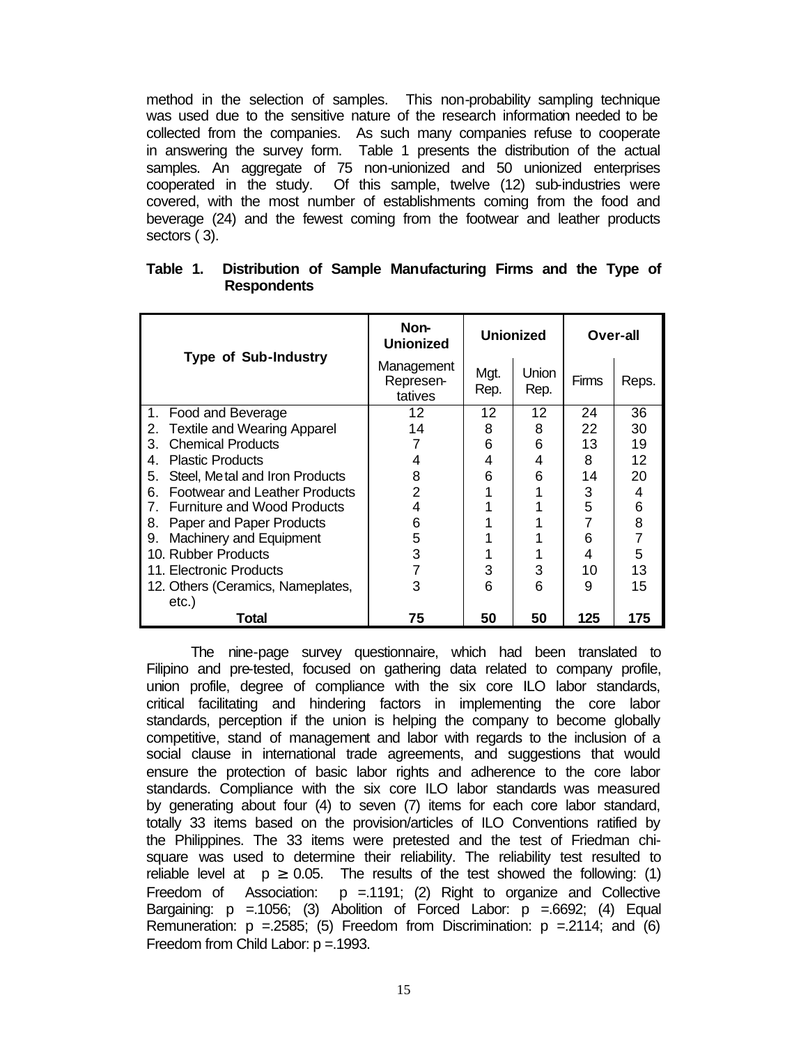method in the selection of samples. This non-probability sampling technique was used due to the sensitive nature of the research information needed to be collected from the companies. As such many companies refuse to cooperate in answering the survey form. Table 1 presents the distribution of the actual samples. An aggregate of 75 non-unionized and 50 unionized enterprises cooperated in the study. Of this sample, twelve (12) sub-industries were covered, with the most number of establishments coming from the food and beverage (24) and the fewest coming from the footwear and leather products sectors ( 3).

**Table 1. Distribution of Sample Manufacturing Firms and the Type of Respondents**

| Type of Sub-Industry | Non-Unionized | Unionized | | Over-all | |
|---|---|---|---|---|---|
| | Management Represen-tatives | Mgt. Rep. | Union Rep. | Firms | Reps. |
| 1. Food and Beverage | 12 | 12 | 12 | 24 | 36 |
| 2. Textile and Wearing Apparel | 14 | 8 | 8 | 22 | 30 |
| 3. Chemical Products | 7 | 6 | 6 | 13 | 19 |
| 4. Plastic Products | 4 | 4 | 4 | 8 | 12 |
| 5. Steel, Metal and Iron Products | 8 | 6 | 6 | 14 | 20 |
| 6. Footwear and Leather Products | 2 | 1 | 1 | 3 | 4 |
| 7. Furniture and Wood Products | 4 | 1 | 1 | 5 | 6 |
| 8. Paper and Paper Products | 6 | 1 | 1 | 7 | 8 |
| 9. Machinery and Equipment | 5 | 1 | 1 | 6 | 7 |
| 10. Rubber Products | 3 | 1 | 1 | 4 | 5 |
| 11. Electronic Products | 7 | 3 | 3 | 10 | 13 |
| 12. Others (Ceramics, Nameplates, etc.) | 3 | 6 | 6 | 9 | 15 |
| **Total** | **75** | **50** | **50** | **125** | **175** |

The nine-page survey questionnaire, which had been translated to Filipino and pre-tested, focused on gathering data related to company profile, union profile, degree of compliance with the six core ILO labor standards, critical facilitating and hindering factors in implementing the core labor standards, perception if the union is helping the company to become globally competitive, stand of management and labor with regards to the inclusion of a social clause in international trade agreements, and suggestions that would ensure the protection of basic labor rights and adherence to the core labor standards. Compliance with the six core ILO labor standards was measured by generating about four (4) to seven (7) items for each core labor standard, totally 33 items based on the provision/articles of ILO Conventions ratified by the Philippines. The 33 items were pretested and the test of Friedman chi-square was used to determine their reliability. The reliability test resulted to reliable level at $p \geq 0.05$. The results of the test showed the following: (1) Freedom of Association: $p = .1191$; (2) Right to organize and Collective Bargaining: $p = .1056$; (3) Abolition of Forced Labor: $p = .6692$; (4) Equal Remuneration: $p = .2585$; (5) Freedom from Discrimination: $p = .2114$; and (6) Freedom from Child Labor: $p = .1993$.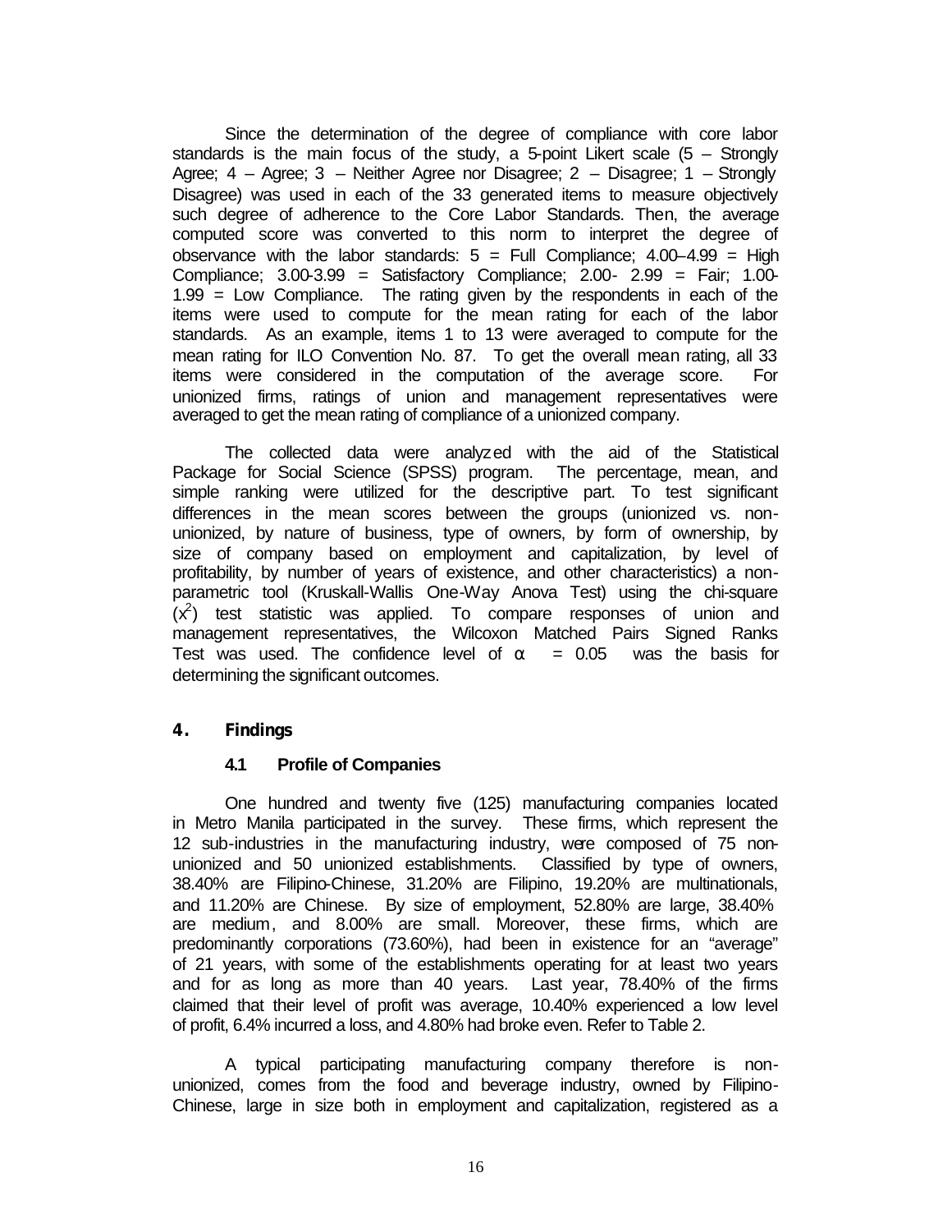Since the determination of the degree of compliance with core labor standards is the main focus of the study, a 5-point Likert scale (5 – Strongly Agree; 4 – Agree; 3 – Neither Agree nor Disagree; 2 – Disagree; 1 – Strongly Disagree) was used in each of the 33 generated items to measure objectively such degree of adherence to the Core Labor Standards. Then, the average computed score was converted to this norm to interpret the degree of observance with the labor standards: 5 = Full Compliance; 4.00–4.99 = High Compliance; 3.00-3.99 = Satisfactory Compliance; 2.00- 2.99 = Fair; 1.00-1.99 = Low Compliance. The rating given by the respondents in each of the items were used to compute for the mean rating for each of the labor standards. As an example, items 1 to 13 were averaged to compute for the mean rating for ILO Convention No. 87. To get the overall mean rating, all 33 items were considered in the computation of the average score. For unionized firms, ratings of union and management representatives were averaged to get the mean rating of compliance of a unionized company.

The collected data were analyzed with the aid of the Statistical Package for Social Science (SPSS) program. The percentage, mean, and simple ranking were utilized for the descriptive part. To test significant differences in the mean scores between the groups (unionized vs. non-unionized, by nature of business, type of owners, by form of ownership, by size of company based on employment and capitalization, by level of profitability, by number of years of existence, and other characteristics) a non-parametric tool (Kruskall-Wallis One-Way Anova Test) using the chi-square ($x^2$) test statistic was applied. To compare responses of union and management representatives, the Wilcoxon Matched Pairs Signed Ranks Test was used. The confidence level of $\alpha = 0.05$ was the basis for determining the significant outcomes.

## 4. Findings

### 4.1 Profile of Companies

One hundred and twenty five (125) manufacturing companies located in Metro Manila participated in the survey. These firms, which represent the 12 sub-industries in the manufacturing industry, were composed of 75 non-unionized and 50 unionized establishments. Classified by type of owners, 38.40% are Filipino-Chinese, 31.20% are Filipino, 19.20% are multinationals, and 11.20% are Chinese. By size of employment, 52.80% are large, 38.40% are medium, and 8.00% are small. Moreover, these firms, which are predominantly corporations (73.60%), had been in existence for an "average" of 21 years, with some of the establishments operating for at least two years and for as long as more than 40 years. Last year, 78.40% of the firms claimed that their level of profit was average, 10.40% experienced a low level of profit, 6.4% incurred a loss, and 4.80% had broke even. Refer to Table 2.

A typical participating manufacturing company therefore is non-unionized, comes from the food and beverage industry, owned by Filipino-Chinese, large in size both in employment and capitalization, registered as a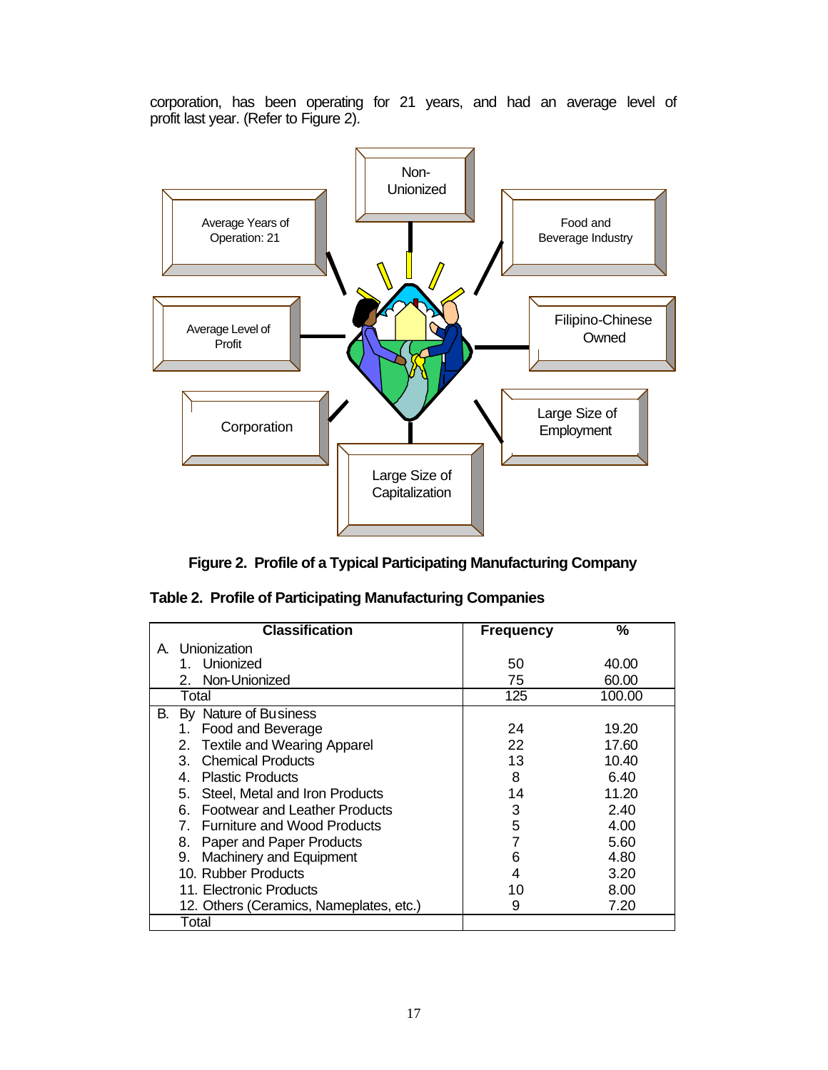corporation, has been operating for 21 years, and had an average level of profit last year. (Refer to Figure 2).

Non-Unionized

Average Years of Operation: 21

Food and Beverage Industry

Average Level of Profit

Filipino-Chinese Owned

Corporation

Large Size of Employment

Large Size of Capitalization

**Figure 2. Profile of a Typical Participating Manufacturing Company**

**Table 2. Profile of Participating Manufacturing Companies**

| Classification | Frequency | % |
|---|---|---|
| A. Unionization | | |
| 1. Unionized | 50 | 40.00 |
| 2. Non-Unionized | 75 | 60.00 |
| Total | 125 | 100.00 |
| B. By Nature of Business | | |
| 1. Food and Beverage | 24 | 19.20 |
| 2. Textile and Wearing Apparel | 22 | 17.60 |
| 3. Chemical Products | 13 | 10.40 |
| 4. Plastic Products | 8 | 6.40 |
| 5. Steel, Metal and Iron Products | 14 | 11.20 |
| 6. Footwear and Leather Products | 3 | 2.40 |
| 7. Furniture and Wood Products | 5 | 4.00 |
| 8. Paper and Paper Products | 7 | 5.60 |
| 9. Machinery and Equipment | 6 | 4.80 |
| 10. Rubber Products | 4 | 3.20 |
| 11. Electronic Products | 10 | 8.00 |
| 12. Others (Ceramics, Nameplates, etc.) | 9 | 7.20 |
| Total | | |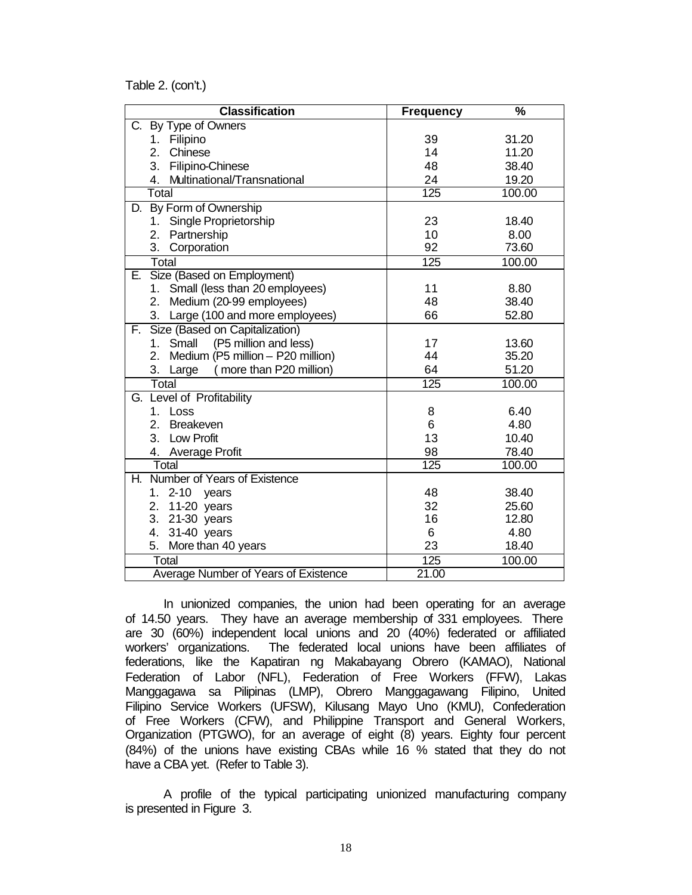Table 2. (con't.)

| Classification | Frequency | % |
|---|---|---|
| C. By Type of Owners | | |
| 1. Filipino | 39 | 31.20 |
| 2. Chinese | 14 | 11.20 |
| 3. Filipino-Chinese | 48 | 38.40 |
| 4. Multinational/Transnational | 24 | 19.20 |
| Total | 125 | 100.00 |
| D. By Form of Ownership | | |
| 1. Single Proprietorship | 23 | 18.40 |
| 2. Partnership | 10 | 8.00 |
| 3. Corporation | 92 | 73.60 |
| Total | 125 | 100.00 |
| E. Size (Based on Employment) | | |
| 1. Small (less than 20 employees) | 11 | 8.80 |
| 2. Medium (20-99 employees) | 48 | 38.40 |
| 3. Large (100 and more employees) | 66 | 52.80 |
| F. Size (Based on Capitalization) | | |
| 1. Small (P5 million and less) | 17 | 13.60 |
| 2. Medium (P5 million – P20 million) | 44 | 35.20 |
| 3. Large ( more than P20 million) | 64 | 51.20 |
| Total | 125 | 100.00 |
| G. Level of Profitability | | |
| 1. Loss | 8 | 6.40 |
| 2. Breakeven | 6 | 4.80 |
| 3. Low Profit | 13 | 10.40 |
| 4. Average Profit | 98 | 78.40 |
| Total | 125 | 100.00 |
| H. Number of Years of Existence | | |
| 1. 2-10 years | 48 | 38.40 |
| 2. 11-20 years | 32 | 25.60 |
| 3. 21-30 years | 16 | 12.80 |
| 4. 31-40 years | 6 | 4.80 |
| 5. More than 40 years | 23 | 18.40 |
| Total | 125 | 100.00 |
| Average Number of Years of Existence | 21.00 | |

In unionized companies, the union had been operating for an average of 14.50 years. They have an average membership of 331 employees. There are 30 (60%) independent local unions and 20 (40%) federated or affiliated workers' organizations. The federated local unions have been affiliates of federations, like the Kapatiran ng Makabayang Obrero (KAMAO), National Federation of Labor (NFL), Federation of Free Workers (FFW), Lakas Manggagawa sa Pilipinas (LMP), Obrero Manggagawang Filipino, United Filipino Service Workers (UFSW), Kilusang Mayo Uno (KMU), Confederation of Free Workers (CFW), and Philippine Transport and General Workers, Organization (PTGWO), for an average of eight (8) years. Eighty four percent (84%) of the unions have existing CBAs while 16 % stated that they do not have a CBA yet. (Refer to Table 3).

A profile of the typical participating unionized manufacturing company is presented in Figure 3.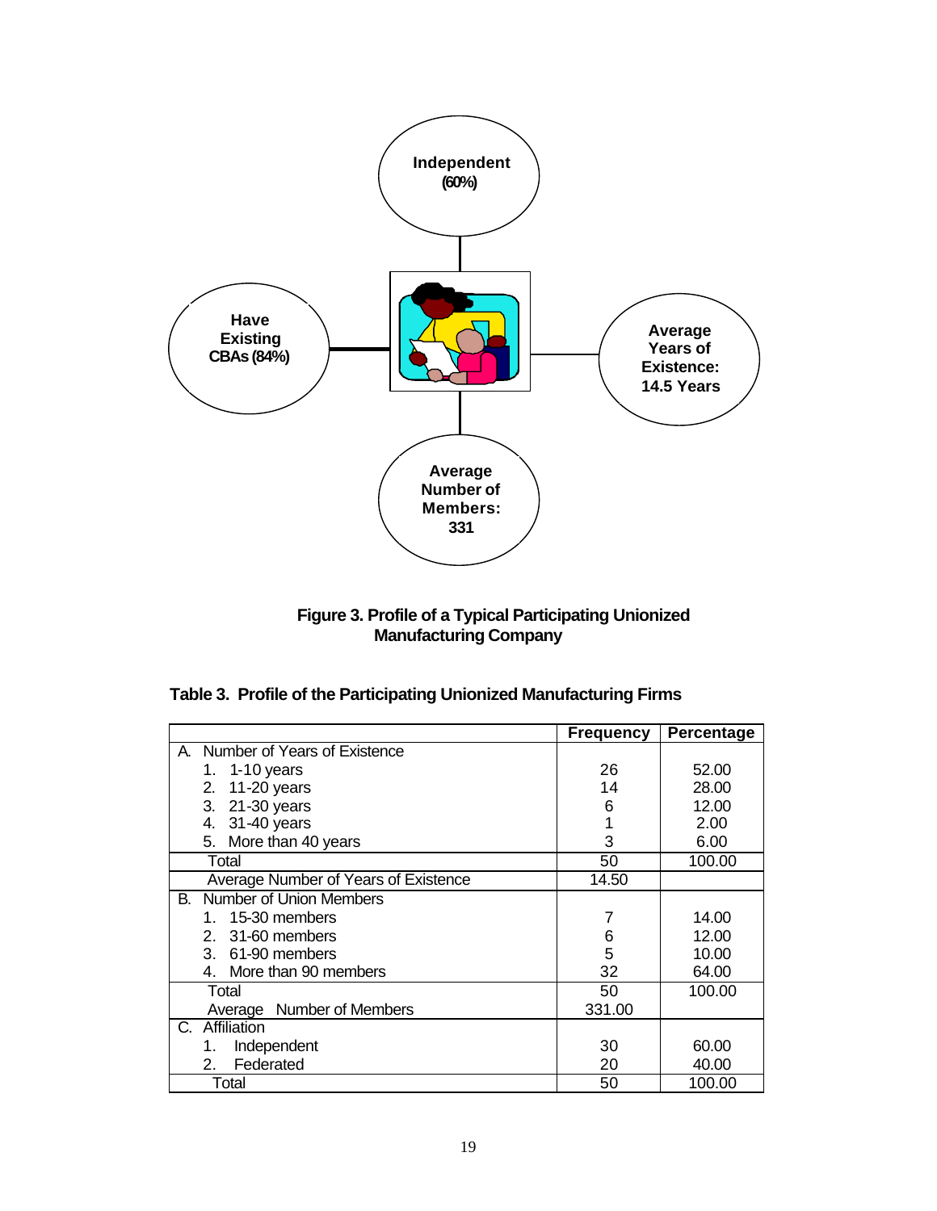Independent (60%)

Have Existing CBAs (84%)

Average Years of Existence: 14.5 Years

Average Number of Members: 331

**Figure 3. Profile of a Typical Participating Unionized Manufacturing Company**

**Table 3. Profile of the Participating Unionized Manufacturing Firms**

| | Frequency | Percentage |
|---|---|---|
| A. Number of Years of Existence | | |
| 1. 1-10 years | 26 | 52.00 |
| 2. 11-20 years | 14 | 28.00 |
| 3. 21-30 years | 6 | 12.00 |
| 4. 31-40 years | 1 | 2.00 |
| 5. More than 40 years | 3 | 6.00 |
| Total | 50 | 100.00 |
| Average Number of Years of Existence | 14.50 | |
| B. Number of Union Members | | |
| 1. 15-30 members | 7 | 14.00 |
| 2. 31-60 members | 6 | 12.00 |
| 3. 61-90 members | 5 | 10.00 |
| 4. More than 90 members | 32 | 64.00 |
| Total | 50 | 100.00 |
| Average Number of Members | 331.00 | |
| C. Affiliation | | |
| 1. Independent | 30 | 60.00 |
| 2. Federated | 20 | 40.00 |
| Total | 50 | 100.00 |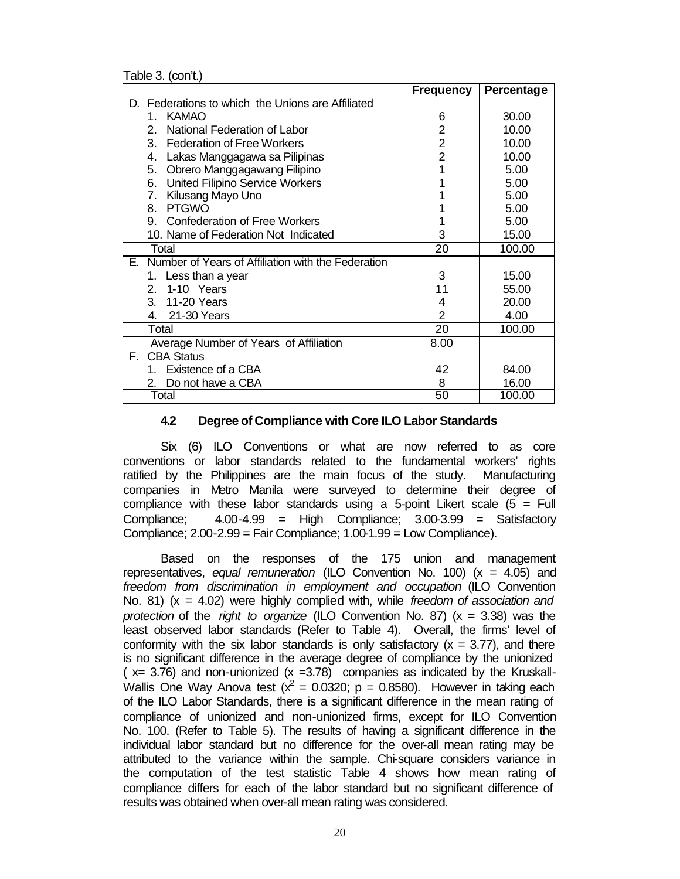Table 3. (con't.)

| | Frequency | Percentage |
|---|---|---|
| D. Federations to which the Unions are Affiliated | | |
| 1. KAMAO | 6 | 30.00 |
| 2. National Federation of Labor | 2 | 10.00 |
| 3. Federation of Free Workers | 2 | 10.00 |
| 4. Lakas Manggagawa sa Pilipinas | 2 | 10.00 |
| 5. Obrero Manggagawang Filipino | 1 | 5.00 |
| 6. United Filipino Service Workers | 1 | 5.00 |
| 7. Kilusang Mayo Uno | 1 | 5.00 |
| 8. PTGWO | 1 | 5.00 |
| 9. Confederation of Free Workers | 1 | 5.00 |
| 10. Name of Federation Not Indicated | 3 | 15.00 |
| Total | 20 | 100.00 |
| E. Number of Years of Affiliation with the Federation | | |
| 1. Less than a year | 3 | 15.00 |
| 2. 1-10 Years | 11 | 55.00 |
| 3. 11-20 Years | 4 | 20.00 |
| 4. 21-30 Years | 2 | 4.00 |
| Total | 20 | 100.00 |
| Average Number of Years of Affiliation | 8.00 | |
| F. CBA Status | | |
| 1. Existence of a CBA | 42 | 84.00 |
| 2. Do not have a CBA | 8 | 16.00 |
| Total | 50 | 100.00 |

### 4.2 Degree of Compliance with Core ILO Labor Standards

Six (6) ILO Conventions or what are now referred to as core conventions or labor standards related to the fundamental workers' rights ratified by the Philippines are the main focus of the study. Manufacturing companies in Metro Manila were surveyed to determine their degree of compliance with these labor standards using a 5-point Likert scale (5 = Full Compliance; 4.00-4.99 = High Compliance; 3.00-3.99 = Satisfactory Compliance; 2.00-2.99 = Fair Compliance; 1.00-1.99 = Low Compliance).

Based on the responses of the 175 union and management representatives, *equal remuneration* (ILO Convention No. 100) ($x$ = 4.05) and *freedom from discrimination in employment and occupation* (ILO Convention No. 81) ($x$ = 4.02) were highly complied with, while *freedom of association and protection* of the *right to organize* (ILO Convention No. 87) ($x$ = 3.38) was the least observed labor standards (Refer to Table 4). Overall, the firms' level of conformity with the six labor standards is only satisfactory ($x$ = 3.77), and there is no significant difference in the average degree of compliance by the unionized ($x$= 3.76) and non-unionized ($x$ =3.78) companies as indicated by the Kruskall-Wallis One Way Anova test ($x^2$ = 0.0320; $p$ = 0.8580). However in taking each of the ILO Labor Standards, there is a significant difference in the mean rating of compliance of unionized and non-unionized firms, except for ILO Convention No. 100. (Refer to Table 5). The results of having a significant difference in the individual labor standard but no difference for the over-all mean rating may be attributed to the variance within the sample. Chi-square considers variance in the computation of the test statistic Table 4 shows how mean rating of compliance differs for each of the labor standard but no significant difference of results was obtained when over-all mean rating was considered.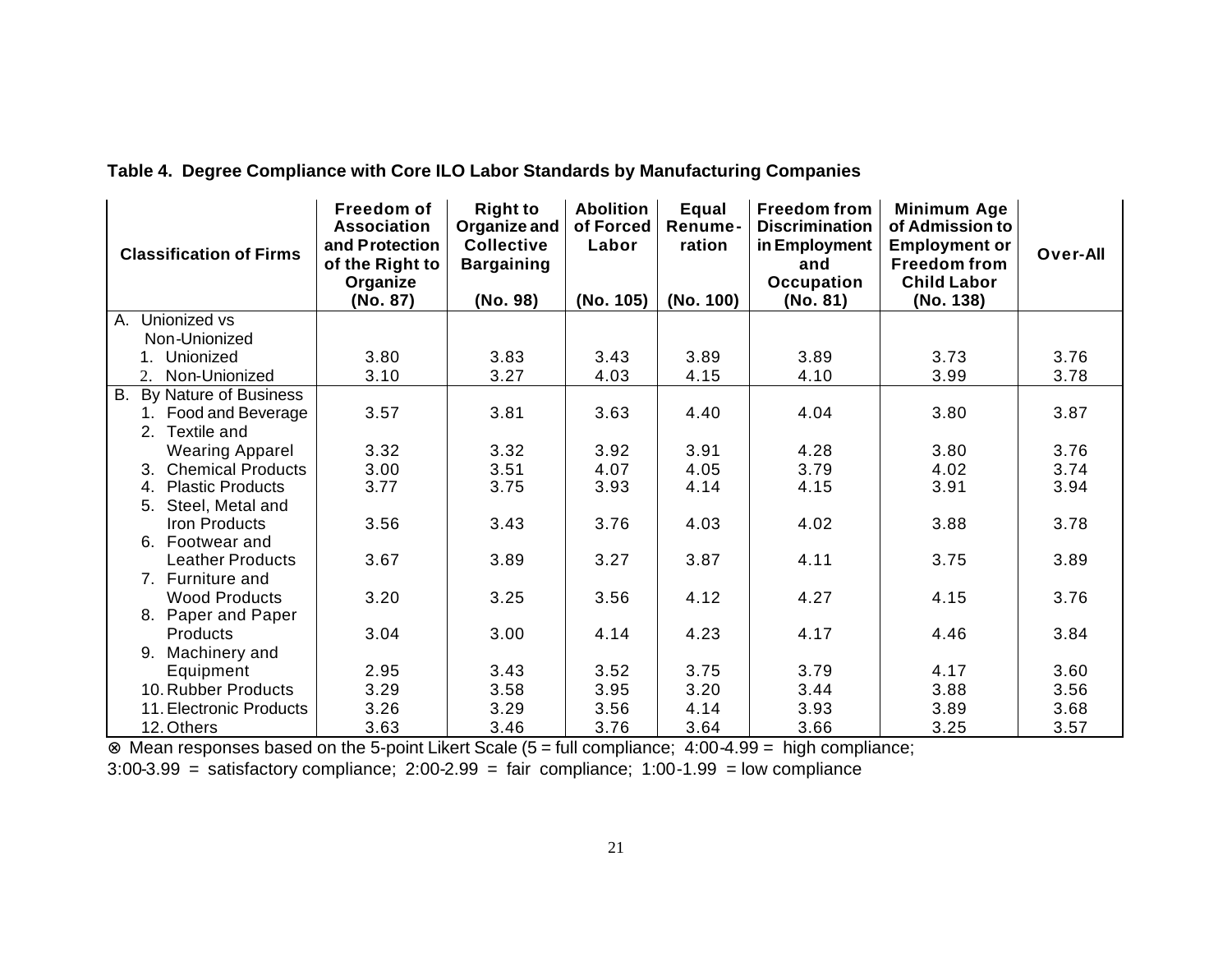**Table 4. Degree Compliance with Core ILO Labor Standards by Manufacturing Companies**

| Classification of Firms | Freedom of Association and Protection of the Right to Organize (No. 87) | Right to Organize and Collective Bargaining (No. 98) | Abolition of Forced Labor (No. 105) | Equal Renume-ration (No. 100) | Freedom from Discrimination in Employment and Occupation (No. 81) | Minimum Age of Admission to Employment or Freedom from Child Labor (No. 138) | Over-All |
|---|---|---|---|---|---|---|---|
| A. Unionized vs Non-Unionized | | | | | | | |
| 1. Unionized | 3.80 | 3.83 | 3.43 | 3.89 | 3.89 | 3.73 | 3.76 |
| 2. Non-Unionized | 3.10 | 3.27 | 4.03 | 4.15 | 4.10 | 3.99 | 3.78 |
| B. By Nature of Business | | | | | | | |
| 1. Food and Beverage | 3.57 | 3.81 | 3.63 | 4.40 | 4.04 | 3.80 | 3.87 |
| 2. Textile and Wearing Apparel | 3.32 | 3.32 | 3.92 | 3.91 | 4.28 | 3.80 | 3.76 |
| 3. Chemical Products | 3.00 | 3.51 | 4.07 | 4.05 | 3.79 | 4.02 | 3.74 |
| 4. Plastic Products | 3.77 | 3.75 | 3.93 | 4.14 | 4.15 | 3.91 | 3.94 |
| 5. Steel, Metal and Iron Products | 3.56 | 3.43 | 3.76 | 4.03 | 4.02 | 3.88 | 3.78 |
| 6. Footwear and Leather Products | 3.67 | 3.89 | 3.27 | 3.87 | 4.11 | 3.75 | 3.89 |
| 7. Furniture and Wood Products | 3.20 | 3.25 | 3.56 | 4.12 | 4.27 | 4.15 | 3.76 |
| 8. Paper and Paper Products | 3.04 | 3.00 | 4.14 | 4.23 | 4.17 | 4.46 | 3.84 |
| 9. Machinery and Equipment | 2.95 | 3.43 | 3.52 | 3.75 | 3.79 | 4.17 | 3.60 |
| 10. Rubber Products | 3.29 | 3.58 | 3.95 | 3.20 | 3.44 | 3.88 | 3.56 |
| 11. Electronic Products | 3.26 | 3.29 | 3.56 | 4.14 | 3.93 | 3.89 | 3.68 |
| 12. Others | 3.63 | 3.46 | 3.76 | 3.64 | 3.66 | 3.25 | 3.57 |

⊗ Mean responses based on the 5-point Likert Scale (5 = full compliance; 4:00-4.99 = high compliance; 3:00-3.99 = satisfactory compliance; 2:00-2.99 = fair compliance; 1:00-1.99 = low compliance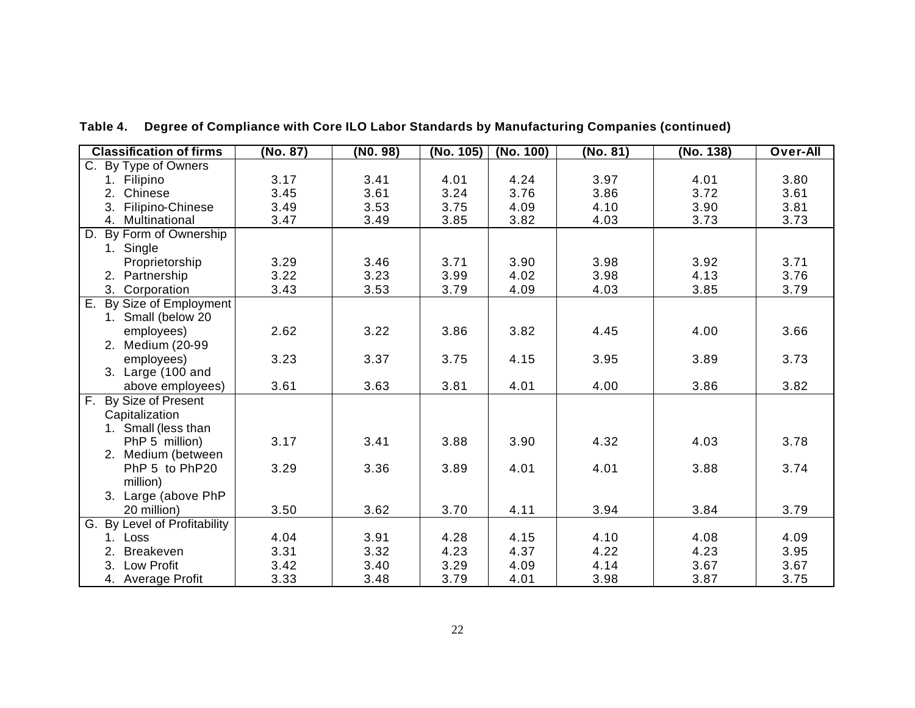**Table 4. Degree of Compliance with Core ILO Labor Standards by Manufacturing Companies (continued)**

| Classification of firms | (No. 87) | (N0. 98) | (No. 105) | (No. 100) | (No. 81) | (No. 138) | Over-All |
|---|---|---|---|---|---|---|---|
| C. By Type of Owners | | | | | | | |
| 1. Filipino | 3.17 | 3.41 | 4.01 | 4.24 | 3.97 | 4.01 | 3.80 |
| 2. Chinese | 3.45 | 3.61 | 3.24 | 3.76 | 3.86 | 3.72 | 3.61 |
| 3. Filipino-Chinese | 3.49 | 3.53 | 3.75 | 4.09 | 4.10 | 3.90 | 3.81 |
| 4. Multinational | 3.47 | 3.49 | 3.85 | 3.82 | 4.03 | 3.73 | 3.73 |
| D. By Form of Ownership | | | | | | | |
| 1. Single Proprietorship | 3.29 | 3.46 | 3.71 | 3.90 | 3.98 | 3.92 | 3.71 |
| 2. Partnership | 3.22 | 3.23 | 3.99 | 4.02 | 3.98 | 4.13 | 3.76 |
| 3. Corporation | 3.43 | 3.53 | 3.79 | 4.09 | 4.03 | 3.85 | 3.79 |
| E. By Size of Employment | | | | | | | |
| 1. Small (below 20 employees) | 2.62 | 3.22 | 3.86 | 3.82 | 4.45 | 4.00 | 3.66 |
| 2. Medium (20-99 employees) | 3.23 | 3.37 | 3.75 | 4.15 | 3.95 | 3.89 | 3.73 |
| 3. Large (100 and above employees) | 3.61 | 3.63 | 3.81 | 4.01 | 4.00 | 3.86 | 3.82 |
| F. By Size of Present Capitalization | | | | | | | |
| 1. Small (less than PhP 5 million) | 3.17 | 3.41 | 3.88 | 3.90 | 4.32 | 4.03 | 3.78 |
| 2. Medium (between PhP 5 to PhP20 million) | 3.29 | 3.36 | 3.89 | 4.01 | 4.01 | 3.88 | 3.74 |
| 3. Large (above PhP 20 million) | 3.50 | 3.62 | 3.70 | 4.11 | 3.94 | 3.84 | 3.79 |
| G. By Level of Profitability | | | | | | | |
| 1. Loss | 4.04 | 3.91 | 4.28 | 4.15 | 4.10 | 4.08 | 4.09 |
| 2. Breakeven | 3.31 | 3.32 | 4.23 | 4.37 | 4.22 | 4.23 | 3.95 |
| 3. Low Profit | 3.42 | 3.40 | 3.29 | 4.09 | 4.14 | 3.67 | 3.67 |
| 4. Average Profit | 3.33 | 3.48 | 3.79 | 4.01 | 3.98 | 3.87 | 3.75 |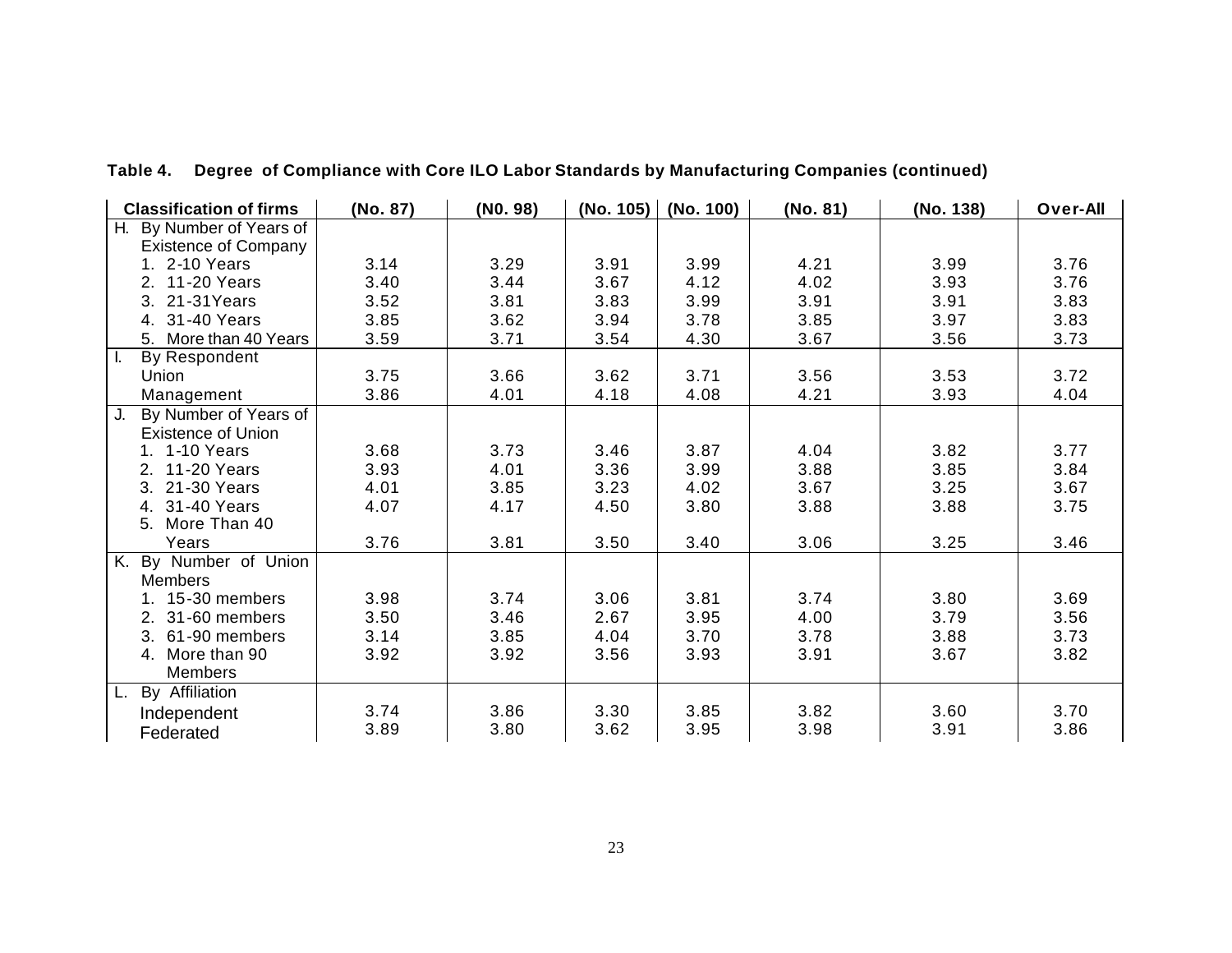**Table 4. Degree of Compliance with Core ILO Labor Standards by Manufacturing Companies (continued)**

| Classification of firms | (No. 87) | (N0. 98) | (No. 105) | (No. 100) | (No. 81) | (No. 138) | Over-All |
|---|---|---|---|---|---|---|---|
| H. By Number of Years of Existence of Company | | | | | | | |
| 1. 2-10 Years | 3.14 | 3.29 | 3.91 | 3.99 | 4.21 | 3.99 | 3.76 |
| 2. 11-20 Years | 3.40 | 3.44 | 3.67 | 4.12 | 4.02 | 3.93 | 3.76 |
| 3. 21-31Years | 3.52 | 3.81 | 3.83 | 3.99 | 3.91 | 3.91 | 3.83 |
| 4. 31-40 Years | 3.85 | 3.62 | 3.94 | 3.78 | 3.85 | 3.97 | 3.83 |
| 5. More than 40 Years | 3.59 | 3.71 | 3.54 | 4.30 | 3.67 | 3.56 | 3.73 |
| I. By Respondent | | | | | | | |
| Union | 3.75 | 3.66 | 3.62 | 3.71 | 3.56 | 3.53 | 3.72 |
| Management | 3.86 | 4.01 | 4.18 | 4.08 | 4.21 | 3.93 | 4.04 |
| J. By Number of Years of Existence of Union | | | | | | | |
| 1. 1-10 Years | 3.68 | 3.73 | 3.46 | 3.87 | 4.04 | 3.82 | 3.77 |
| 2. 11-20 Years | 3.93 | 4.01 | 3.36 | 3.99 | 3.88 | 3.85 | 3.84 |
| 3. 21-30 Years | 4.01 | 3.85 | 3.23 | 4.02 | 3.67 | 3.25 | 3.67 |
| 4. 31-40 Years | 4.07 | 4.17 | 4.50 | 3.80 | 3.88 | 3.88 | 3.75 |
| 5. More Than 40 Years | 3.76 | 3.81 | 3.50 | 3.40 | 3.06 | 3.25 | 3.46 |
| K. By Number of Union Members | | | | | | | |
| 1. 15-30 members | 3.98 | 3.74 | 3.06 | 3.81 | 3.74 | 3.80 | 3.69 |
| 2. 31-60 members | 3.50 | 3.46 | 2.67 | 3.95 | 4.00 | 3.79 | 3.56 |
| 3. 61-90 members | 3.14 | 3.85 | 4.04 | 3.70 | 3.78 | 3.88 | 3.73 |
| 4. More than 90 Members | 3.92 | 3.92 | 3.56 | 3.93 | 3.91 | 3.67 | 3.82 |
| L. By Affiliation | | | | | | | |
| Independent | 3.74 | 3.86 | 3.30 | 3.85 | 3.82 | 3.60 | 3.70 |
| Federated | 3.89 | 3.80 | 3.62 | 3.95 | 3.98 | 3.91 | 3.86 |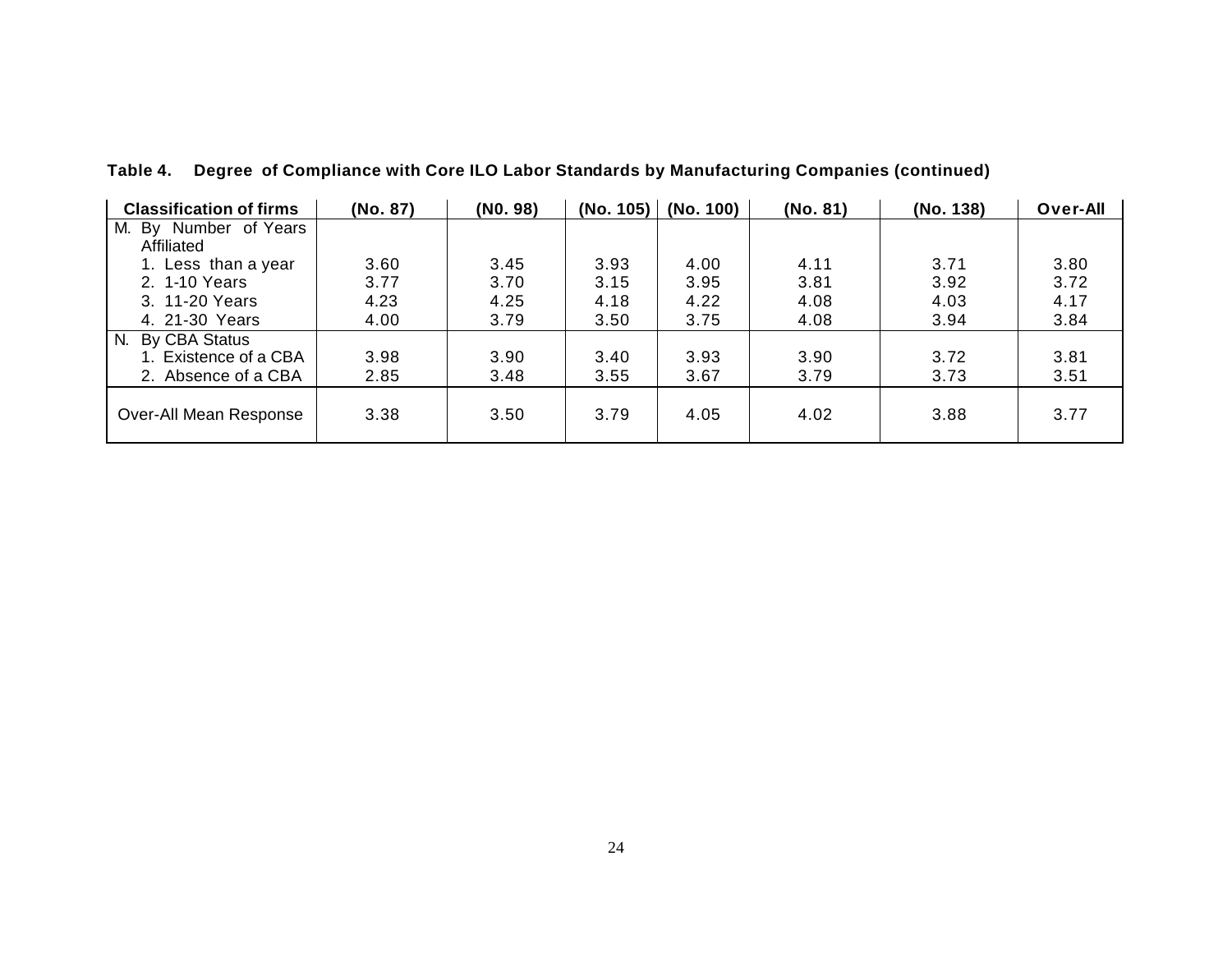**Table 4. Degree of Compliance with Core ILO Labor Standards by Manufacturing Companies (continued)**

| Classification of firms | (No. 87) | (N0. 98) | (No. 105) | (No. 100) | (No. 81) | (No. 138) | Over-All |
|---|---|---|---|---|---|---|---|
| M. By Number of Years Affiliated | | | | | | | |
| 1. Less than a year | 3.60 | 3.45 | 3.93 | 4.00 | 4.11 | 3.71 | 3.80 |
| 2. 1-10 Years | 3.77 | 3.70 | 3.15 | 3.95 | 3.81 | 3.92 | 3.72 |
| 3. 11-20 Years | 4.23 | 4.25 | 4.18 | 4.22 | 4.08 | 4.03 | 4.17 |
| 4. 21-30 Years | 4.00 | 3.79 | 3.50 | 3.75 | 4.08 | 3.94 | 3.84 |
| N. By CBA Status | | | | | | | |
| 1. Existence of a CBA | 3.98 | 3.90 | 3.40 | 3.93 | 3.90 | 3.72 | 3.81 |
| 2. Absence of a CBA | 2.85 | 3.48 | 3.55 | 3.67 | 3.79 | 3.73 | 3.51 |
| Over-All Mean Response | 3.38 | 3.50 | 3.79 | 4.05 | 4.02 | 3.88 | 3.77 |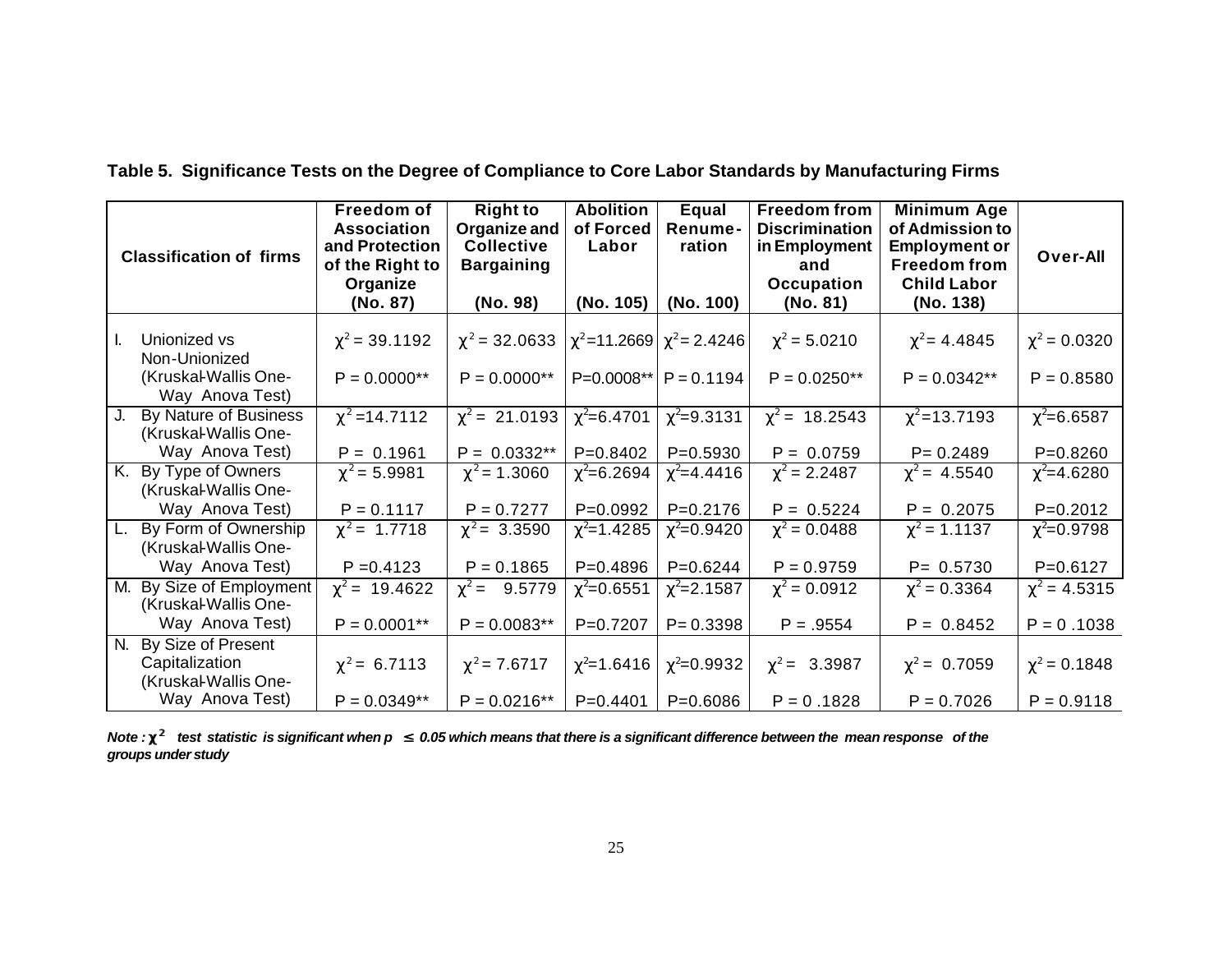**Table 5. Significance Tests on the Degree of Compliance to Core Labor Standards by Manufacturing Firms**

| Classification of firms | Freedom of Association and Protection of the Right to Organize (No. 87) | Right to Organize and Collective Bargaining (No. 98) | Abolition of Forced Labor (No. 105) | Equal Renume-ration (No. 100) | Freedom from Discrimination in Employment and Occupation (No. 81) | Minimum Age of Admission to Employment or Freedom from Child Labor (No. 138) | Over-All |
|---|---|---|---|---|---|---|---|
| I. Unionized vs Non-Unionized (Kruskal-Wallis One-Way Anova Test) | $\chi^2$ = 39.1192<br>P = 0.0000** | $\chi^2$ = 32.0633<br>P = 0.0000** | $\chi^2$=11.2669<br>P=0.0008** | $\chi^2$= 2.4246<br>P = 0.1194 | $\chi^2$ = 5.0210<br>P = 0.0250** | $\chi^2$= 4.4845<br>P = 0.0342** | $\chi^2$ = 0.0320<br>P = 0.8580 |
| J. By Nature of Business (Kruskal-Wallis One-Way Anova Test) | $\chi^2$ =14.7112<br>P = 0.1961 | $\chi^2$ = 21.0193<br>P = 0.0332** | $\chi^2$=6.4701<br>P=0.8402 | $\chi^2$=9.3131<br>P=0.5930 | $\chi^2$ = 18.2543<br>P = 0.0759 | $\chi^2$=13.7193<br>P= 0.2489 | $\chi^2$=6.6587<br>P=0.8260 |
| K. By Type of Owners (Kruskal-Wallis One-Way Anova Test) | $\chi^2$ = 5.9981<br>P = 0.1117 | $\chi^2$ = 1.3060<br>P = 0.7277 | $\chi^2$=6.2694<br>P=0.0992 | $\chi^2$=4.4416<br>P=0.2176 | $\chi^2$ = 2.2487<br>P = 0.5224 | $\chi^2$ = 4.5540<br>P = 0.2075 | $\chi^2$=4.6280<br>P=0.2012 |
| L. By Form of Ownership (Kruskal-Wallis One-Way Anova Test) | $\chi^2$ = 1.7718<br>P =0.4123 | $\chi^2$ = 3.3590<br>P = 0.1865 | $\chi^2$=1.4285<br>P=0.4896 | $\chi^2$=0.9420<br>P=0.6244 | $\chi^2$ = 0.0488<br>P = 0.9759 | $\chi^2$ = 1.1137<br>P= 0.5730 | $\chi^2$=0.9798<br>P=0.6127 |
| M. By Size of Employment (Kruskal-Wallis One-Way Anova Test) | $\chi^2$ = 19.4622<br>P = 0.0001** | $\chi^2$ = 9.5779<br>P = 0.0083** | $\chi^2$=0.6551<br>P=0.7207 | $\chi^2$=2.1587<br>P= 0.3398 | $\chi^2$ = 0.0912<br>P = .9554 | $\chi^2$ = 0.3364<br>P = 0.8452 | $\chi^2$ = 4.5315<br>P = 0 .1038 |
| N. By Size of Present Capitalization (Kruskal-Wallis One-Way Anova Test) | $\chi^2$ = 6.7113<br>P = 0.0349** | $\chi^2$ = 7.6717<br>P = 0.0216** | $\chi^2$=1.6416<br>P=0.4401 | $\chi^2$=0.9932<br>P=0.6086 | $\chi^2$ = 3.3987<br>P = 0 .1828 | $\chi^2$ = 0.7059<br>P = 0.7026 | $\chi^2$ = 0.1848<br>P = 0.9118 |

***Note :*** $\chi^2$ ***test statistic is significant when*** $p \leq 0.05$ ***which means that there is a significant difference between the mean response of the groups under study***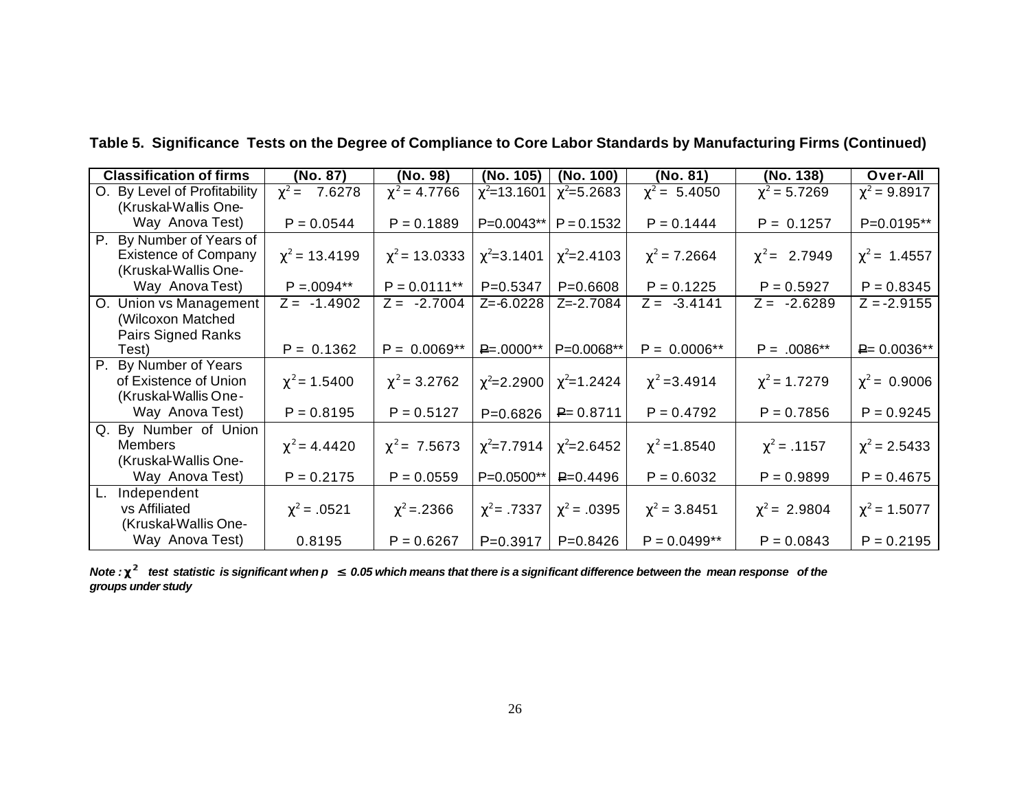**Table 5. Significance Tests on the Degree of Compliance to Core Labor Standards by Manufacturing Firms (Continued)**

| Classification of firms | (No. 87) | (No. 98) | (No. 105) | (No. 100) | (No. 81) | (No. 138) | Over-All |
|---|---|---|---|---|---|---|---|
| O. By Level of Profitability (Kruskal-Wallis One-Way Anova Test) | $\chi^2 = 7.6278$ P = 0.0544 | $\chi^2 = 4.7766$ P = 0.1889 | $\chi^2$=13.1601 P=0.0043** | $\chi^2$=5.2683 P = 0.1532 | $\chi^2 = 5.4050$ P = 0.1444 | $\chi^2 = 5.7269$ P = 0.1257 | $\chi^2 = 9.8917$ P=0.0195** |
| P. By Number of Years of Existence of Company (Kruskal-Wallis One-Way Anova Test) | $\chi^2 = 13.4199$ P =.0094** | $\chi^2 = 13.0333$ P = 0.0111** | $\chi^2$=3.1401 P=0.5347 | $\chi^2$=2.4103 P=0.6608 | $\chi^2 = 7.2664$ P = 0.1225 | $\chi^2 = 2.7949$ P = 0.5927 | $\chi^2 = 1.4557$ P = 0.8345 |
| O. Union vs Management (Wilcoxon Matched Pairs Signed Ranks Test) | Z = -1.4902 P = 0.1362 | Z = -2.7004 P = 0.0069** | Z=-6.0228 P=.0000** | Z=-2.7084 P=0.0068** | Z = -3.4141 P = 0.0006** | Z = -2.6289 P = .0086** | Z = -2.9155 P= 0.0036** |
| P. By Number of Years of Existence of Union (Kruskal-Wallis One-Way Anova Test) | $\chi^2 = 1.5400$ P = 0.8195 | $\chi^2 = 3.2762$ P = 0.5127 | $\chi^2$=2.2900 P=0.6826 | $\chi^2$=1.2424 P= 0.8711 | $\chi^2$ =3.4914 P = 0.4792 | $\chi^2 = 1.7279$ P = 0.7856 | $\chi^2 = 0.9006$ P = 0.9245 |
| Q. By Number of Union Members (Kruskal-Wallis One-Way Anova Test) | $\chi^2 = 4.4420$ P = 0.2175 | $\chi^2 = 7.5673$ P = 0.0559 | $\chi^2$=7.7914 P=0.0500** | $\chi^2$=2.6452 P=0.4496 | $\chi^2$ =1.8540 P = 0.6032 | $\chi^2 = .1157$ P = 0.9899 | $\chi^2 = 2.5433$ P = 0.4675 |
| L. Independent vs Affiliated (Kruskal-Wallis One-Way Anova Test) | $\chi^2 = .0521$ 0.8195 | $\chi^2$ =.2366 P = 0.6267 | $\chi^2$= .7337 P=0.3917 | $\chi^2 = .0395$ P=0.8426 | $\chi^2 = 3.8451$ P = 0.0499** | $\chi^2 = 2.9804$ P = 0.0843 | $\chi^2 = 1.5077$ P = 0.2195 |

*Note : $\chi^2$ test statistic is significant when p $\leq$ 0.05 which means that there is a significant difference between the mean response of the groups under study*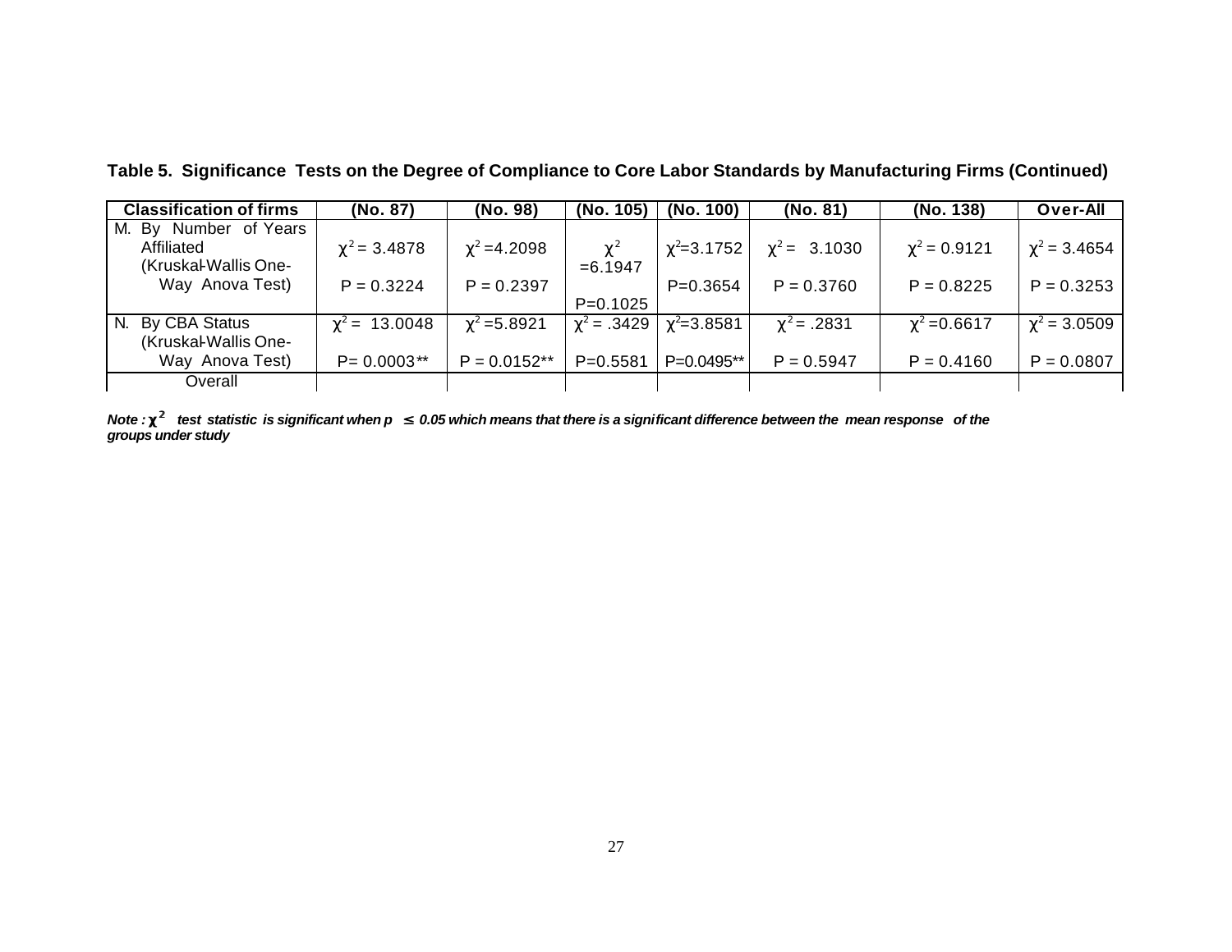**Table 5. Significance Tests on the Degree of Compliance to Core Labor Standards by Manufacturing Firms (Continued)**

| Classification of firms | (No. 87) | (No. 98) | (No. 105) | (No. 100) | (No. 81) | (No. 138) | Over-All |
|---|---|---|---|---|---|---|---|
| M. By Number of Years Affiliated (Kruskal-Wallis One-Way Anova Test) | $\chi^2 = 3.4878$ <br> $P = 0.3224$ | $\chi^2 = 4.2098$ <br> $P = 0.2397$ | $\chi^2 = 6.1947$ <br> $P = 0.1025$ | $\chi^2 = 3.1752$ <br> $P = 0.3654$ | $\chi^2 = 3.1030$ <br> $P = 0.3760$ | $\chi^2 = 0.9121$ <br> $P = 0.8225$ | $\chi^2 = 3.4654$ <br> $P = 0.3253$ |
| N. By CBA Status (Kruskal-Wallis One-Way Anova Test) | $\chi^2 = 13.0048$ <br> $P = 0.0003$** | $\chi^2 = 5.8921$ <br> $P = 0.0152$** | $\chi^2 = .3429$ <br> $P = 0.5581$ | $\chi^2 = 3.8581$ <br> $P = 0.0495$** | $\chi^2 = .2831$ <br> $P = 0.5947$ | $\chi^2 = 0.6617$ <br> $P = 0.4160$ | $\chi^2 = 3.0509$ <br> $P = 0.0807$ |
| Overall | | | | | | | |

***Note :*** ***$\chi^2$ test statistic is significant when $p \leq 0.05$ which means that there is a significant difference between the mean response of the groups under study***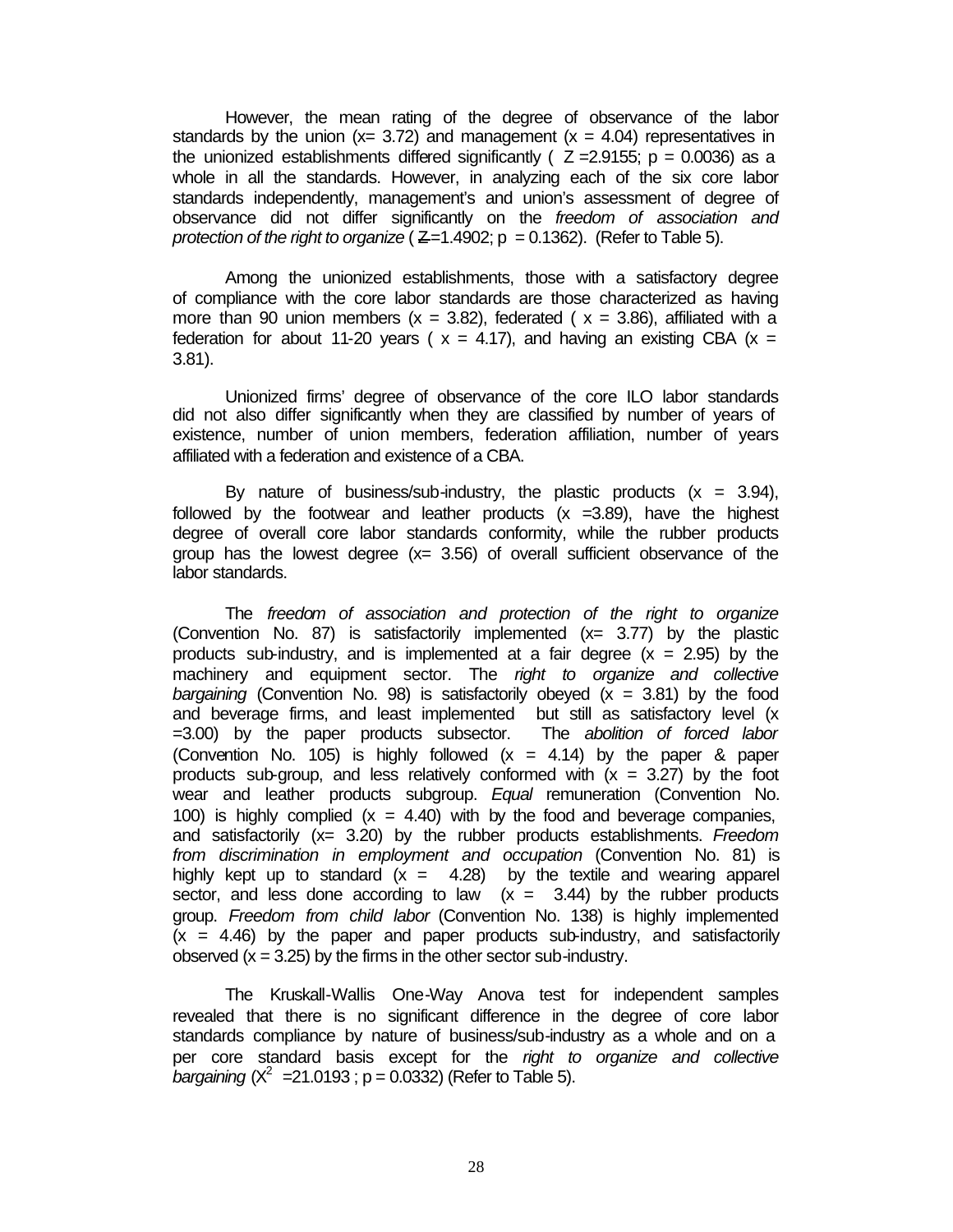However, the mean rating of the degree of observance of the labor standards by the union ($x = 3.72$) and management ($x = 4.04$) representatives in the unionized establishments differed significantly ( $Z = 2.9155$; $p = 0.0036$) as a whole in all the standards. However, in analyzing each of the six core labor standards independently, management's and union's assessment of degree of observance did not differ significantly on the *freedom of association and protection of the right to organize* ( $Z = 1.4902$; $p = 0.1362$). (Refer to Table 5).

Among the unionized establishments, those with a satisfactory degree of compliance with the core labor standards are those characterized as having more than 90 union members ($x = 3.82$), federated ( $x = 3.86$), affiliated with a federation for about 11-20 years ( $x = 4.17$), and having an existing CBA ($x = 3.81$).

Unionized firms' degree of observance of the core ILO labor standards did not also differ significantly when they are classified by number of years of existence, number of union members, federation affiliation, number of years affiliated with a federation and existence of a CBA.

By nature of business/sub-industry, the plastic products ($x = 3.94$), followed by the footwear and leather products ($x = 3.89$), have the highest degree of overall core labor standards conformity, while the rubber products group has the lowest degree ($x = 3.56$) of overall sufficient observance of the labor standards.

The *freedom of association and protection of the right to organize* (Convention No. 87) is satisfactorily implemented ($x = 3.77$) by the plastic products sub-industry, and is implemented at a fair degree ($x = 2.95$) by the machinery and equipment sector. The *right to organize and collective bargaining* (Convention No. 98) is satisfactorily obeyed ($x = 3.81$) by the food and beverage firms, and least implemented but still as satisfactory level ($x = 3.00$) by the paper products subsector. The *abolition of forced labor* (Convention No. 105) is highly followed ($x = 4.14$) by the paper & paper products sub-group, and less relatively conformed with ($x = 3.27$) by the foot wear and leather products subgroup. *Equal* remuneration (Convention No. 100) is highly complied ($x = 4.40$) with by the food and beverage companies, and satisfactorily ($x = 3.20$) by the rubber products establishments. *Freedom from discrimination in employment and occupation* (Convention No. 81) is highly kept up to standard ($x = 4.28$) by the textile and wearing apparel sector, and less done according to law ($x = 3.44$) by the rubber products group. *Freedom from child labor* (Convention No. 138) is highly implemented ($x = 4.46$) by the paper and paper products sub-industry, and satisfactorily observed ($x = 3.25$) by the firms in the other sector sub-industry.

The Kruskall-Wallis One-Way Anova test for independent samples revealed that there is no significant difference in the degree of core labor standards compliance by nature of business/sub-industry as a whole and on a per core standard basis except for the *right to organize and collective bargaining* ($X^2 = 21.0193$ ; $p = 0.0332$) (Refer to Table 5).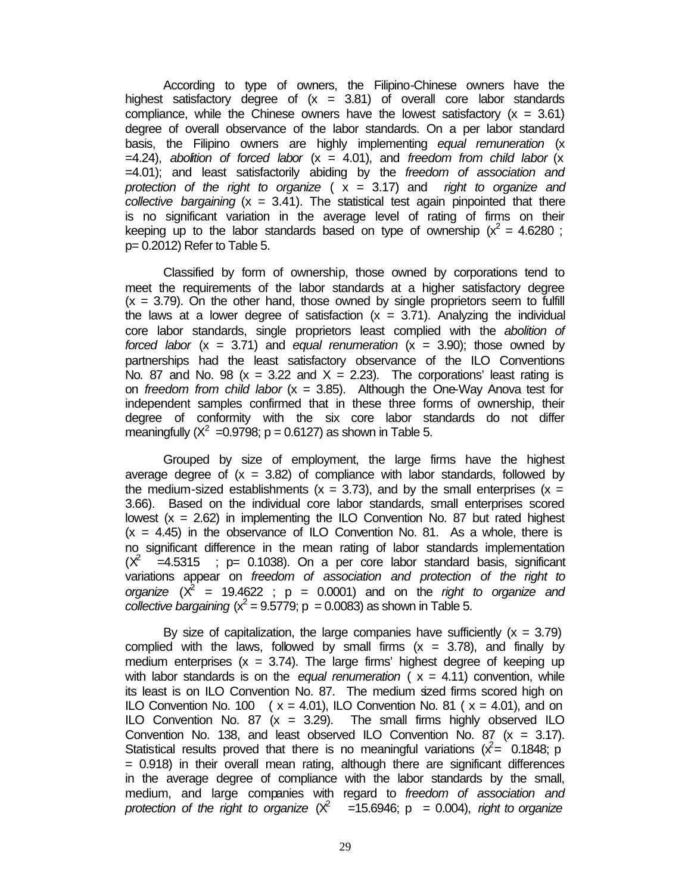According to type of owners, the Filipino-Chinese owners have the highest satisfactory degree of ($x$ = 3.81) of overall core labor standards compliance, while the Chinese owners have the lowest satisfactory ($x$ = 3.61) degree of overall observance of the labor standards. On a per labor standard basis, the Filipino owners are highly implementing *equal remuneration* ($x$ =4.24), *abolition of forced labor* ($x$ = 4.01), and *freedom from child labor* ($x$ =4.01); and least satisfactorily abiding by the *freedom of association and protection of the right to organize* ( $x$ = 3.17) and *right to organize and collective bargaining* ($x$ = 3.41). The statistical test again pinpointed that there is no significant variation in the average level of rating of firms on their keeping up to the labor standards based on type of ownership ($x^2$ = 4.6280 ; p= 0.2012) Refer to Table 5.

Classified by form of ownership, those owned by corporations tend to meet the requirements of the labor standards at a higher satisfactory degree ($x$ = 3.79). On the other hand, those owned by single proprietors seem to fulfill the laws at a lower degree of satisfaction ($x$ = 3.71). Analyzing the individual core labor standards, single proprietors least complied with the *abolition of forced labor* ($x$ = 3.71) and *equal renumeration* ($x$ = 3.90); those owned by partnerships had the least satisfactory observance of the ILO Conventions No. 87 and No. 98 ($x$ = 3.22 and $X$ = 2.23). The corporations' least rating is on *freedom from child labor* ($x$ = 3.85). Although the One-Way Anova test for independent samples confirmed that in these three forms of ownership, their degree of conformity with the six core labor standards do not differ meaningfully ($X^2$ =0.9798; p = 0.6127) as shown in Table 5.

Grouped by size of employment, the large firms have the highest average degree of ($x$ = 3.82) of compliance with labor standards, followed by the medium-sized establishments ($x$ = 3.73), and by the small enterprises ($x$ = 3.66). Based on the individual core labor standards, small enterprises scored lowest ($x$ = 2.62) in implementing the ILO Convention No. 87 but rated highest ($x$ = 4.45) in the observance of ILO Convention No. 81. As a whole, there is no significant difference in the mean rating of labor standards implementation ($X^2$ =4.5315 ; p= 0.1038). On a per core labor standard basis, significant variations appear on *freedom of association and protection of the right to organize* ($X^2$ = 19.4622 ; p = 0.0001) and on the *right to organize and collective bargaining* ($x^2$ = 9.5779; p = 0.0083) as shown in Table 5.

By size of capitalization, the large companies have sufficiently ($x$ = 3.79) complied with the laws, followed by small firms ($x$ = 3.78), and finally by medium enterprises ($x$ = 3.74). The large firms' highest degree of keeping up with labor standards is on the *equal renumeration* ( $x$ = 4.11) convention, while its least is on ILO Convention No. 87. The medium sized firms scored high on ILO Convention No. 100 ( $x$ = 4.01), ILO Convention No. 81 ( $x$ = 4.01), and on ILO Convention No. 87 ($x$ = 3.29). The small firms highly observed ILO Convention No. 138, and least observed ILO Convention No. 87 ($x$ = 3.17). Statistical results proved that there is no meaningful variations ($x^2$= 0.1848; p = 0.918) in their overall mean rating, although there are significant differences in the average degree of compliance with the labor standards by the small, medium, and large companies with regard to *freedom of association and protection of the right to organize* ($X^2$ =15.6946; p = 0.004), *right to organize*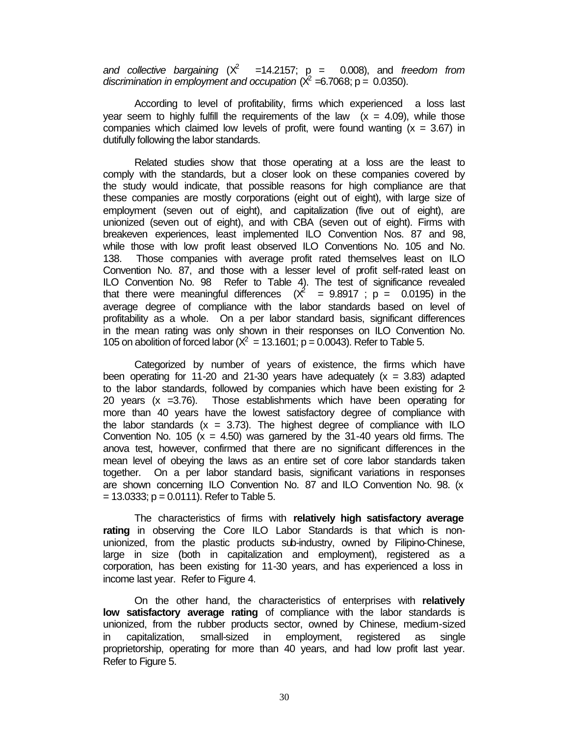*and collective bargaining* ($X^2$ =14.2157; p = 0.008), and *freedom from discrimination in employment and occupation* ($X^2$ =6.7068; p = 0.0350).

According to level of profitability, firms which experienced a loss last year seem to highly fulfill the requirements of the law (x = 4.09), while those companies which claimed low levels of profit, were found wanting (x = 3.67) in dutifully following the labor standards.

Related studies show that those operating at a loss are the least to comply with the standards, but a closer look on these companies covered by the study would indicate, that possible reasons for high compliance are that these companies are mostly corporations (eight out of eight), with large size of employment (seven out of eight), and capitalization (five out of eight), are unionized (seven out of eight), and with CBA (seven out of eight). Firms with breakeven experiences, least implemented ILO Convention Nos. 87 and 98, while those with low profit least observed ILO Conventions No. 105 and No. 138. Those companies with average profit rated themselves least on ILO Convention No. 87, and those with a lesser level of profit self-rated least on ILO Convention No. 98 Refer to Table 4). The test of significance revealed that there were meaningful differences ($X^2$ = 9.8917 ; p = 0.0195) in the average degree of compliance with the labor standards based on level of profitability as a whole. On a per labor standard basis, significant differences in the mean rating was only shown in their responses on ILO Convention No. 105 on abolition of forced labor ($X^2$ = 13.1601; p = 0.0043). Refer to Table 5.

Categorized by number of years of existence, the firms which have been operating for 11-20 and 21-30 years have adequately (x = 3.83) adapted to the labor standards, followed by companies which have been existing for 2-20 years (x =3.76). Those establishments which have been operating for more than 40 years have the lowest satisfactory degree of compliance with the labor standards (x = 3.73). The highest degree of compliance with ILO Convention No. 105 (x = 4.50) was garnered by the 31-40 years old firms. The anova test, however, confirmed that there are no significant differences in the mean level of obeying the laws as an entire set of core labor standards taken together. On a per labor standard basis, significant variations in responses are shown concerning ILO Convention No. 87 and ILO Convention No. 98. (x = 13.0333; p = 0.0111). Refer to Table 5.

The characteristics of firms with **relatively high satisfactory average rating** in observing the Core ILO Labor Standards is that which is non-unionized, from the plastic products sub-industry, owned by Filipino-Chinese, large in size (both in capitalization and employment), registered as a corporation, has been existing for 11-30 years, and has experienced a loss in income last year. Refer to Figure 4.

On the other hand, the characteristics of enterprises with **relatively low satisfactory average rating** of compliance with the labor standards is unionized, from the rubber products sector, owned by Chinese, medium-sized in capitalization, small-sized in employment, registered as single proprietorship, operating for more than 40 years, and had low profit last year. Refer to Figure 5.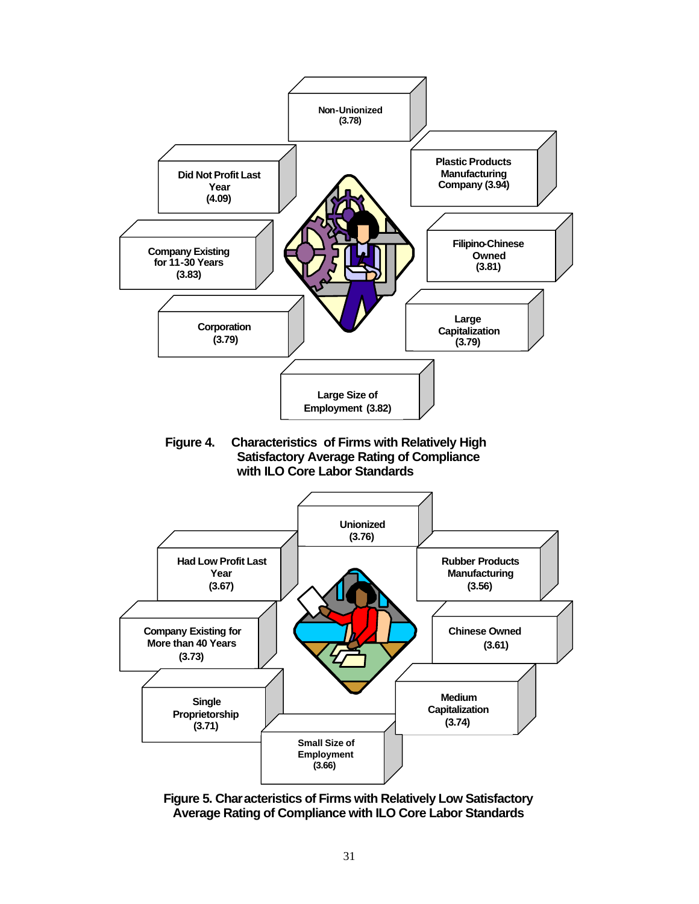Non-Unionized (3.78)

Did Not Profit Last Year (4.09)

Plastic Products Manufacturing Company (3.94)

Company Existing for 11-30 Years (3.83)

Filipino-Chinese Owned (3.81)

Corporation (3.79)

Large Capitalization (3.79)

Large Size of Employment (3.82)

**Figure 4. Characteristics of Firms with Relatively High Satisfactory Average Rating of Compliance with ILO Core Labor Standards**

Unionized (3.76)

Had Low Profit Last Year (3.67)

Rubber Products Manufacturing (3.56)

Company Existing for More than 40 Years (3.73)

Chinese Owned (3.61)

Single Proprietorship (3.71)

Medium Capitalization (3.74)

Small Size of Employment (3.66)

**Figure 5. Characteristics of Firms with Relatively Low Satisfactory Average Rating of Compliance with ILO Core Labor Standards**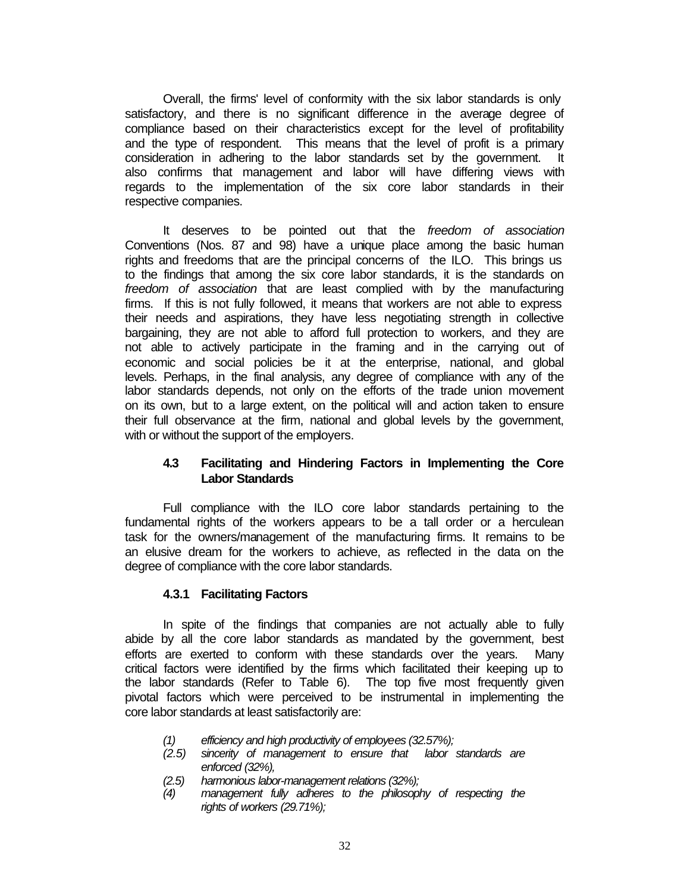Overall, the firms' level of conformity with the six labor standards is only satisfactory, and there is no significant difference in the average degree of compliance based on their characteristics except for the level of profitability and the type of respondent. This means that the level of profit is a primary consideration in adhering to the labor standards set by the government. It also confirms that management and labor will have differing views with regards to the implementation of the six core labor standards in their respective companies.

It deserves to be pointed out that the *freedom of association* Conventions (Nos. 87 and 98) have a unique place among the basic human rights and freedoms that are the principal concerns of the ILO. This brings us to the findings that among the six core labor standards, it is the standards on *freedom of association* that are least complied with by the manufacturing firms. If this is not fully followed, it means that workers are not able to express their needs and aspirations, they have less negotiating strength in collective bargaining, they are not able to afford full protection to workers, and they are not able to actively participate in the framing and in the carrying out of economic and social policies be it at the enterprise, national, and global levels. Perhaps, in the final analysis, any degree of compliance with any of the labor standards depends, not only on the efforts of the trade union movement on its own, but to a large extent, on the political will and action taken to ensure their full observance at the firm, national and global levels by the government, with or without the support of the employers.

### 4.3 Facilitating and Hindering Factors in Implementing the Core Labor Standards

Full compliance with the ILO core labor standards pertaining to the fundamental rights of the workers appears to be a tall order or a herculean task for the owners/management of the manufacturing firms. It remains to be an elusive dream for the workers to achieve, as reflected in the data on the degree of compliance with the core labor standards.

#### 4.3.1 Facilitating Factors

In spite of the findings that companies are not actually able to fully abide by all the core labor standards as mandated by the government, best efforts are exerted to conform with these standards over the years. Many critical factors were identified by the firms which facilitated their keeping up to the labor standards (Refer to Table 6). The top five most frequently given pivotal factors which were perceived to be instrumental in implementing the core labor standards at least satisfactorily are:

- (1) *efficiency and high productivity of employees (32.57%);*
- (2.5) *sincerity of management to ensure that labor standards are enforced (32%),*
- (2.5) *harmonious labor-management relations (32%);*
- (4) *management fully adheres to the philosophy of respecting the rights of workers (29.71%);*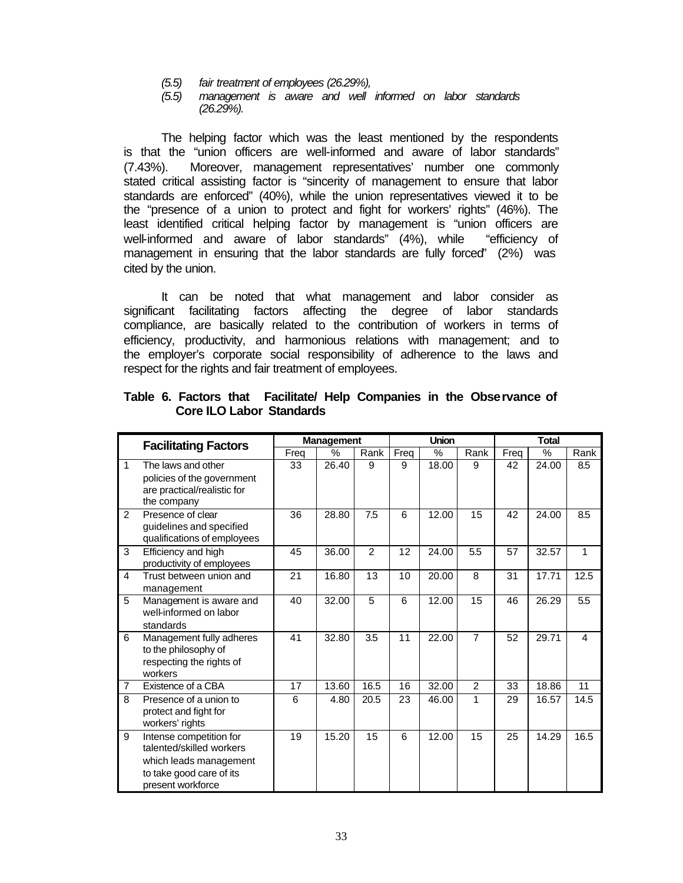(5.5) *fair treatment of employees (26.29%),*

(5.5) *management is aware and well informed on labor standards (26.29%).*

The helping factor which was the least mentioned by the respondents is that the "union officers are well-informed and aware of labor standards" (7.43%). Moreover, management representatives' number one commonly stated critical assisting factor is "sincerity of management to ensure that labor standards are enforced" (40%), while the union representatives viewed it to be the "presence of a union to protect and fight for workers' rights" (46%). The least identified critical helping factor by management is "union officers are well-informed and aware of labor standards" (4%), while "efficiency of management in ensuring that the labor standards are fully forced" (2%) was cited by the union.

It can be noted that what management and labor consider as significant facilitating factors affecting the degree of labor standards compliance, are basically related to the contribution of workers in terms of efficiency, productivity, and harmonious relations with management; and to the employer's corporate social responsibility of adherence to the laws and respect for the rights and fair treatment of employees.

**Table 6. Factors that Facilitate/ Help Companies in the Observance of Core ILO Labor Standards**

| | Facilitating Factors | Management | | | Union | | | Total | | |
|---|---|---|---|---|---|---|---|---|---|---|
| | | Freq | % | Rank | Freq | % | Rank | Freq | % | Rank |
| 1 | The laws and other policies of the government are practical/realistic for the company | 33 | 26.40 | 9 | 9 | 18.00 | 9 | 42 | 24.00 | 8.5 |
| 2 | Presence of clear guidelines and specified qualifications of employees | 36 | 28.80 | 7.5 | 6 | 12.00 | 15 | 42 | 24.00 | 8.5 |
| 3 | Efficiency and high productivity of employees | 45 | 36.00 | 2 | 12 | 24.00 | 5.5 | 57 | 32.57 | 1 |
| 4 | Trust between union and management | 21 | 16.80 | 13 | 10 | 20.00 | 8 | 31 | 17.71 | 12.5 |
| 5 | Management is aware and well-informed on labor standards | 40 | 32.00 | 5 | 6 | 12.00 | 15 | 46 | 26.29 | 5.5 |
| 6 | Management fully adheres to the philosophy of respecting the rights of workers | 41 | 32.80 | 3.5 | 11 | 22.00 | 7 | 52 | 29.71 | 4 |
| 7 | Existence of a CBA | 17 | 13.60 | 16.5 | 16 | 32.00 | 2 | 33 | 18.86 | 11 |
| 8 | Presence of a union to protect and fight for workers' rights | 6 | 4.80 | 20.5 | 23 | 46.00 | 1 | 29 | 16.57 | 14.5 |
| 9 | Intense competition for talented/skilled workers which leads management to take good care of its present workforce | 19 | 15.20 | 15 | 6 | 12.00 | 15 | 25 | 14.29 | 16.5 |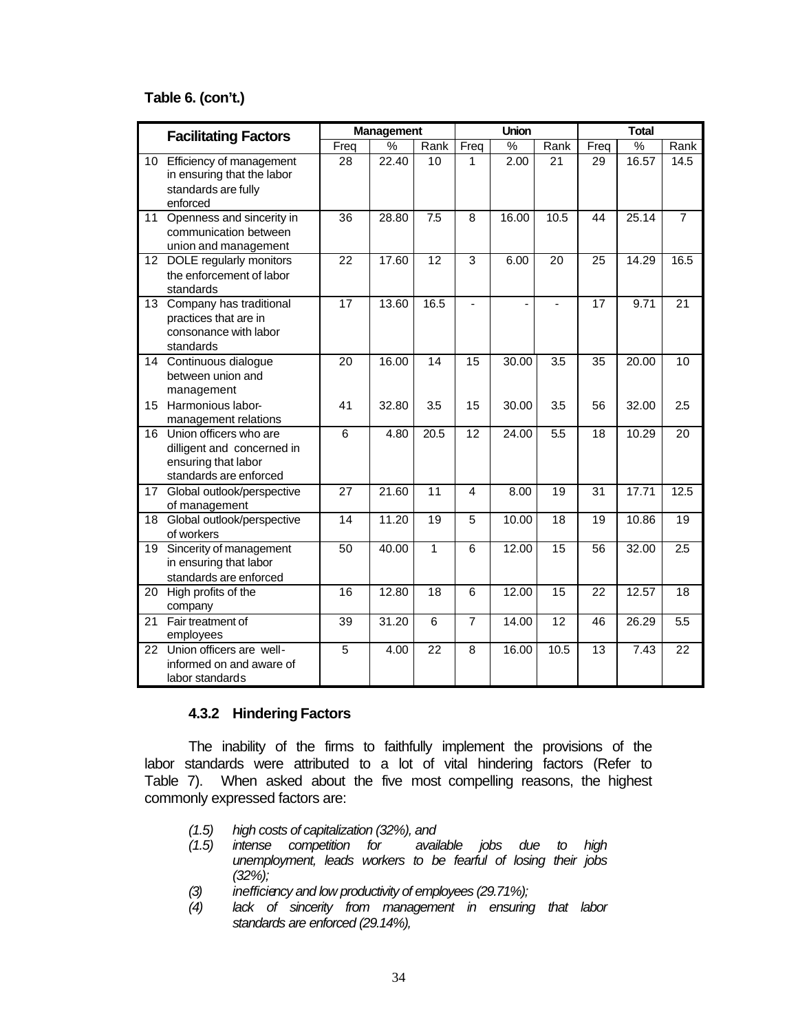**Table 6. (con't.)**

| Facilitating Factors | | Management | | | Union | | | Total | | |
|---|---|---|---|---|---|---|---|---|---|---|
| | | Freq | % | Rank | Freq | % | Rank | Freq | % | Rank |
| 10 | Efficiency of management in ensuring that the labor standards are fully enforced | 28 | 22.40 | 10 | 1 | 2.00 | 21 | 29 | 16.57 | 14.5 |
| 11 | Openness and sincerity in communication between union and management | 36 | 28.80 | 7.5 | 8 | 16.00 | 10.5 | 44 | 25.14 | 7 |
| 12 | DOLE regularly monitors the enforcement of labor standards | 22 | 17.60 | 12 | 3 | 6.00 | 20 | 25 | 14.29 | 16.5 |
| 13 | Company has traditional practices that are in consonance with labor standards | 17 | 13.60 | 16.5 | - | - | - | 17 | 9.71 | 21 |
| 14 | Continuous dialogue between union and management | 20 | 16.00 | 14 | 15 | 30.00 | 3.5 | 35 | 20.00 | 10 |
| 15 | Harmonious labor-management relations | 41 | 32.80 | 3.5 | 15 | 30.00 | 3.5 | 56 | 32.00 | 2.5 |
| 16 | Union officers who are dilligent and concerned in ensuring that labor standards are enforced | 6 | 4.80 | 20.5 | 12 | 24.00 | 5.5 | 18 | 10.29 | 20 |
| 17 | Global outlook/perspective of management | 27 | 21.60 | 11 | 4 | 8.00 | 19 | 31 | 17.71 | 12.5 |
| 18 | Global outlook/perspective of workers | 14 | 11.20 | 19 | 5 | 10.00 | 18 | 19 | 10.86 | 19 |
| 19 | Sincerity of management in ensuring that labor standards are enforced | 50 | 40.00 | 1 | 6 | 12.00 | 15 | 56 | 32.00 | 2.5 |
| 20 | High profits of the company | 16 | 12.80 | 18 | 6 | 12.00 | 15 | 22 | 12.57 | 18 |
| 21 | Fair treatment of employees | 39 | 31.20 | 6 | 7 | 14.00 | 12 | 46 | 26.29 | 5.5 |
| 22 | Union officers are well-informed on and aware of labor standards | 5 | 4.00 | 22 | 8 | 16.00 | 10.5 | 13 | 7.43 | 22 |

### 4.3.2 Hindering Factors

The inability of the firms to faithfully implement the provisions of the labor standards were attributed to a lot of vital hindering factors (Refer to Table 7). When asked about the five most compelling reasons, the highest commonly expressed factors are:

- *(1.5) high costs of capitalization (32%), and*
- *(1.5) intense competition for available jobs due to high unemployment, leads workers to be fearful of losing their jobs (32%);*
- *(3) inefficiency and low productivity of employees (29.71%);*
- *(4) lack of sincerity from management in ensuring that labor standards are enforced (29.14%),*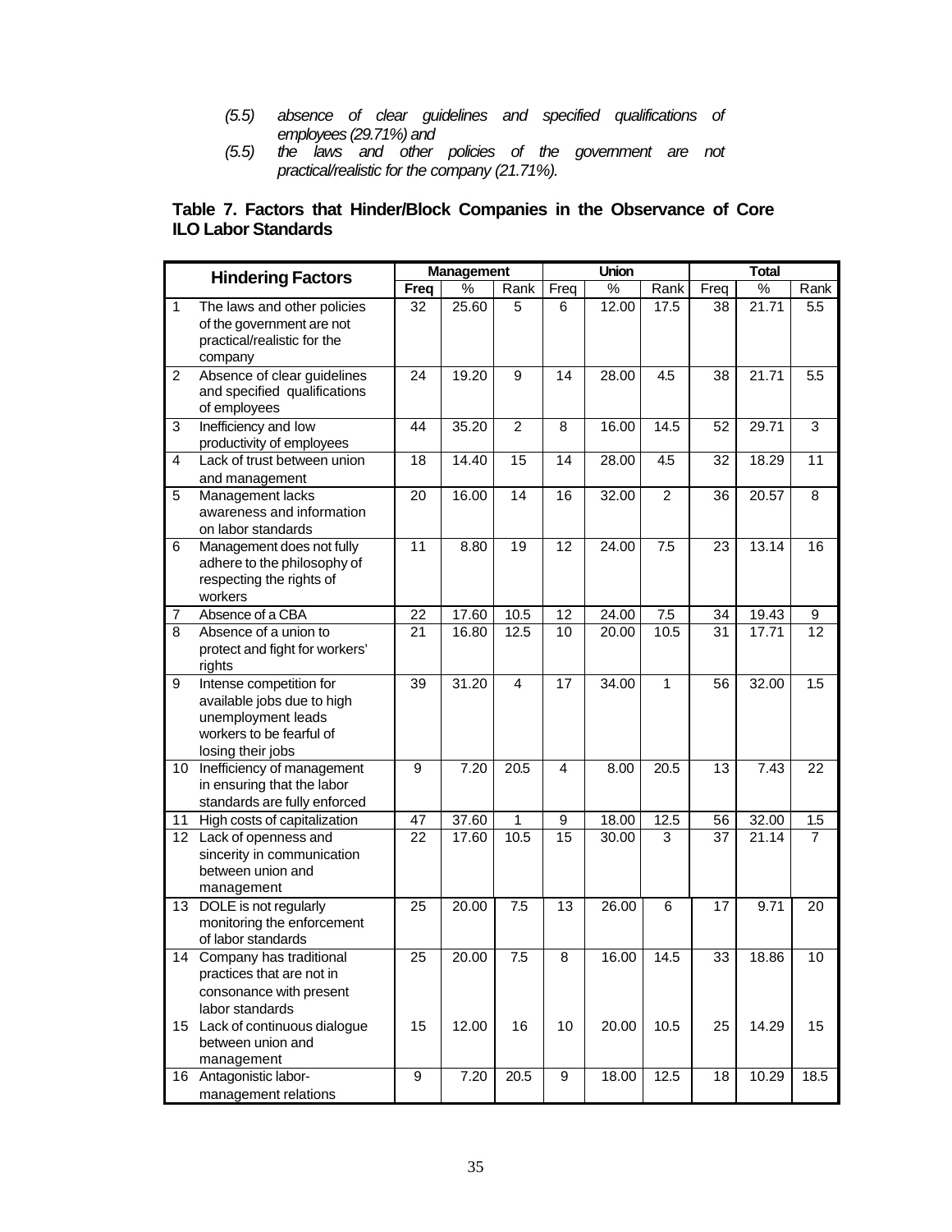*(5.5) absence of clear guidelines and specified qualifications of employees (29.71%) and*

*(5.5) the laws and other policies of the government are not practical/realistic for the company (21.71%).*

**Table 7. Factors that Hinder/Block Companies in the Observance of Core ILO Labor Standards**

| | Hindering Factors | Management | | | Union | | | Total | | |
|---|---|---|---|---|---|---|---|---|---|---|
| | | Freq | % | Rank | Freq | % | Rank | Freq | % | Rank |
| 1 | The laws and other policies of the government are not practical/realistic for the company | 32 | 25.60 | 5 | 6 | 12.00 | 17.5 | 38 | 21.71 | 5.5 |
| 2 | Absence of clear guidelines and specified qualifications of employees | 24 | 19.20 | 9 | 14 | 28.00 | 4.5 | 38 | 21.71 | 5.5 |
| 3 | Inefficiency and low productivity of employees | 44 | 35.20 | 2 | 8 | 16.00 | 14.5 | 52 | 29.71 | 3 |
| 4 | Lack of trust between union and management | 18 | 14.40 | 15 | 14 | 28.00 | 4.5 | 32 | 18.29 | 11 |
| 5 | Management lacks awareness and information on labor standards | 20 | 16.00 | 14 | 16 | 32.00 | 2 | 36 | 20.57 | 8 |
| 6 | Management does not fully adhere to the philosophy of respecting the rights of workers | 11 | 8.80 | 19 | 12 | 24.00 | 7.5 | 23 | 13.14 | 16 |
| 7 | Absence of a CBA | 22 | 17.60 | 10.5 | 12 | 24.00 | 7.5 | 34 | 19.43 | 9 |
| 8 | Absence of a union to protect and fight for workers' rights | 21 | 16.80 | 12.5 | 10 | 20.00 | 10.5 | 31 | 17.71 | 12 |
| 9 | Intense competition for available jobs due to high unemployment leads workers to be fearful of losing their jobs | 39 | 31.20 | 4 | 17 | 34.00 | 1 | 56 | 32.00 | 1.5 |
| 10 | Inefficiency of management in ensuring that the labor standards are fully enforced | 9 | 7.20 | 20.5 | 4 | 8.00 | 20.5 | 13 | 7.43 | 22 |
| 11 | High costs of capitalization | 47 | 37.60 | 1 | 9 | 18.00 | 12.5 | 56 | 32.00 | 1.5 |
| 12 | Lack of openness and sincerity in communication between union and management | 22 | 17.60 | 10.5 | 15 | 30.00 | 3 | 37 | 21.14 | 7 |
| 13 | DOLE is not regularly monitoring the enforcement of labor standards | 25 | 20.00 | 7.5 | 13 | 26.00 | 6 | 17 | 9.71 | 20 |
| 14 | Company has traditional practices that are not in consonance with present labor standards | 25 | 20.00 | 7.5 | 8 | 16.00 | 14.5 | 33 | 18.86 | 10 |
| 15 | Lack of continuous dialogue between union and management | 15 | 12.00 | 16 | 10 | 20.00 | 10.5 | 25 | 14.29 | 15 |
| 16 | Antagonistic labor-management relations | 9 | 7.20 | 20.5 | 9 | 18.00 | 12.5 | 18 | 10.29 | 18.5 |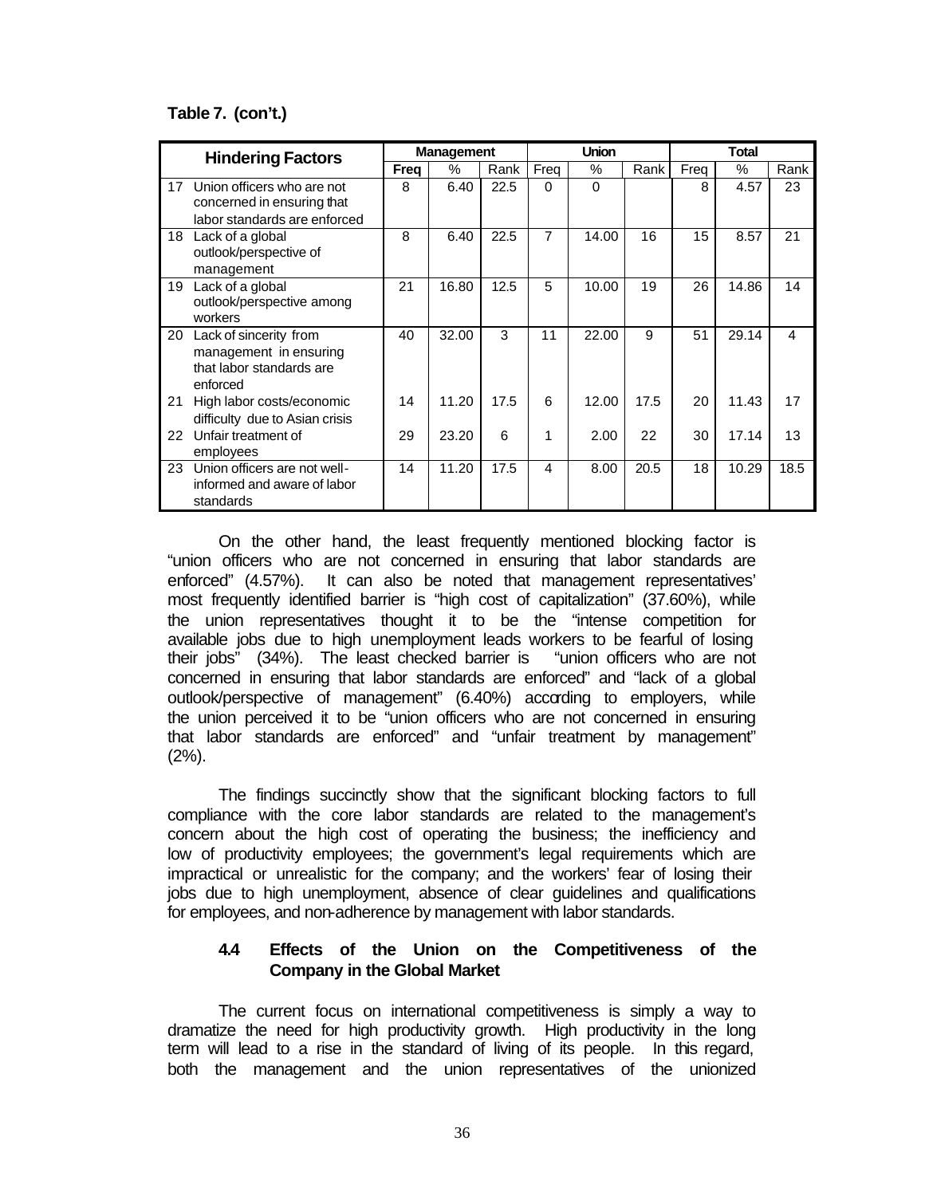**Table 7. (con't.)**

| Hindering Factors | Management | | | Union | | | Total | | |
|---|---|---|---|---|---|---|---|---|---|
| | Freq | % | Rank | Freq | % | Rank | Freq | % | Rank |
| 17 Union officers who are not concerned in ensuring that labor standards are enforced | 8 | 6.40 | 22.5 | 0 | 0 | | 8 | 4.57 | 23 |
| 18 Lack of a global outlook/perspective of management | 8 | 6.40 | 22.5 | 7 | 14.00 | 16 | 15 | 8.57 | 21 |
| 19 Lack of a global outlook/perspective among workers | 21 | 16.80 | 12.5 | 5 | 10.00 | 19 | 26 | 14.86 | 14 |
| 20 Lack of sincerity from management in ensuring that labor standards are enforced | 40 | 32.00 | 3 | 11 | 22.00 | 9 | 51 | 29.14 | 4 |
| 21 High labor costs/economic difficulty due to Asian crisis | 14 | 11.20 | 17.5 | 6 | 12.00 | 17.5 | 20 | 11.43 | 17 |
| 22 Unfair treatment of employees | 29 | 23.20 | 6 | 1 | 2.00 | 22 | 30 | 17.14 | 13 |
| 23 Union officers are not well-informed and aware of labor standards | 14 | 11.20 | 17.5 | 4 | 8.00 | 20.5 | 18 | 10.29 | 18.5 |

On the other hand, the least frequently mentioned blocking factor is "union officers who are not concerned in ensuring that labor standards are enforced" (4.57%). It can also be noted that management representatives' most frequently identified barrier is "high cost of capitalization" (37.60%), while the union representatives thought it to be the "intense competition for available jobs due to high unemployment leads workers to be fearful of losing their jobs" (34%). The least checked barrier is "union officers who are not concerned in ensuring that labor standards are enforced" and "lack of a global outlook/perspective of management" (6.40%) according to employers, while the union perceived it to be "union officers who are not concerned in ensuring that labor standards are enforced" and "unfair treatment by management" (2%).

The findings succinctly show that the significant blocking factors to full compliance with the core labor standards are related to the management's concern about the high cost of operating the business; the inefficiency and low of productivity employees; the government's legal requirements which are impractical or unrealistic for the company; and the workers' fear of losing their jobs due to high unemployment, absence of clear guidelines and qualifications for employees, and non-adherence by management with labor standards.

### 4.4 Effects of the Union on the Competitiveness of the Company in the Global Market

The current focus on international competitiveness is simply a way to dramatize the need for high productivity growth. High productivity in the long term will lead to a rise in the standard of living of its people. In this regard, both the management and the union representatives of the unionized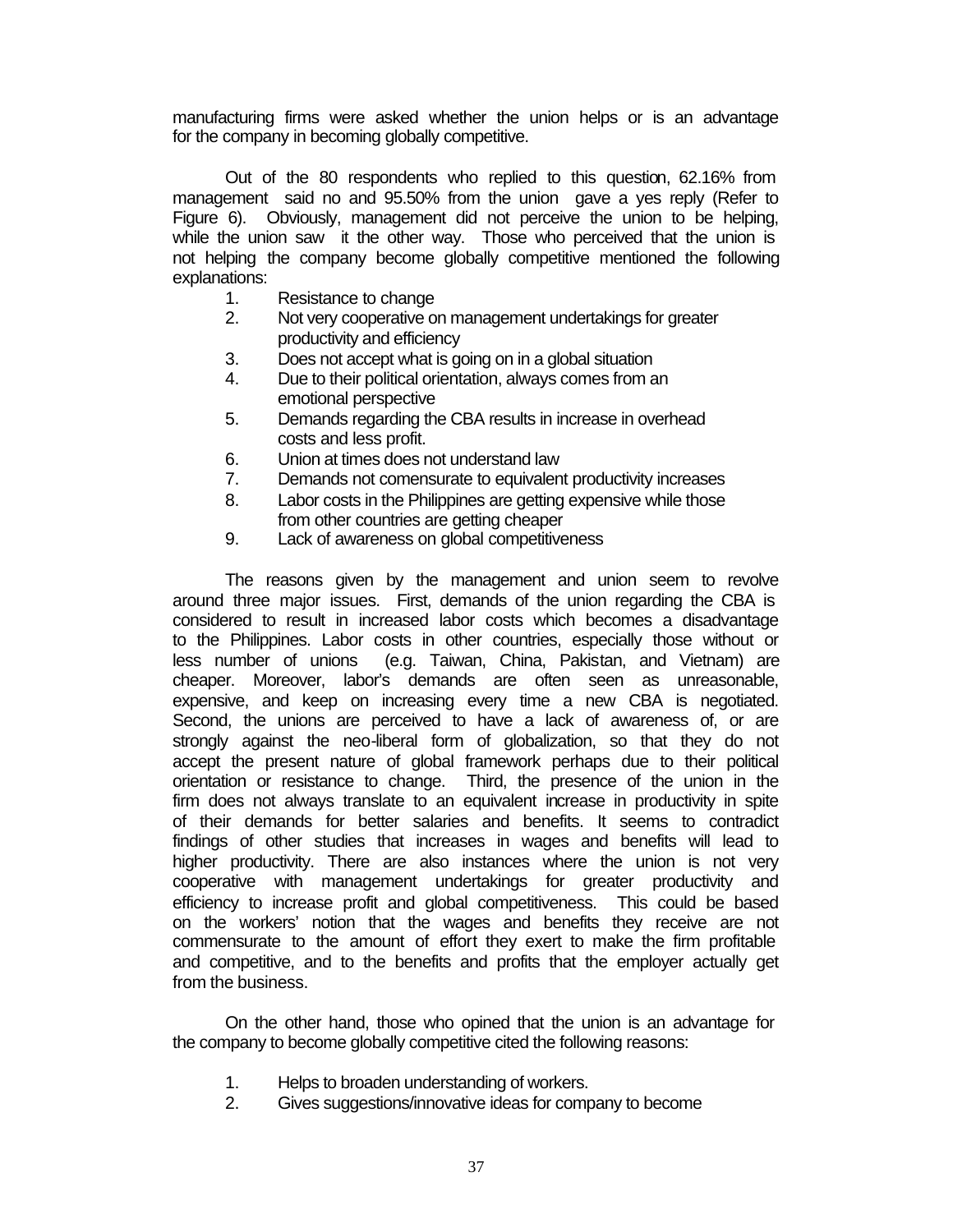manufacturing firms were asked whether the union helps or is an advantage for the company in becoming globally competitive.

Out of the 80 respondents who replied to this question, 62.16% from management said no and 95.50% from the union gave a yes reply (Refer to Figure 6). Obviously, management did not perceive the union to be helping, while the union saw it the other way. Those who perceived that the union is not helping the company become globally competitive mentioned the following explanations:

1. Resistance to change
2. Not very cooperative on management undertakings for greater productivity and efficiency
3. Does not accept what is going on in a global situation
4. Due to their political orientation, always comes from an emotional perspective
5. Demands regarding the CBA results in increase in overhead costs and less profit.
6. Union at times does not understand law
7. Demands not comensurate to equivalent productivity increases
8. Labor costs in the Philippines are getting expensive while those from other countries are getting cheaper
9. Lack of awareness on global competitiveness

The reasons given by the management and union seem to revolve around three major issues. First, demands of the union regarding the CBA is considered to result in increased labor costs which becomes a disadvantage to the Philippines. Labor costs in other countries, especially those without or less number of unions (e.g. Taiwan, China, Pakistan, and Vietnam) are cheaper. Moreover, labor's demands are often seen as unreasonable, expensive, and keep on increasing every time a new CBA is negotiated. Second, the unions are perceived to have a lack of awareness of, or are strongly against the neo-liberal form of globalization, so that they do not accept the present nature of global framework perhaps due to their political orientation or resistance to change. Third, the presence of the union in the firm does not always translate to an equivalent increase in productivity in spite of their demands for better salaries and benefits. It seems to contradict findings of other studies that increases in wages and benefits will lead to higher productivity. There are also instances where the union is not very cooperative with management undertakings for greater productivity and efficiency to increase profit and global competitiveness. This could be based on the workers' notion that the wages and benefits they receive are not commensurate to the amount of effort they exert to make the firm profitable and competitive, and to the benefits and profits that the employer actually get from the business.

On the other hand, those who opined that the union is an advantage for the company to become globally competitive cited the following reasons:

1. Helps to broaden understanding of workers.
2. Gives suggestions/innovative ideas for company to become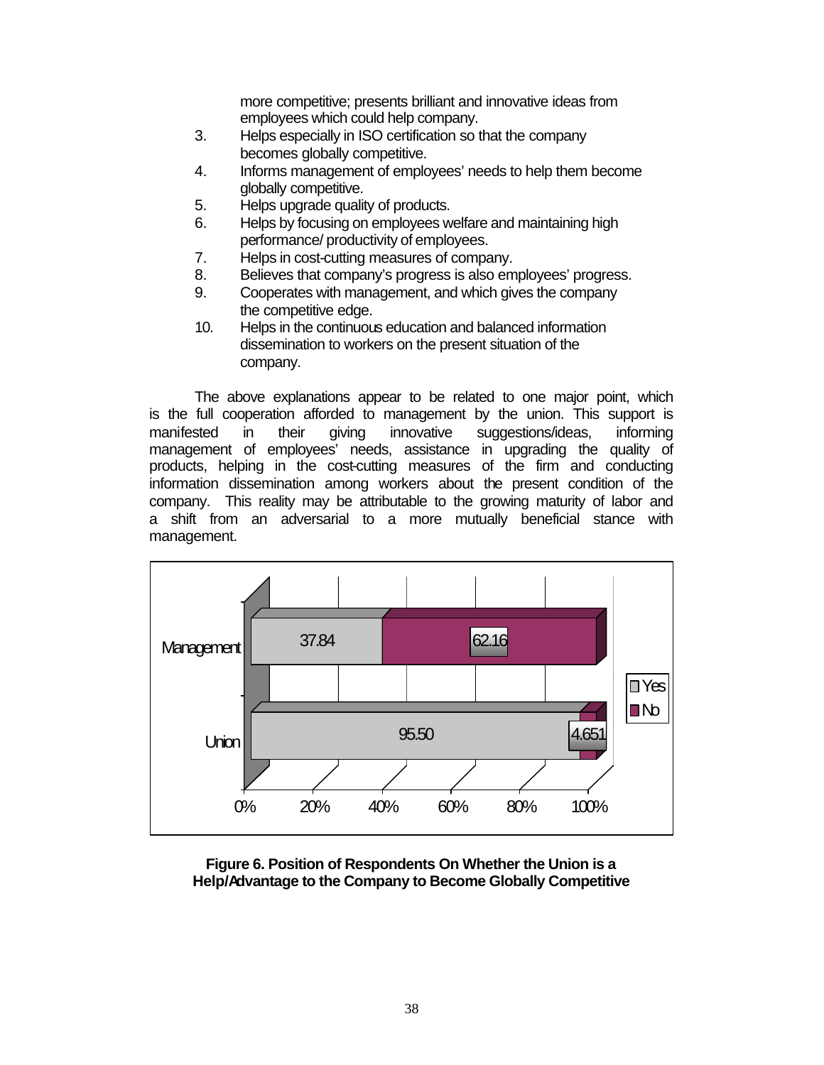more competitive; presents brilliant and innovative ideas from employees which could help company.

3. Helps especially in ISO certification so that the company becomes globally competitive.
4. Informs management of employees' needs to help them become globally competitive.
5. Helps upgrade quality of products.
6. Helps by focusing on employees welfare and maintaining high performance/ productivity of employees.
7. Helps in cost-cutting measures of company.
8. Believes that company's progress is also employees' progress.
9. Cooperates with management, and which gives the company the competitive edge.
10. Helps in the continuous education and balanced information dissemination to workers on the present situation of the company.

The above explanations appear to be related to one major point, which is the full cooperation afforded to management by the union. This support is manifested in their giving innovative suggestions/ideas, informing management of employees' needs, assistance in upgrading the quality of products, helping in the cost-cutting measures of the firm and conducting information dissemination among workers about the present condition of the company. This reality may be attributable to the growing maturity of labor and a shift from an adversarial to a more mutually beneficial stance with management.

| | Yes | No |
|---|---|---|
| Management | 37.84 | 62.16 |
| Union | 95.50 | 4.651 |

**Figure 6. Position of Respondents On Whether the Union is a Help/Advantage to the Company to Become Globally Competitive**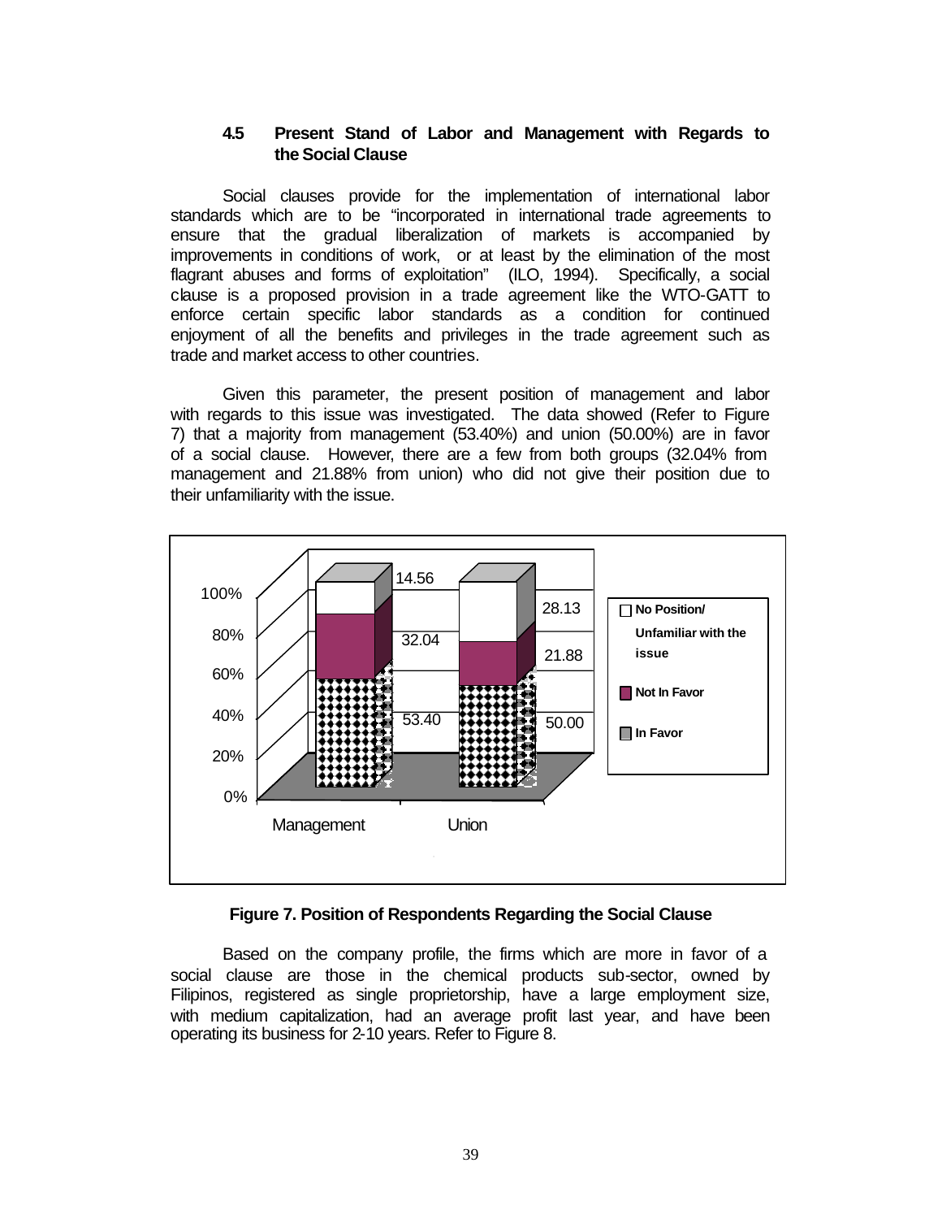### 4.5 Present Stand of Labor and Management with Regards to the Social Clause

Social clauses provide for the implementation of international labor standards which are to be "incorporated in international trade agreements to ensure that the gradual liberalization of markets is accompanied by improvements in conditions of work, or at least by the elimination of the most flagrant abuses and forms of exploitation" (ILO, 1994). Specifically, a social clause is a proposed provision in a trade agreement like the WTO-GATT to enforce certain specific labor standards as a condition for continued enjoyment of all the benefits and privileges in the trade agreement such as trade and market access to other countries.

Given this parameter, the present position of management and labor with regards to this issue was investigated. The data showed (Refer to Figure 7) that a majority from management (53.40%) and union (50.00%) are in favor of a social clause. However, there are a few from both groups (32.04% from management and 21.88% from union) who did not give their position due to their unfamiliarity with the issue.

| | Management | Union |
|---|---|---|
| No Position/ Unfamiliar with the issue | 14.56 | 28.13 |
| Not In Favor | 32.04 | 21.88 |
| In Favor | 53.40 | 50.00 |

**Figure 7. Position of Respondents Regarding the Social Clause**

Based on the company profile, the firms which are more in favor of a social clause are those in the chemical products sub-sector, owned by Filipinos, registered as single proprietorship, have a large employment size, with medium capitalization, had an average profit last year, and have been operating its business for 2-10 years. Refer to Figure 8.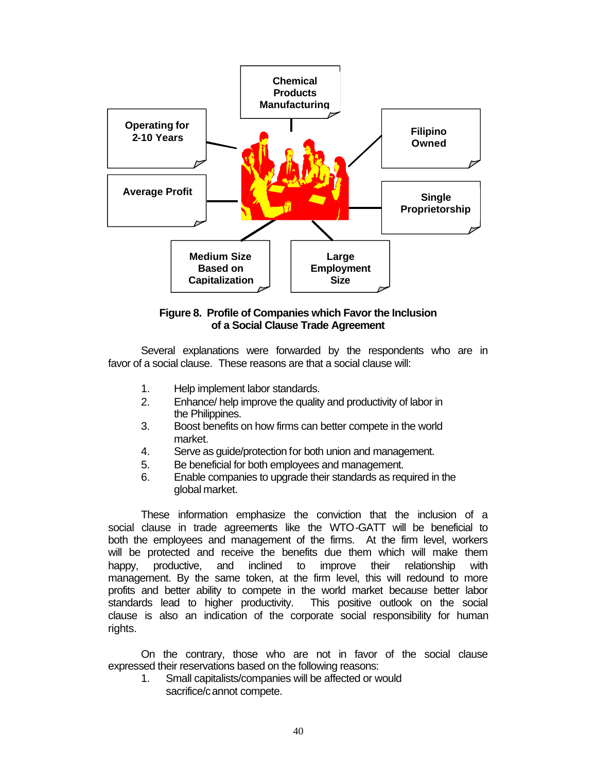Chemical Products Manufacturing

Operating for 2-10 Years

Filipino Owned

Average Profit

Single Proprietorship

Medium Size Based on Capitalization

Large Employment Size

**Figure 8. Profile of Companies which Favor the Inclusion of a Social Clause Trade Agreement**

Several explanations were forwarded by the respondents who are in favor of a social clause. These reasons are that a social clause will:

1. Help implement labor standards.
2. Enhance/ help improve the quality and productivity of labor in the Philippines.
3. Boost benefits on how firms can better compete in the world market.
4. Serve as guide/protection for both union and management.
5. Be beneficial for both employees and management.
6. Enable companies to upgrade their standards as required in the global market.

These information emphasize the conviction that the inclusion of a social clause in trade agreements like the WTO-GATT will be beneficial to both the employees and management of the firms. At the firm level, workers will be protected and receive the benefits due them which will make them happy, productive, and inclined to improve their relationship with management. By the same token, at the firm level, this will redound to more profits and better ability to compete in the world market because better labor standards lead to higher productivity. This positive outlook on the social clause is also an indication of the corporate social responsibility for human rights.

On the contrary, those who are not in favor of the social clause expressed their reservations based on the following reasons:

1. Small capitalists/companies will be affected or would sacrifice/cannot compete.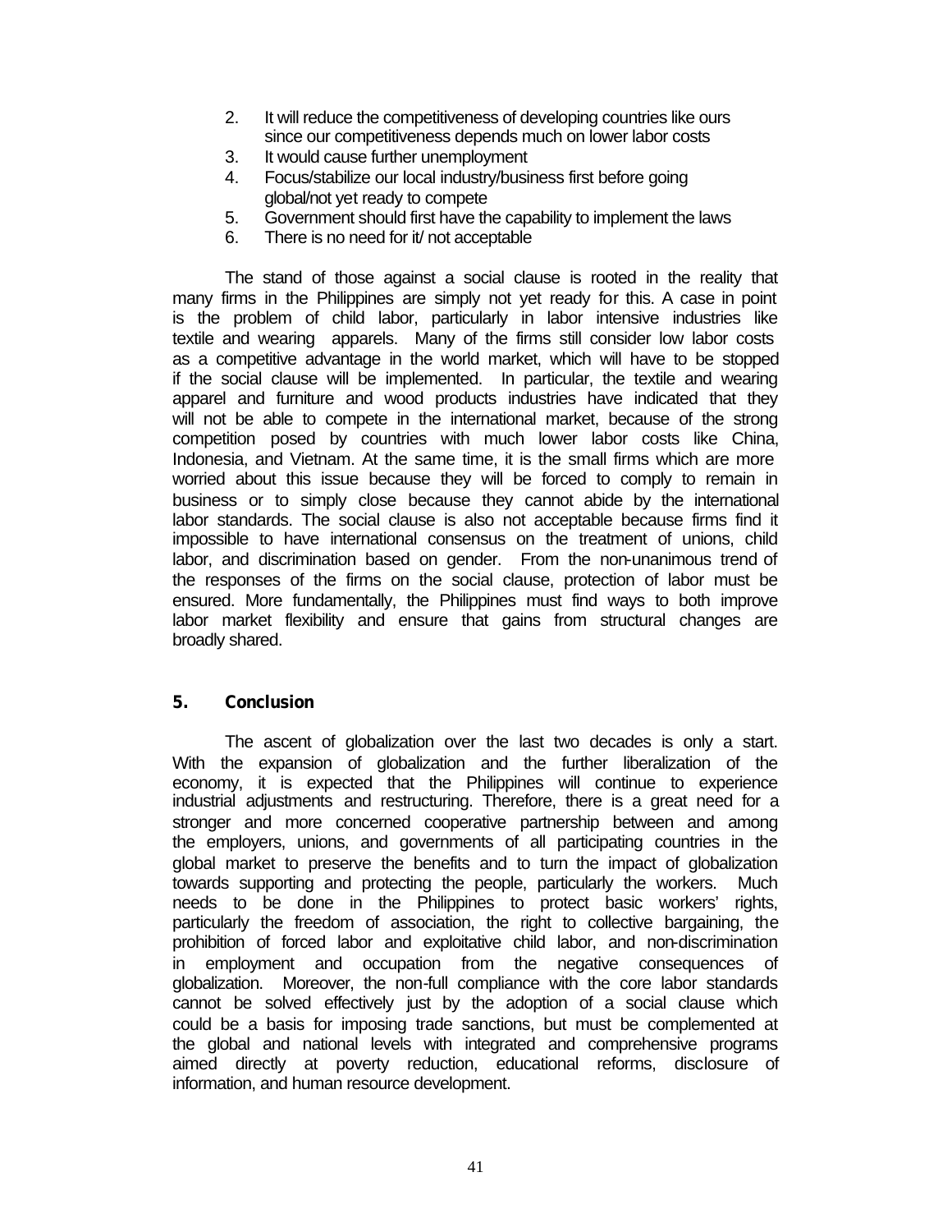2. It will reduce the competitiveness of developing countries like ours since our competitiveness depends much on lower labor costs
3. It would cause further unemployment
4. Focus/stabilize our local industry/business first before going global/not yet ready to compete
5. Government should first have the capability to implement the laws
6. There is no need for it/ not acceptable

The stand of those against a social clause is rooted in the reality that many firms in the Philippines are simply not yet ready for this. A case in point is the problem of child labor, particularly in labor intensive industries like textile and wearing apparels. Many of the firms still consider low labor costs as a competitive advantage in the world market, which will have to be stopped if the social clause will be implemented. In particular, the textile and wearing apparel and furniture and wood products industries have indicated that they will not be able to compete in the international market, because of the strong competition posed by countries with much lower labor costs like China, Indonesia, and Vietnam. At the same time, it is the small firms which are more worried about this issue because they will be forced to comply to remain in business or to simply close because they cannot abide by the international labor standards. The social clause is also not acceptable because firms find it impossible to have international consensus on the treatment of unions, child labor, and discrimination based on gender. From the non-unanimous trend of the responses of the firms on the social clause, protection of labor must be ensured. More fundamentally, the Philippines must find ways to both improve labor market flexibility and ensure that gains from structural changes are broadly shared.

## 5. Conclusion

The ascent of globalization over the last two decades is only a start. With the expansion of globalization and the further liberalization of the economy, it is expected that the Philippines will continue to experience industrial adjustments and restructuring. Therefore, there is a great need for a stronger and more concerned cooperative partnership between and among the employers, unions, and governments of all participating countries in the global market to preserve the benefits and to turn the impact of globalization towards supporting and protecting the people, particularly the workers. Much needs to be done in the Philippines to protect basic workers' rights, particularly the freedom of association, the right to collective bargaining, the prohibition of forced labor and exploitative child labor, and non-discrimination in employment and occupation from the negative consequences of globalization. Moreover, the non-full compliance with the core labor standards cannot be solved effectively just by the adoption of a social clause which could be a basis for imposing trade sanctions, but must be complemented at the global and national levels with integrated and comprehensive programs aimed directly at poverty reduction, educational reforms, disclosure of information, and human resource development.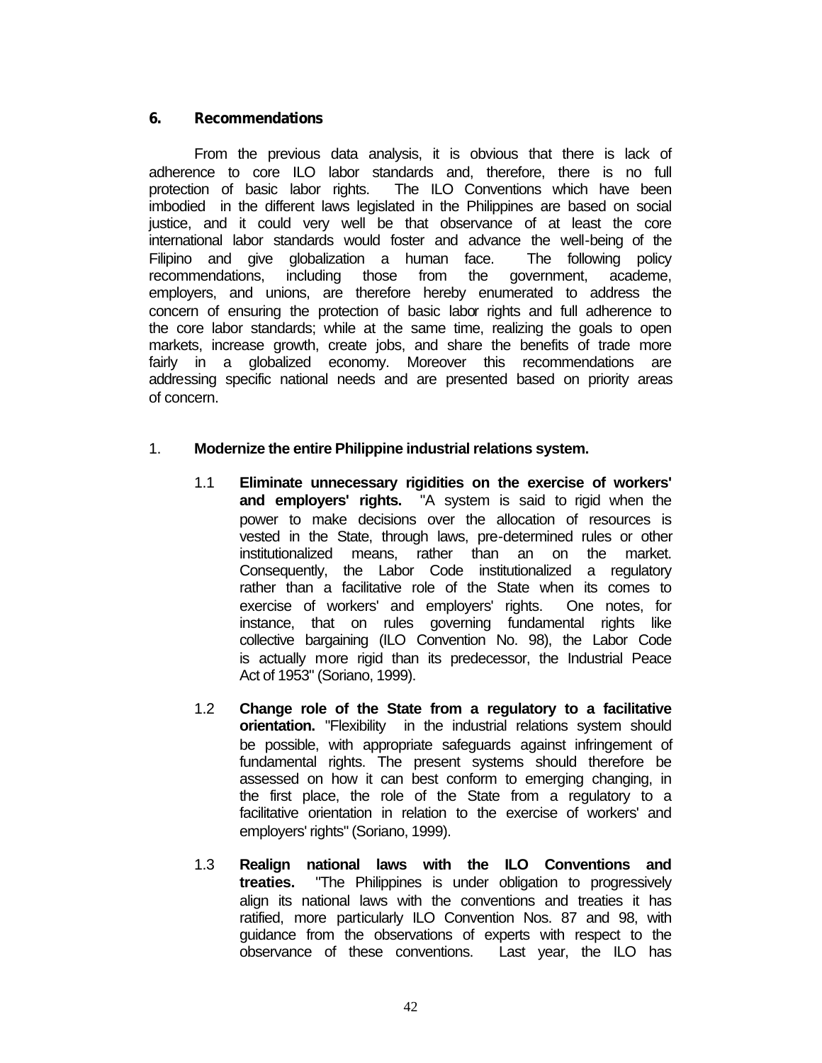## 6. Recommendations

From the previous data analysis, it is obvious that there is lack of adherence to core ILO labor standards and, therefore, there is no full protection of basic labor rights. The ILO Conventions which have been imbodied in the different laws legislated in the Philippines are based on social justice, and it could very well be that observance of at least the core international labor standards would foster and advance the well-being of the Filipino and give globalization a human face. The following policy recommendations, including those from the government, academe, employers, and unions, are therefore hereby enumerated to address the concern of ensuring the protection of basic labor rights and full adherence to the core labor standards; while at the same time, realizing the goals to open markets, increase growth, create jobs, and share the benefits of trade more fairly in a globalized economy. Moreover this recommendations are addressing specific national needs and are presented based on priority areas of concern.

1. **Modernize the entire Philippine industrial relations system.**

   1.1 **Eliminate unnecessary rigidities on the exercise of workers' and employers' rights.** "A system is said to rigid when the power to make decisions over the allocation of resources is vested in the State, through laws, pre-determined rules or other institutionalized means, rather than an on the market. Consequently, the Labor Code institutionalized a regulatory rather than a facilitative role of the State when its comes to exercise of workers' and employers' rights. One notes, for instance, that on rules governing fundamental rights like collective bargaining (ILO Convention No. 98), the Labor Code is actually more rigid than its predecessor, the Industrial Peace Act of 1953" (Soriano, 1999).

   1.2 **Change role of the State from a regulatory to a facilitative orientation.** "Flexibility in the industrial relations system should be possible, with appropriate safeguards against infringement of fundamental rights. The present systems should therefore be assessed on how it can best conform to emerging changing, in the first place, the role of the State from a regulatory to a facilitative orientation in relation to the exercise of workers' and employers' rights" (Soriano, 1999).

   1.3 **Realign national laws with the ILO Conventions and treaties.** "The Philippines is under obligation to progressively align its national laws with the conventions and treaties it has ratified, more particularly ILO Convention Nos. 87 and 98, with guidance from the observations of experts with respect to the observance of these conventions. Last year, the ILO has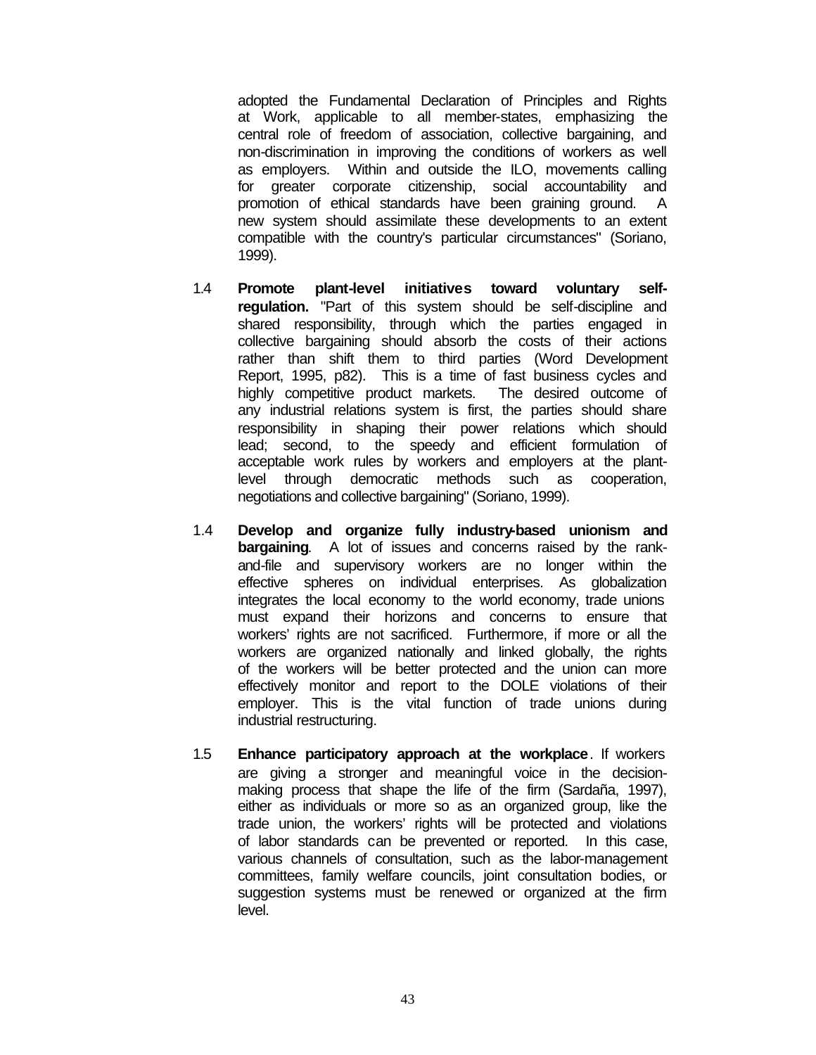adopted the Fundamental Declaration of Principles and Rights at Work, applicable to all member-states, emphasizing the central role of freedom of association, collective bargaining, and non-discrimination in improving the conditions of workers as well as employers. Within and outside the ILO, movements calling for greater corporate citizenship, social accountability and promotion of ethical standards have been graining ground. A new system should assimilate these developments to an extent compatible with the country's particular circumstances" (Soriano, 1999).

1.4 **Promote plant-level initiatives toward voluntary self-regulation.** "Part of this system should be self-discipline and shared responsibility, through which the parties engaged in collective bargaining should absorb the costs of their actions rather than shift them to third parties (Word Development Report, 1995, p82). This is a time of fast business cycles and highly competitive product markets. The desired outcome of any industrial relations system is first, the parties should share responsibility in shaping their power relations which should lead; second, to the speedy and efficient formulation of acceptable work rules by workers and employers at the plant-level through democratic methods such as cooperation, negotiations and collective bargaining" (Soriano, 1999).

1.4 **Develop and organize fully industry-based unionism and bargaining**. A lot of issues and concerns raised by the rank-and-file and supervisory workers are no longer within the effective spheres on individual enterprises. As globalization integrates the local economy to the world economy, trade unions must expand their horizons and concerns to ensure that workers' rights are not sacrificed. Furthermore, if more or all the workers are organized nationally and linked globally, the rights of the workers will be better protected and the union can more effectively monitor and report to the DOLE violations of their employer. This is the vital function of trade unions during industrial restructuring.

1.5 **Enhance participatory approach at the workplace**. If workers are giving a stronger and meaningful voice in the decision-making process that shape the life of the firm (Sardaña, 1997), either as individuals or more so as an organized group, like the trade union, the workers' rights will be protected and violations of labor standards can be prevented or reported. In this case, various channels of consultation, such as the labor-management committees, family welfare councils, joint consultation bodies, or suggestion systems must be renewed or organized at the firm level.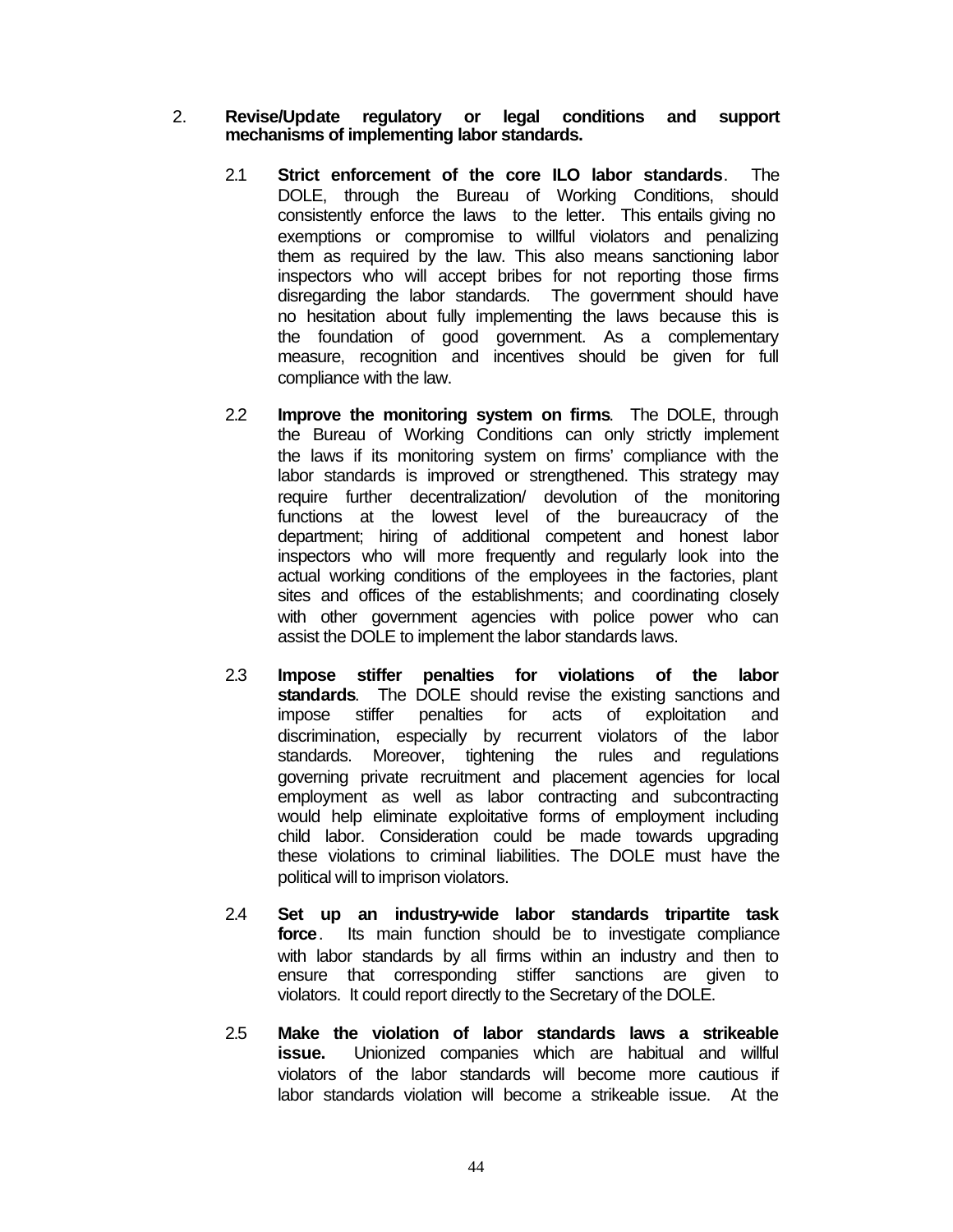2. **Revise/Update regulatory or legal conditions and support mechanisms of implementing labor standards.**

   2.1 **Strict enforcement of the core ILO labor standards**. The DOLE, through the Bureau of Working Conditions, should consistently enforce the laws to the letter. This entails giving no exemptions or compromise to willful violators and penalizing them as required by the law. This also means sanctioning labor inspectors who will accept bribes for not reporting those firms disregarding the labor standards. The government should have no hesitation about fully implementing the laws because this is the foundation of good government. As a complementary measure, recognition and incentives should be given for full compliance with the law.

   2.2 **Improve the monitoring system on firms**. The DOLE, through the Bureau of Working Conditions can only strictly implement the laws if its monitoring system on firms' compliance with the labor standards is improved or strengthened. This strategy may require further decentralization/ devolution of the monitoring functions at the lowest level of the bureaucracy of the department; hiring of additional competent and honest labor inspectors who will more frequently and regularly look into the actual working conditions of the employees in the factories, plant sites and offices of the establishments; and coordinating closely with other government agencies with police power who can assist the DOLE to implement the labor standards laws.

   2.3 **Impose stiffer penalties for violations of the labor standards**. The DOLE should revise the existing sanctions and impose stiffer penalties for acts of exploitation and discrimination, especially by recurrent violators of the labor standards. Moreover, tightening the rules and regulations governing private recruitment and placement agencies for local employment as well as labor contracting and subcontracting would help eliminate exploitative forms of employment including child labor. Consideration could be made towards upgrading these violations to criminal liabilities. The DOLE must have the political will to imprison violators.

   2.4 **Set up an industry-wide labor standards tripartite task force**. Its main function should be to investigate compliance with labor standards by all firms within an industry and then to ensure that corresponding stiffer sanctions are given to violators. It could report directly to the Secretary of the DOLE.

   2.5 **Make the violation of labor standards laws a strikeable issue.** Unionized companies which are habitual and willful violators of the labor standards will become more cautious if labor standards violation will become a strikeable issue. At the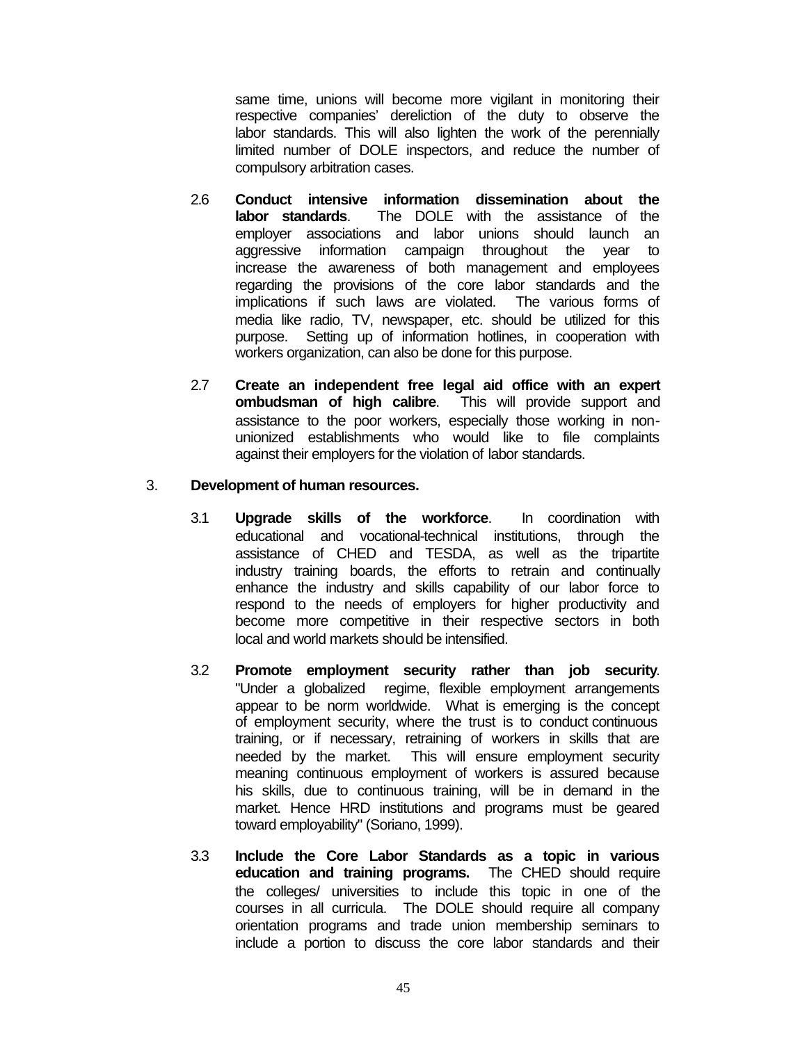same time, unions will become more vigilant in monitoring their respective companies' dereliction of the duty to observe the labor standards. This will also lighten the work of the perennially limited number of DOLE inspectors, and reduce the number of compulsory arbitration cases.

2.6 **Conduct intensive information dissemination about the labor standards**. The DOLE with the assistance of the employer associations and labor unions should launch an aggressive information campaign throughout the year to increase the awareness of both management and employees regarding the provisions of the core labor standards and the implications if such laws are violated. The various forms of media like radio, TV, newspaper, etc. should be utilized for this purpose. Setting up of information hotlines, in cooperation with workers organization, can also be done for this purpose.

2.7 **Create an independent free legal aid office with an expert ombudsman of high calibre**. This will provide support and assistance to the poor workers, especially those working in non-unionized establishments who would like to file complaints against their employers for the violation of labor standards.

3. **Development of human resources.**

3.1 **Upgrade skills of the workforce**. In coordination with educational and vocational-technical institutions, through the assistance of CHED and TESDA, as well as the tripartite industry training boards, the efforts to retrain and continually enhance the industry and skills capability of our labor force to respond to the needs of employers for higher productivity and become more competitive in their respective sectors in both local and world markets should be intensified.

3.2 **Promote employment security rather than job security**. "Under a globalized regime, flexible employment arrangements appear to be norm worldwide. What is emerging is the concept of employment security, where the trust is to conduct continuous training, or if necessary, retraining of workers in skills that are needed by the market. This will ensure employment security meaning continuous employment of workers is assured because his skills, due to continuous training, will be in demand in the market. Hence HRD institutions and programs must be geared toward employability" (Soriano, 1999).

3.3 **Include the Core Labor Standards as a topic in various education and training programs.** The CHED should require the colleges/ universities to include this topic in one of the courses in all curricula. The DOLE should require all company orientation programs and trade union membership seminars to include a portion to discuss the core labor standards and their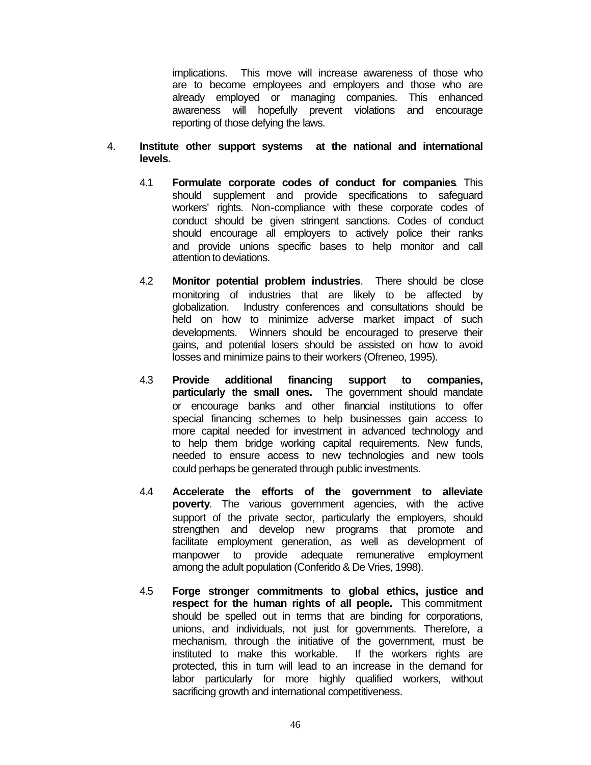implications. This move will increase awareness of those who are to become employees and employers and those who are already employed or managing companies. This enhanced awareness will hopefully prevent violations and encourage reporting of those defying the laws.

4. **Institute other support systems at the national and international levels.**

   4.1 **Formulate corporate codes of conduct for companies**. This should supplement and provide specifications to safeguard workers' rights. Non-compliance with these corporate codes of conduct should be given stringent sanctions. Codes of conduct should encourage all employers to actively police their ranks and provide unions specific bases to help monitor and call attention to deviations.

   4.2 **Monitor potential problem industries**. There should be close monitoring of industries that are likely to be affected by globalization. Industry conferences and consultations should be held on how to minimize adverse market impact of such developments. Winners should be encouraged to preserve their gains, and potential losers should be assisted on how to avoid losses and minimize pains to their workers (Ofreneo, 1995).

   4.3 **Provide additional financing support to companies, particularly the small ones.** The government should mandate or encourage banks and other financial institutions to offer special financing schemes to help businesses gain access to more capital needed for investment in advanced technology and to help them bridge working capital requirements. New funds, needed to ensure access to new technologies and new tools could perhaps be generated through public investments.

   4.4 **Accelerate the efforts of the government to alleviate poverty**. The various government agencies, with the active support of the private sector, particularly the employers, should strengthen and develop new programs that promote and facilitate employment generation, as well as development of manpower to provide adequate remunerative employment among the adult population (Conferido & De Vries, 1998).

   4.5 **Forge stronger commitments to global ethics, justice and respect for the human rights of all people.** This commitment should be spelled out in terms that are binding for corporations, unions, and individuals, not just for governments. Therefore, a mechanism, through the initiative of the government, must be instituted to make this workable. If the workers rights are protected, this in turn will lead to an increase in the demand for labor particularly for more highly qualified workers, without sacrificing growth and international competitiveness.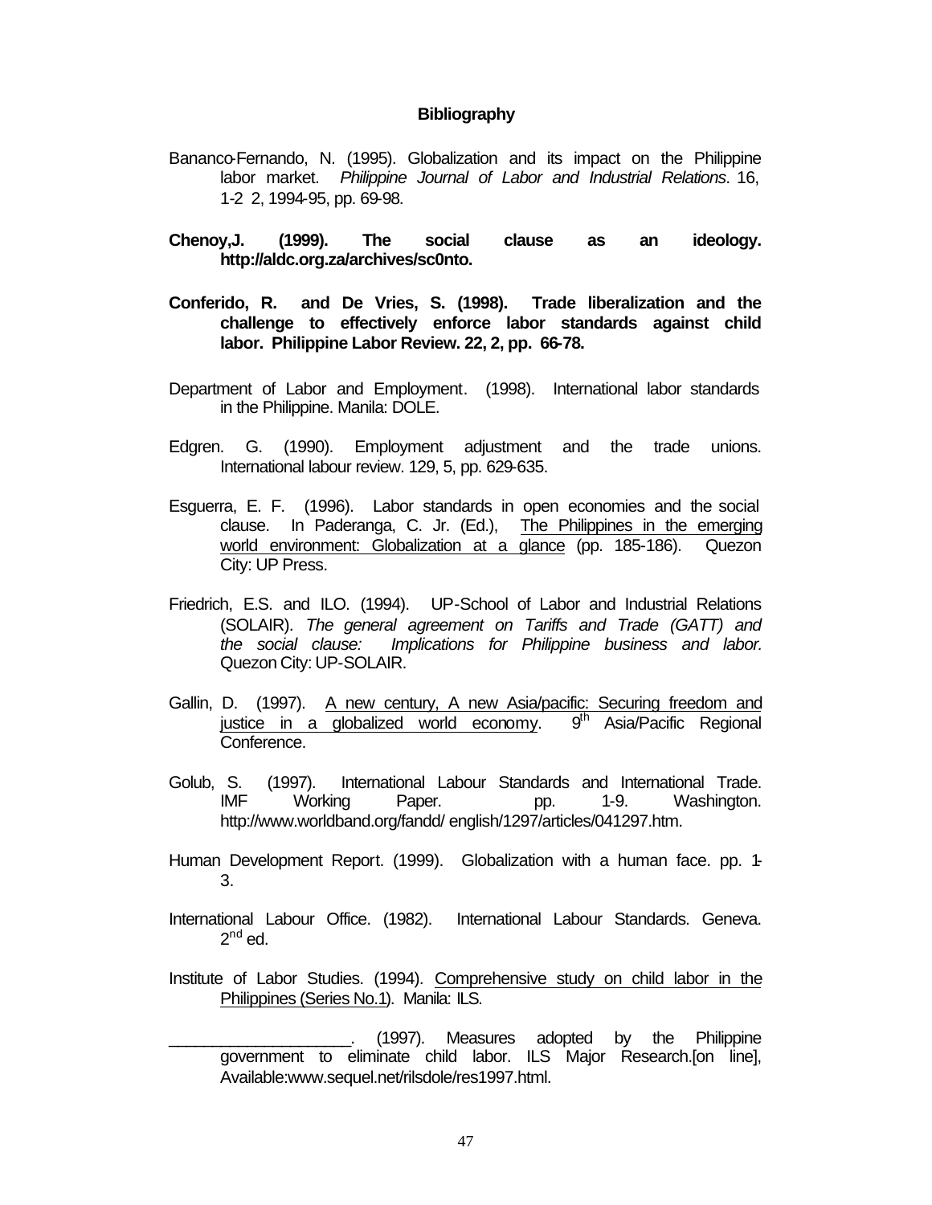**Bibliography**

Bananco-Fernando, N. (1995). Globalization and its impact on the Philippine labor market. *Philippine Journal of Labor and Industrial Relations*. 16, 1-2 2, 1994-95, pp. 69-98.

**Chenoy,J. (1999). The social clause as an ideology. http://aldc.org.za/archives/sc0nto.**

**Conferido, R. and De Vries, S. (1998). Trade liberalization and the challenge to effectively enforce labor standards against child labor. Philippine Labor Review. 22, 2, pp. 66-78.**

Department of Labor and Employment. (1998). International labor standards in the Philippine. Manila: DOLE.

Edgren. G. (1990). Employment adjustment and the trade unions. International labour review. 129, 5, pp. 629-635.

Esguerra, E. F. (1996). Labor standards in open economies and the social clause. In Paderanga, C. Jr. (Ed.), The Philippines in the emerging world environment: Globalization at a glance (pp. 185-186). Quezon City: UP Press.

Friedrich, E.S. and ILO. (1994). UP-School of Labor and Industrial Relations (SOLAIR). *The general agreement on Tariffs and Trade (GATT) and the social clause: Implications for Philippine business and labor.* Quezon City: UP-SOLAIR.

Gallin, D. (1997). A new century, A new Asia/pacific: Securing freedom and justice in a globalized world economy. 9th Asia/Pacific Regional Conference.

Golub, S. (1997). International Labour Standards and International Trade. IMF Working Paper. pp. 1-9. Washington. http://www.worldband.org/fandd/ english/1297/articles/041297.htm.

Human Development Report. (1999). Globalization with a human face. pp. 1-3.

International Labour Office. (1982). International Labour Standards. Geneva. 2nd ed.

Institute of Labor Studies. (1994). Comprehensive study on child labor in the Philippines (Series No.1). Manila: ILS.

____________________. (1997). Measures adopted by the Philippine government to eliminate child labor. ILS Major Research.[on line], Available:www.sequel.net/rilsdole/res1997.html.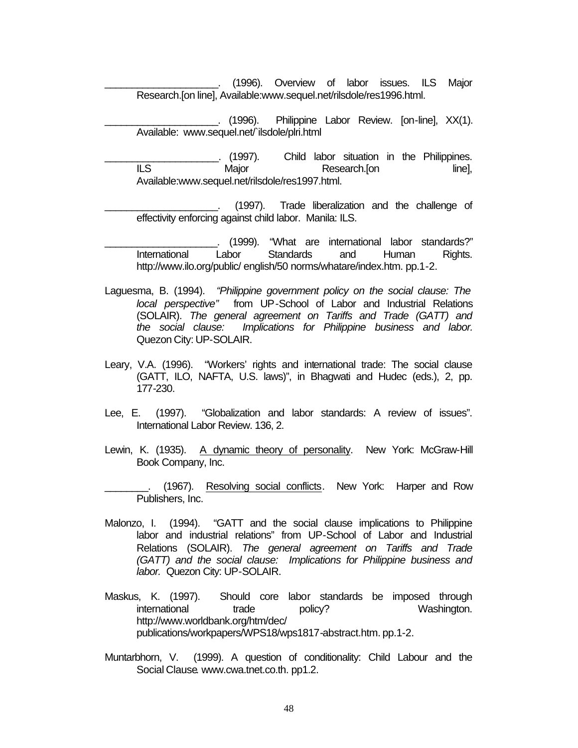____________________. (1996). Overview of labor issues. ILS Major Research.[on line], Available:www.sequel.net/rilsdole/res1996.html.

____________________. (1996). Philippine Labor Review. [on-line], XX(1). Available: www.sequel.net/`ilsdole/plri.html

____________________. (1997). Child labor situation in the Philippines. ILS Major Research.[on line], Available:www.sequel.net/rilsdole/res1997.html.

____________________. (1997). Trade liberalization and the challenge of effectivity enforcing against child labor. Manila: ILS.

____________________. (1999). "What are international labor standards?" International Labor Standards and Human Rights. http://www.ilo.org/public/ english/50 norms/whatare/index.htm. pp.1-2.

Laguesma, B. (1994). *"Philippine government policy on the social clause: The local perspective"* from UP-School of Labor and Industrial Relations (SOLAIR). *The general agreement on Tariffs and Trade (GATT) and the social clause: Implications for Philippine business and labor.* Quezon City: UP-SOLAIR.

Leary, V.A. (1996). "Workers' rights and international trade: The social clause (GATT, ILO, NAFTA, U.S. laws)", in Bhagwati and Hudec (eds.), 2, pp. 177-230.

Lee, E. (1997). "Globalization and labor standards: A review of issues". International Labor Review. 136, 2.

Lewin, K. (1935). <u>A dynamic theory of personality</u>. New York: McGraw-Hill Book Company, Inc.

________. (1967). <u>Resolving social conflicts</u>. New York: Harper and Row Publishers, Inc.

Malonzo, I. (1994). "GATT and the social clause implications to Philippine labor and industrial relations" from UP-School of Labor and Industrial Relations (SOLAIR). *The general agreement on Tariffs and Trade (GATT) and the social clause: Implications for Philippine business and labor.* Quezon City: UP-SOLAIR.

Maskus, K. (1997). Should core labor standards be imposed through international trade policy? Washington. http://www.worldbank.org/htm/dec/ publications/workpapers/WPS18/wps1817-abstract.htm. pp.1-2.

Muntarbhorn, V. (1999). A question of conditionality: Child Labour and the Social Clause. www.cwa.tnet.co.th. pp1.2.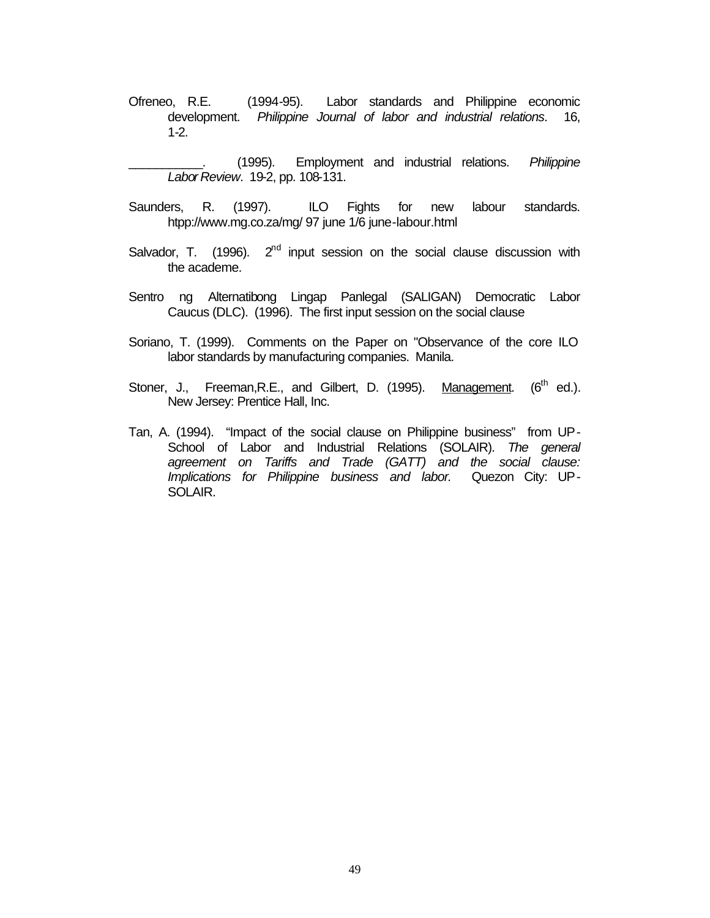Ofreneo, R.E. (1994-95). Labor standards and Philippine economic development. *Philippine Journal of labor and industrial relations*. 16, 1-2.

___________. (1995). Employment and industrial relations. *Philippine Labor Review*. 19-2, pp. 108-131.

Saunders, R. (1997). ILO Fights for new labour standards. htpp://www.mg.co.za/mg/ 97 june 1/6 june-labour.html

Salvador, T. (1996). 2[nd] input session on the social clause discussion with the academe.

Sentro ng Alternatibong Lingap Panlegal (SALIGAN) Democratic Labor Caucus (DLC). (1996). The first input session on the social clause

Soriano, T. (1999). Comments on the Paper on "Observance of the core ILO labor standards by manufacturing companies. Manila.

Stoner, J., Freeman,R.E., and Gilbert, D. (1995). <u>Management</u>. (6[th] ed.). New Jersey: Prentice Hall, Inc.

Tan, A. (1994). "Impact of the social clause on Philippine business" from UP-School of Labor and Industrial Relations (SOLAIR). *The general agreement on Tariffs and Trade (GATT) and the social clause: Implications for Philippine business and labor.* Quezon City: UP-SOLAIR.